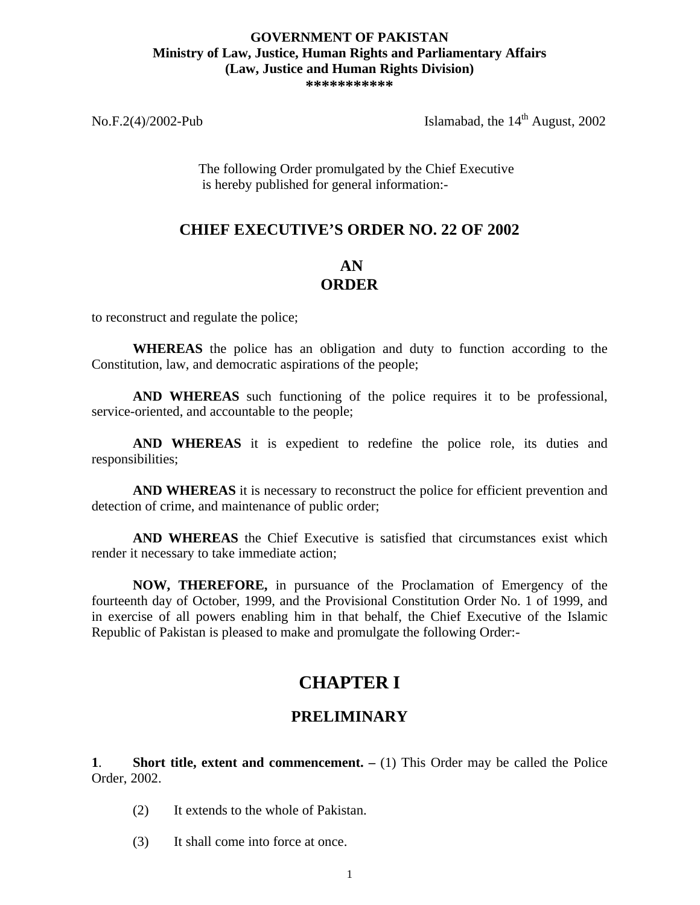**GOVERNMENT OF PAKISTAN**
**Ministry of Law, Justice, Human Rights and Parliamentary Affairs**
**(Law, Justice and Human Rights Division)**
**\*\*\*\*\*\*\*\*\*\*\***

No.F.2(4)/2002-Pub Islamabad, the 14th August, 2002

The following Order promulgated by the Chief Executive is hereby published for general information:-

## CHIEF EXECUTIVE'S ORDER NO. 22 OF 2002

## AN ORDER

to reconstruct and regulate the police;

**WHEREAS** the police has an obligation and duty to function according to the Constitution, law, and democratic aspirations of the people;

**AND WHEREAS** such functioning of the police requires it to be professional, service-oriented, and accountable to the people;

**AND WHEREAS** it is expedient to redefine the police role, its duties and responsibilities;

**AND WHEREAS** it is necessary to reconstruct the police for efficient prevention and detection of crime, and maintenance of public order;

**AND WHEREAS** the Chief Executive is satisfied that circumstances exist which render it necessary to take immediate action;

**NOW, THEREFORE,** in pursuance of the Proclamation of Emergency of the fourteenth day of October, 1999, and the Provisional Constitution Order No. 1 of 1999, and in exercise of all powers enabling him in that behalf, the Chief Executive of the Islamic Republic of Pakistan is pleased to make and promulgate the following Order:-

# CHAPTER I

## PRELIMINARY

**1**. **Short title, extent and commencement. –** (1) This Order may be called the Police Order, 2002.

(2) It extends to the whole of Pakistan.

(3) It shall come into force at once.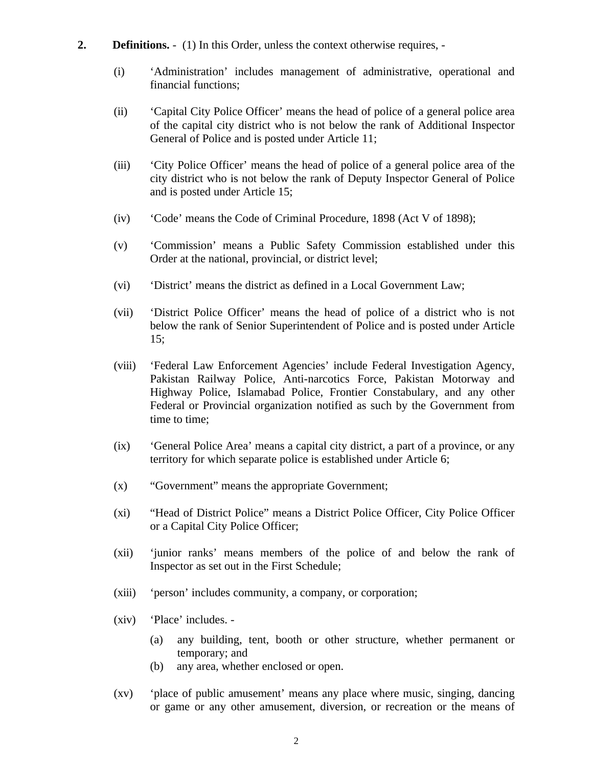**2. Definitions.** - (1) In this Order, unless the context otherwise requires, -

(i) 'Administration' includes management of administrative, operational and financial functions;

(ii) 'Capital City Police Officer' means the head of police of a general police area of the capital city district who is not below the rank of Additional Inspector General of Police and is posted under Article 11;

(iii) 'City Police Officer' means the head of police of a general police area of the city district who is not below the rank of Deputy Inspector General of Police and is posted under Article 15;

(iv) 'Code' means the Code of Criminal Procedure, 1898 (Act V of 1898);

(v) 'Commission' means a Public Safety Commission established under this Order at the national, provincial, or district level;

(vi) 'District' means the district as defined in a Local Government Law;

(vii) 'District Police Officer' means the head of police of a district who is not below the rank of Senior Superintendent of Police and is posted under Article 15;

(viii) 'Federal Law Enforcement Agencies' include Federal Investigation Agency, Pakistan Railway Police, Anti-narcotics Force, Pakistan Motorway and Highway Police, Islamabad Police, Frontier Constabulary, and any other Federal or Provincial organization notified as such by the Government from time to time;

(ix) 'General Police Area' means a capital city district, a part of a province, or any territory for which separate police is established under Article 6;

(x) "Government" means the appropriate Government;

(xi) "Head of District Police" means a District Police Officer, City Police Officer or a Capital City Police Officer;

(xii) 'junior ranks' means members of the police of and below the rank of Inspector as set out in the First Schedule;

(xiii) 'person' includes community, a company, or corporation;

(xiv) 'Place' includes. -

(a) any building, tent, booth or other structure, whether permanent or temporary; and
(b) any area, whether enclosed or open.

(xv) 'place of public amusement' means any place where music, singing, dancing or game or any other amusement, diversion, or recreation or the means of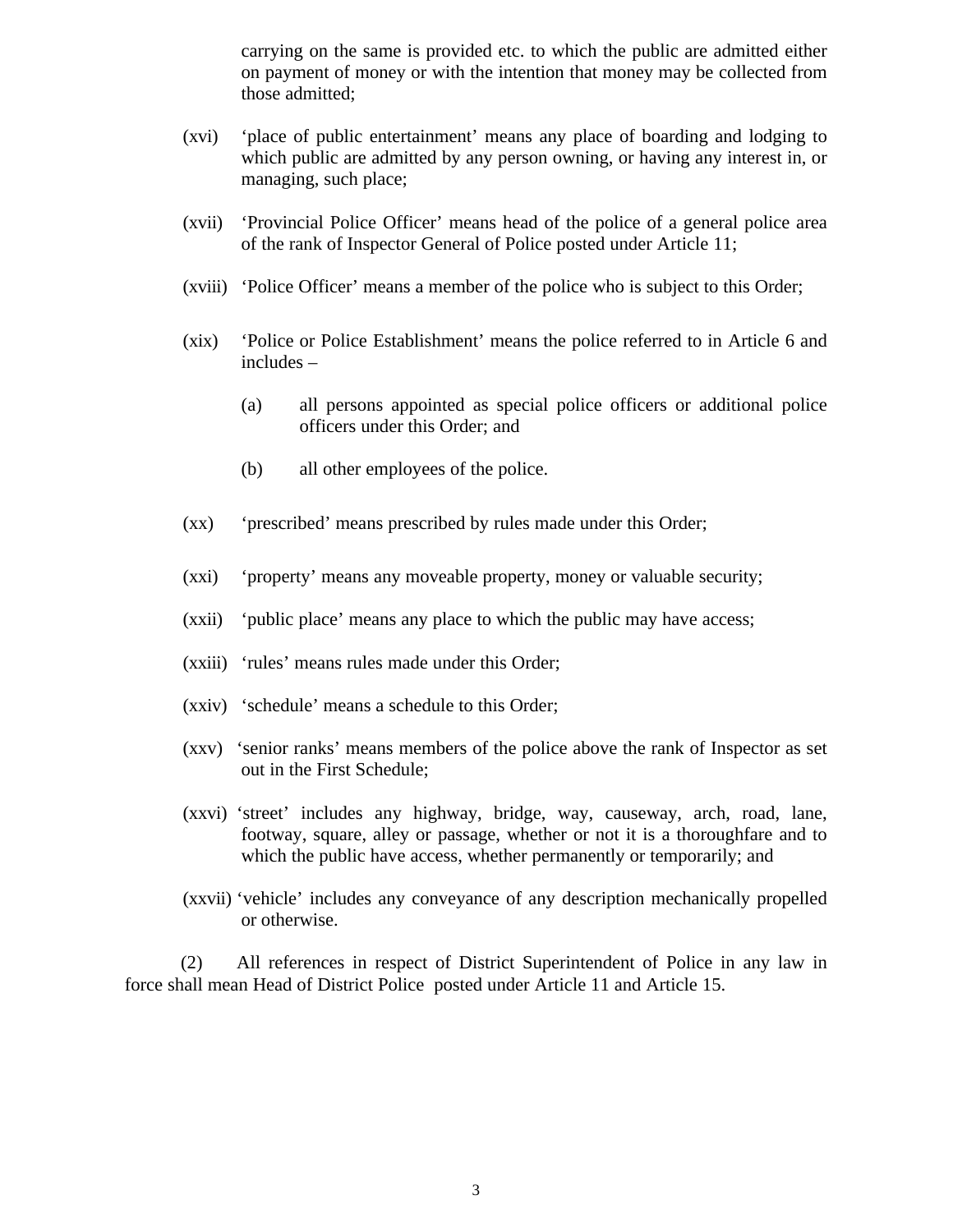carrying on the same is provided etc. to which the public are admitted either on payment of money or with the intention that money may be collected from those admitted;

(xvi) 'place of public entertainment' means any place of boarding and lodging to which public are admitted by any person owning, or having any interest in, or managing, such place;

(xvii) 'Provincial Police Officer' means head of the police of a general police area of the rank of Inspector General of Police posted under Article 11;

(xviii) 'Police Officer' means a member of the police who is subject to this Order;

(xix) 'Police or Police Establishment' means the police referred to in Article 6 and includes –

(a) all persons appointed as special police officers or additional police officers under this Order; and

(b) all other employees of the police.

(xx) 'prescribed' means prescribed by rules made under this Order;

(xxi) 'property' means any moveable property, money or valuable security;

(xxii) 'public place' means any place to which the public may have access;

(xxiii) 'rules' means rules made under this Order;

(xxiv) 'schedule' means a schedule to this Order;

(xxv) 'senior ranks' means members of the police above the rank of Inspector as set out in the First Schedule;

(xxvi) 'street' includes any highway, bridge, way, causeway, arch, road, lane, footway, square, alley or passage, whether or not it is a thoroughfare and to which the public have access, whether permanently or temporarily; and

(xxvii) 'vehicle' includes any conveyance of any description mechanically propelled or otherwise.

(2) All references in respect of District Superintendent of Police in any law in force shall mean Head of District Police posted under Article 11 and Article 15.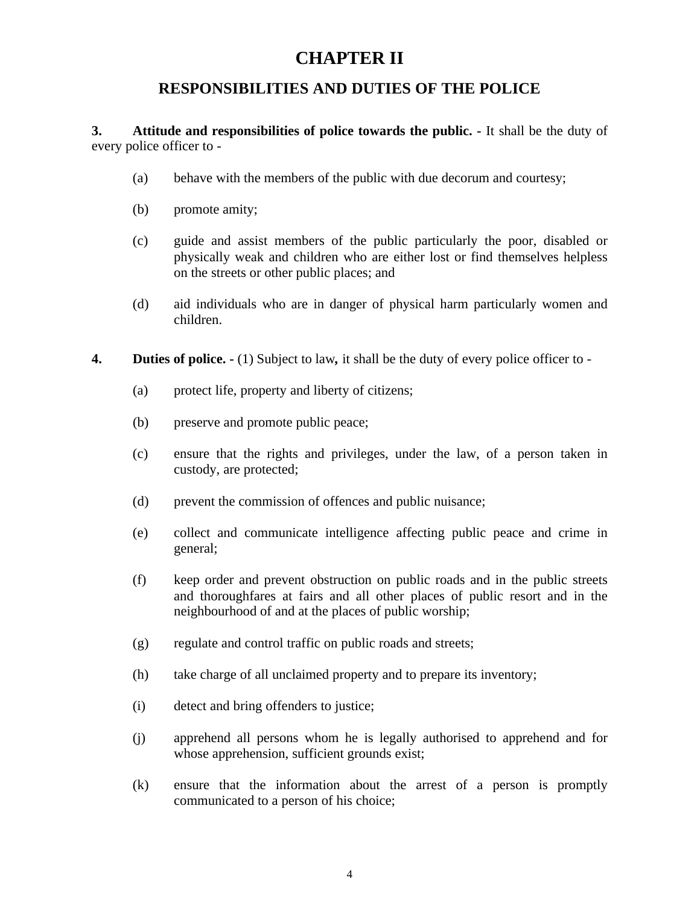# CHAPTER II

## RESPONSIBILITIES AND DUTIES OF THE POLICE

**3. Attitude and responsibilities of police towards the public. -** It shall be the duty of every police officer to -

(a) behave with the members of the public with due decorum and courtesy;

(b) promote amity;

(c) guide and assist members of the public particularly the poor, disabled or physically weak and children who are either lost or find themselves helpless on the streets or other public places; and

(d) aid individuals who are in danger of physical harm particularly women and children.

**4. Duties of police. -** (1) Subject to law**,** it shall be the duty of every police officer to -

(a) protect life, property and liberty of citizens;

(b) preserve and promote public peace;

(c) ensure that the rights and privileges, under the law, of a person taken in custody, are protected;

(d) prevent the commission of offences and public nuisance;

(e) collect and communicate intelligence affecting public peace and crime in general;

(f) keep order and prevent obstruction on public roads and in the public streets and thoroughfares at fairs and all other places of public resort and in the neighbourhood of and at the places of public worship;

(g) regulate and control traffic on public roads and streets;

(h) take charge of all unclaimed property and to prepare its inventory;

(i) detect and bring offenders to justice;

(j) apprehend all persons whom he is legally authorised to apprehend and for whose apprehension, sufficient grounds exist;

(k) ensure that the information about the arrest of a person is promptly communicated to a person of his choice;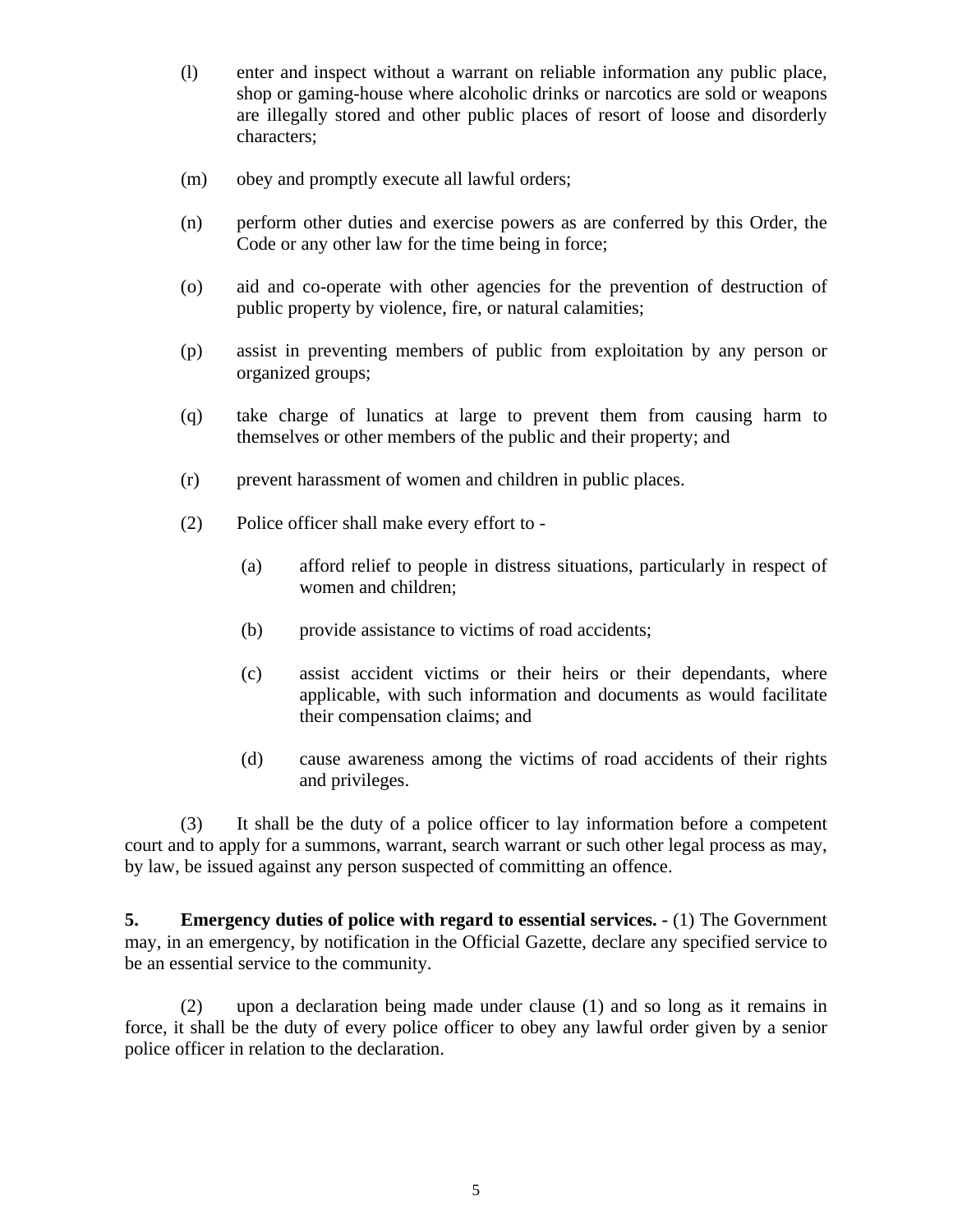(l) enter and inspect without a warrant on reliable information any public place, shop or gaming-house where alcoholic drinks or narcotics are sold or weapons are illegally stored and other public places of resort of loose and disorderly characters;

(m) obey and promptly execute all lawful orders;

(n) perform other duties and exercise powers as are conferred by this Order, the Code or any other law for the time being in force;

(o) aid and co-operate with other agencies for the prevention of destruction of public property by violence, fire, or natural calamities;

(p) assist in preventing members of public from exploitation by any person or organized groups;

(q) take charge of lunatics at large to prevent them from causing harm to themselves or other members of the public and their property; and

(r) prevent harassment of women and children in public places.

(2) Police officer shall make every effort to -

(a) afford relief to people in distress situations, particularly in respect of women and children;

(b) provide assistance to victims of road accidents;

(c) assist accident victims or their heirs or their dependants, where applicable, with such information and documents as would facilitate their compensation claims; and

(d) cause awareness among the victims of road accidents of their rights and privileges.

(3) It shall be the duty of a police officer to lay information before a competent court and to apply for a summons, warrant, search warrant or such other legal process as may, by law, be issued against any person suspected of committing an offence.

**5. Emergency duties of police with regard to essential services. -** (1) The Government may, in an emergency, by notification in the Official Gazette, declare any specified service to be an essential service to the community.

(2) upon a declaration being made under clause (1) and so long as it remains in force, it shall be the duty of every police officer to obey any lawful order given by a senior police officer in relation to the declaration.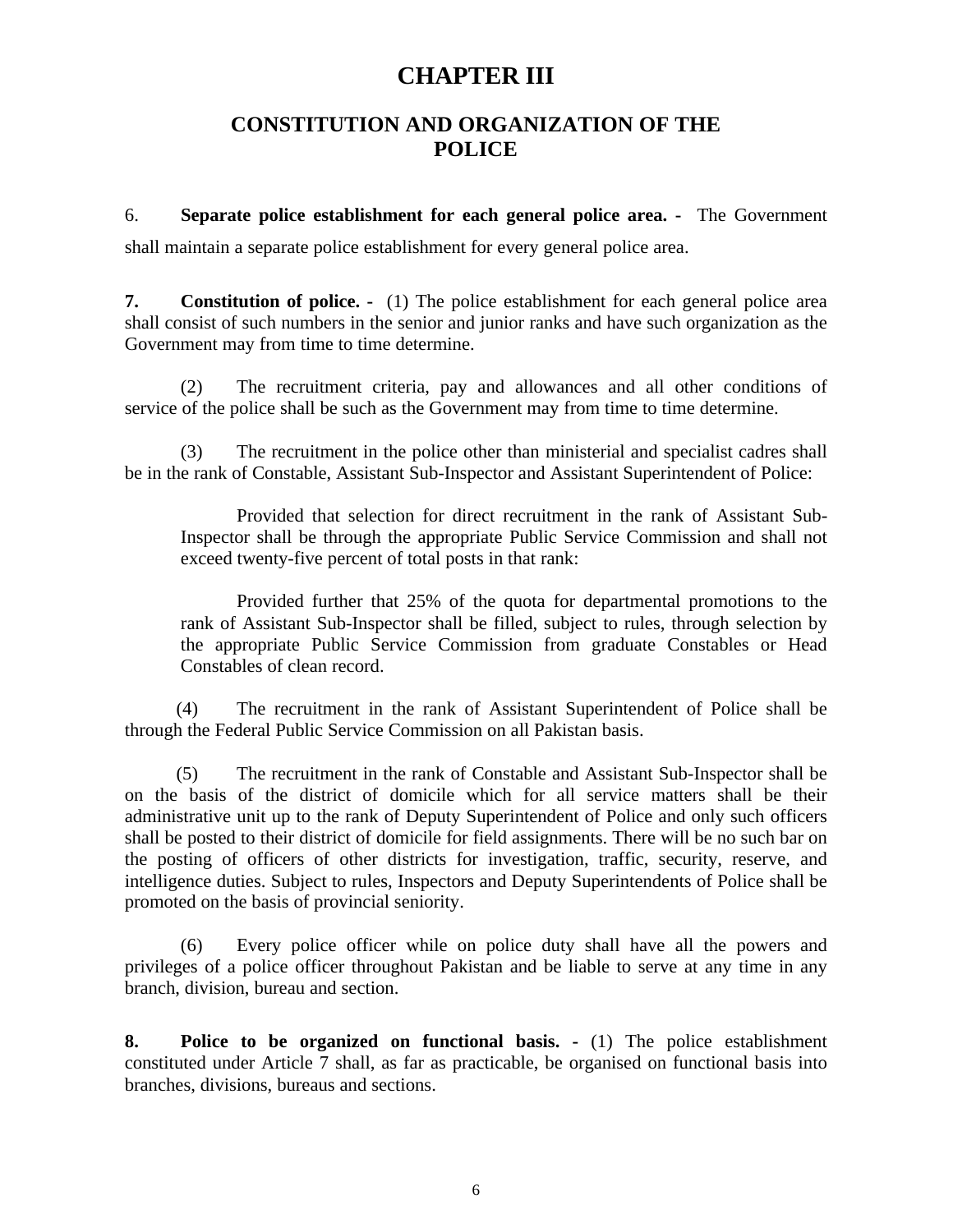# CHAPTER III

## CONSTITUTION AND ORGANIZATION OF THE POLICE

6. **Separate police establishment for each general police area. -** The Government shall maintain a separate police establishment for every general police area.

**7. Constitution of police. -** (1) The police establishment for each general police area shall consist of such numbers in the senior and junior ranks and have such organization as the Government may from time to time determine.

(2) The recruitment criteria, pay and allowances and all other conditions of service of the police shall be such as the Government may from time to time determine.

(3) The recruitment in the police other than ministerial and specialist cadres shall be in the rank of Constable, Assistant Sub-Inspector and Assistant Superintendent of Police:

> Provided that selection for direct recruitment in the rank of Assistant Sub-Inspector shall be through the appropriate Public Service Commission and shall not exceed twenty-five percent of total posts in that rank:
>
> Provided further that 25% of the quota for departmental promotions to the rank of Assistant Sub-Inspector shall be filled, subject to rules, through selection by the appropriate Public Service Commission from graduate Constables or Head Constables of clean record.

(4) The recruitment in the rank of Assistant Superintendent of Police shall be through the Federal Public Service Commission on all Pakistan basis.

(5) The recruitment in the rank of Constable and Assistant Sub-Inspector shall be on the basis of the district of domicile which for all service matters shall be their administrative unit up to the rank of Deputy Superintendent of Police and only such officers shall be posted to their district of domicile for field assignments. There will be no such bar on the posting of officers of other districts for investigation, traffic, security, reserve, and intelligence duties. Subject to rules, Inspectors and Deputy Superintendents of Police shall be promoted on the basis of provincial seniority.

(6) Every police officer while on police duty shall have all the powers and privileges of a police officer throughout Pakistan and be liable to serve at any time in any branch, division, bureau and section.

**8. Police to be organized on functional basis. -** (1) The police establishment constituted under Article 7 shall, as far as practicable, be organised on functional basis into branches, divisions, bureaus and sections.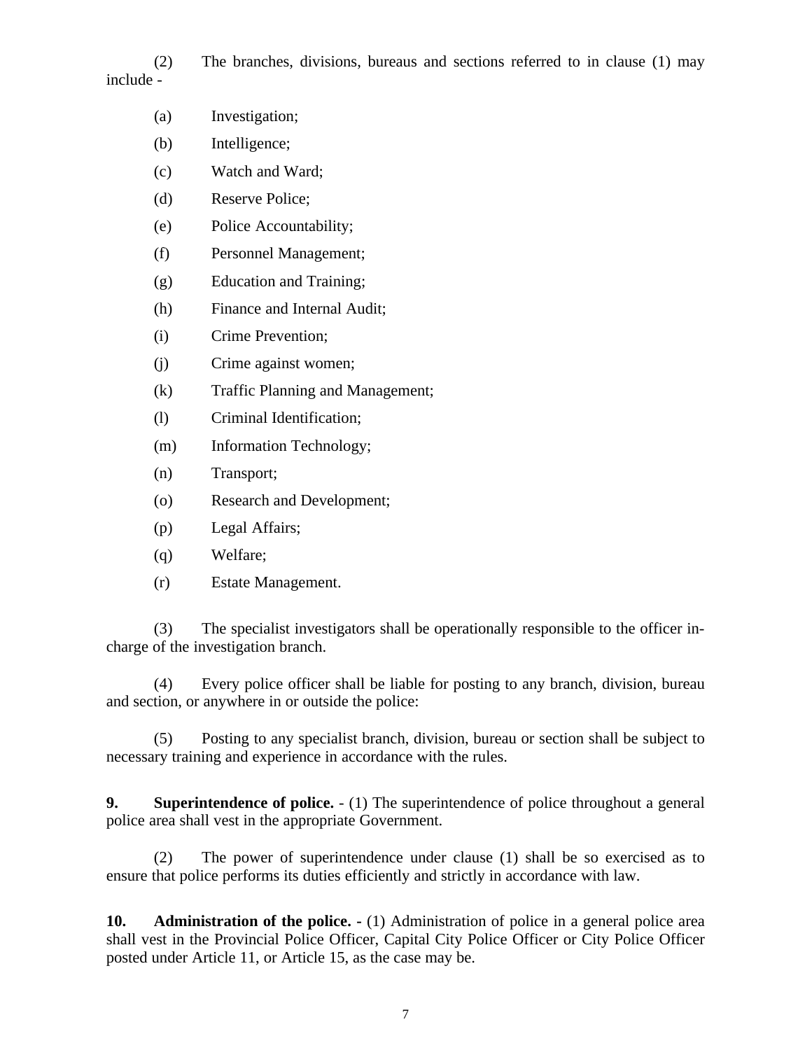(2) The branches, divisions, bureaus and sections referred to in clause (1) may include -

(a) Investigation;

(b) Intelligence;

(c) Watch and Ward;

(d) Reserve Police;

(e) Police Accountability;

(f) Personnel Management;

(g) Education and Training;

(h) Finance and Internal Audit;

(i) Crime Prevention;

(j) Crime against women;

(k) Traffic Planning and Management;

(l) Criminal Identification;

(m) Information Technology;

(n) Transport;

(o) Research and Development;

(p) Legal Affairs;

(q) Welfare;

(r) Estate Management.

(3) The specialist investigators shall be operationally responsible to the officer in-charge of the investigation branch.

(4) Every police officer shall be liable for posting to any branch, division, bureau and section, or anywhere in or outside the police:

(5) Posting to any specialist branch, division, bureau or section shall be subject to necessary training and experience in accordance with the rules.

**9. Superintendence of police.** - (1) The superintendence of police throughout a general police area shall vest in the appropriate Government.

(2) The power of superintendence under clause (1) shall be so exercised as to ensure that police performs its duties efficiently and strictly in accordance with law.

**10. Administration of the police. -** (1) Administration of police in a general police area shall vest in the Provincial Police Officer, Capital City Police Officer or City Police Officer posted under Article 11, or Article 15, as the case may be.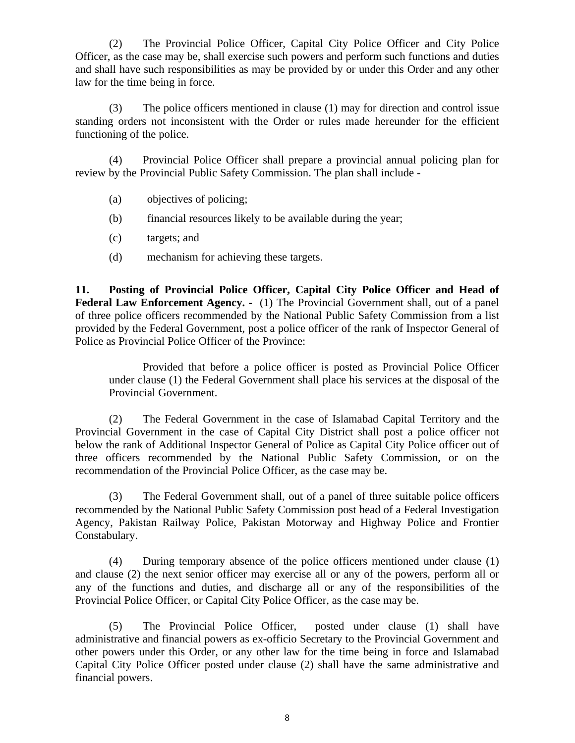(2) The Provincial Police Officer, Capital City Police Officer and City Police Officer, as the case may be, shall exercise such powers and perform such functions and duties and shall have such responsibilities as may be provided by or under this Order and any other law for the time being in force.

(3) The police officers mentioned in clause (1) may for direction and control issue standing orders not inconsistent with the Order or rules made hereunder for the efficient functioning of the police.

(4) Provincial Police Officer shall prepare a provincial annual policing plan for review by the Provincial Public Safety Commission. The plan shall include -

(a) objectives of policing;

(b) financial resources likely to be available during the year;

(c) targets; and

(d) mechanism for achieving these targets.

**11. Posting of Provincial Police Officer, Capital City Police Officer and Head of Federal Law Enforcement Agency. -** (1) The Provincial Government shall, out of a panel of three police officers recommended by the National Public Safety Commission from a list provided by the Federal Government, post a police officer of the rank of Inspector General of Police as Provincial Police Officer of the Province:

> Provided that before a police officer is posted as Provincial Police Officer under clause (1) the Federal Government shall place his services at the disposal of the Provincial Government.

(2) The Federal Government in the case of Islamabad Capital Territory and the Provincial Government in the case of Capital City District shall post a police officer not below the rank of Additional Inspector General of Police as Capital City Police officer out of three officers recommended by the National Public Safety Commission, or on the recommendation of the Provincial Police Officer, as the case may be.

(3) The Federal Government shall, out of a panel of three suitable police officers recommended by the National Public Safety Commission post head of a Federal Investigation Agency, Pakistan Railway Police, Pakistan Motorway and Highway Police and Frontier Constabulary.

(4) During temporary absence of the police officers mentioned under clause (1) and clause (2) the next senior officer may exercise all or any of the powers, perform all or any of the functions and duties, and discharge all or any of the responsibilities of the Provincial Police Officer, or Capital City Police Officer, as the case may be.

(5) The Provincial Police Officer, posted under clause (1) shall have administrative and financial powers as ex-officio Secretary to the Provincial Government and other powers under this Order, or any other law for the time being in force and Islamabad Capital City Police Officer posted under clause (2) shall have the same administrative and financial powers.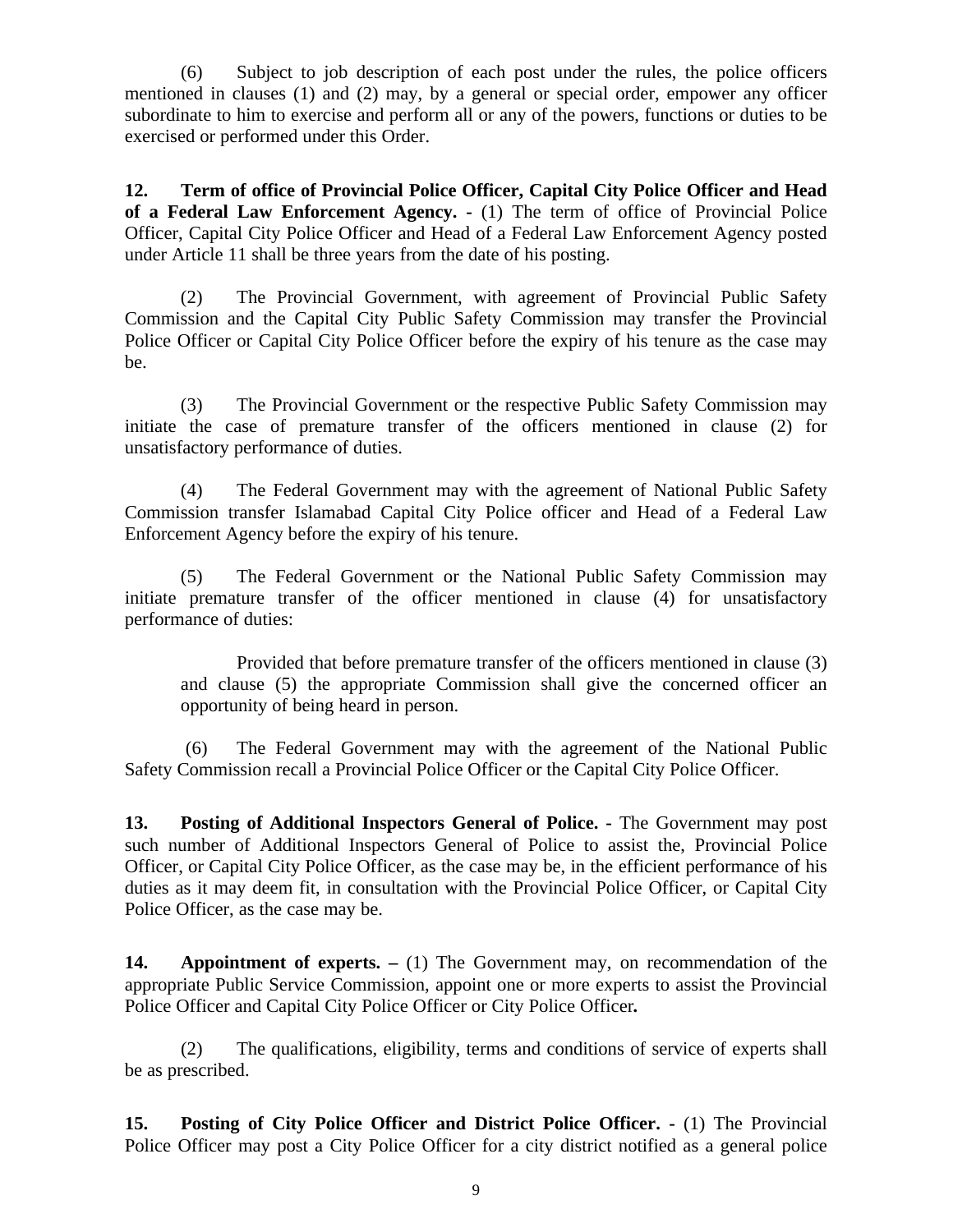(6) Subject to job description of each post under the rules, the police officers mentioned in clauses (1) and (2) may, by a general or special order, empower any officer subordinate to him to exercise and perform all or any of the powers, functions or duties to be exercised or performed under this Order.

**12. Term of office of Provincial Police Officer, Capital City Police Officer and Head of a Federal Law Enforcement Agency. -** (1) The term of office of Provincial Police Officer, Capital City Police Officer and Head of a Federal Law Enforcement Agency posted under Article 11 shall be three years from the date of his posting.

(2) The Provincial Government, with agreement of Provincial Public Safety Commission and the Capital City Public Safety Commission may transfer the Provincial Police Officer or Capital City Police Officer before the expiry of his tenure as the case may be.

(3) The Provincial Government or the respective Public Safety Commission may initiate the case of premature transfer of the officers mentioned in clause (2) for unsatisfactory performance of duties.

(4) The Federal Government may with the agreement of National Public Safety Commission transfer Islamabad Capital City Police officer and Head of a Federal Law Enforcement Agency before the expiry of his tenure.

(5) The Federal Government or the National Public Safety Commission may initiate premature transfer of the officer mentioned in clause (4) for unsatisfactory performance of duties:

> Provided that before premature transfer of the officers mentioned in clause (3) and clause (5) the appropriate Commission shall give the concerned officer an opportunity of being heard in person.

(6) The Federal Government may with the agreement of the National Public Safety Commission recall a Provincial Police Officer or the Capital City Police Officer.

**13. Posting of Additional Inspectors General of Police. -** The Government may post such number of Additional Inspectors General of Police to assist the, Provincial Police Officer, or Capital City Police Officer, as the case may be, in the efficient performance of his duties as it may deem fit, in consultation with the Provincial Police Officer, or Capital City Police Officer, as the case may be.

**14. Appointment of experts. –** (1) The Government may, on recommendation of the appropriate Public Service Commission, appoint one or more experts to assist the Provincial Police Officer and Capital City Police Officer or City Police Officer**.**

(2) The qualifications, eligibility, terms and conditions of service of experts shall be as prescribed.

**15. Posting of City Police Officer and District Police Officer. -** (1) The Provincial Police Officer may post a City Police Officer for a city district notified as a general police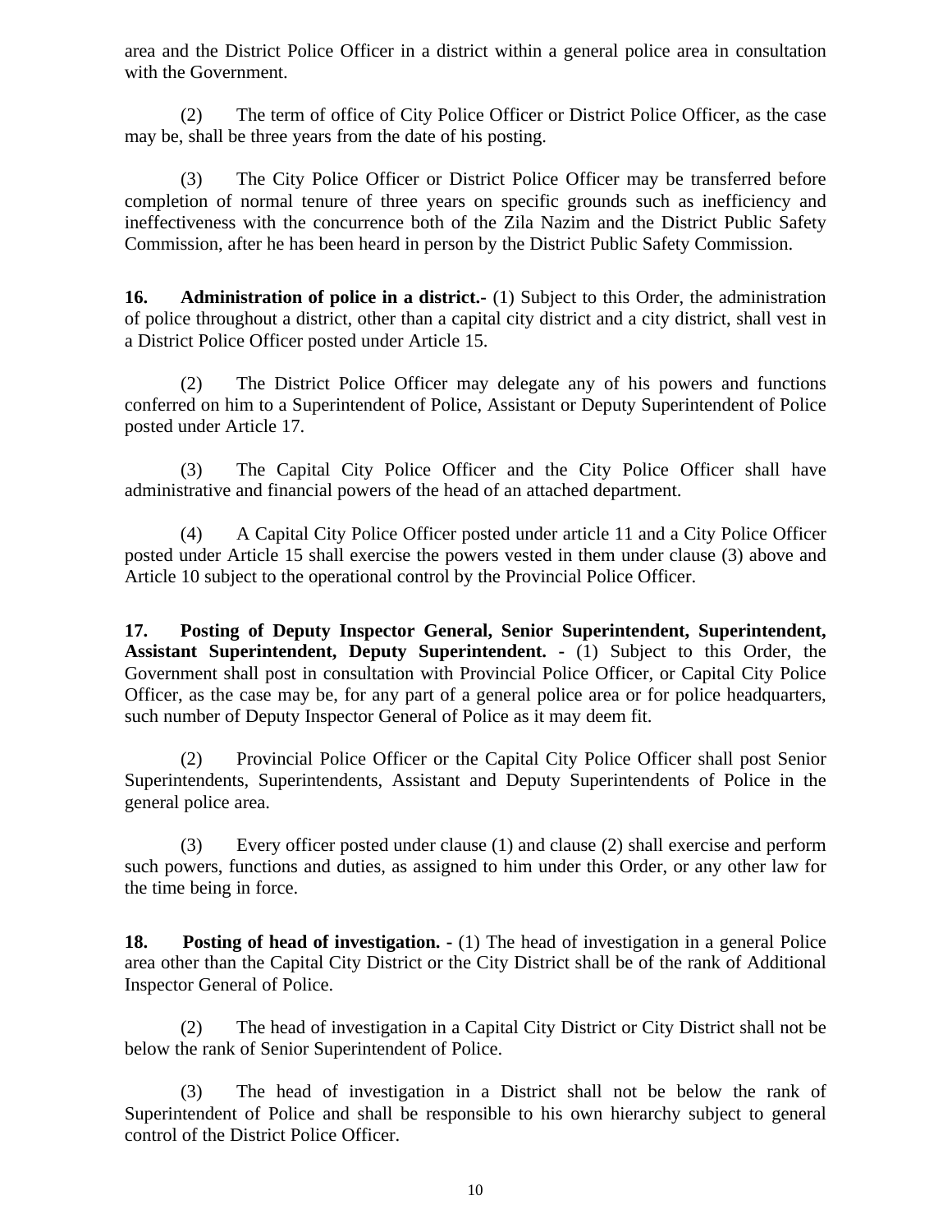area and the District Police Officer in a district within a general police area in consultation with the Government.

(2) The term of office of City Police Officer or District Police Officer, as the case may be, shall be three years from the date of his posting.

(3) The City Police Officer or District Police Officer may be transferred before completion of normal tenure of three years on specific grounds such as inefficiency and ineffectiveness with the concurrence both of the Zila Nazim and the District Public Safety Commission, after he has been heard in person by the District Public Safety Commission.

**16. Administration of police in a district.-** (1) Subject to this Order, the administration of police throughout a district, other than a capital city district and a city district, shall vest in a District Police Officer posted under Article 15.

(2) The District Police Officer may delegate any of his powers and functions conferred on him to a Superintendent of Police, Assistant or Deputy Superintendent of Police posted under Article 17.

(3) The Capital City Police Officer and the City Police Officer shall have administrative and financial powers of the head of an attached department.

(4) A Capital City Police Officer posted under article 11 and a City Police Officer posted under Article 15 shall exercise the powers vested in them under clause (3) above and Article 10 subject to the operational control by the Provincial Police Officer.

**17. Posting of Deputy Inspector General, Senior Superintendent, Superintendent, Assistant Superintendent, Deputy Superintendent. -** (1) Subject to this Order, the Government shall post in consultation with Provincial Police Officer, or Capital City Police Officer, as the case may be, for any part of a general police area or for police headquarters, such number of Deputy Inspector General of Police as it may deem fit.

(2) Provincial Police Officer or the Capital City Police Officer shall post Senior Superintendents, Superintendents, Assistant and Deputy Superintendents of Police in the general police area.

(3) Every officer posted under clause (1) and clause (2) shall exercise and perform such powers, functions and duties, as assigned to him under this Order, or any other law for the time being in force.

**18. Posting of head of investigation. -** (1) The head of investigation in a general Police area other than the Capital City District or the City District shall be of the rank of Additional Inspector General of Police.

(2) The head of investigation in a Capital City District or City District shall not be below the rank of Senior Superintendent of Police.

(3) The head of investigation in a District shall not be below the rank of Superintendent of Police and shall be responsible to his own hierarchy subject to general control of the District Police Officer.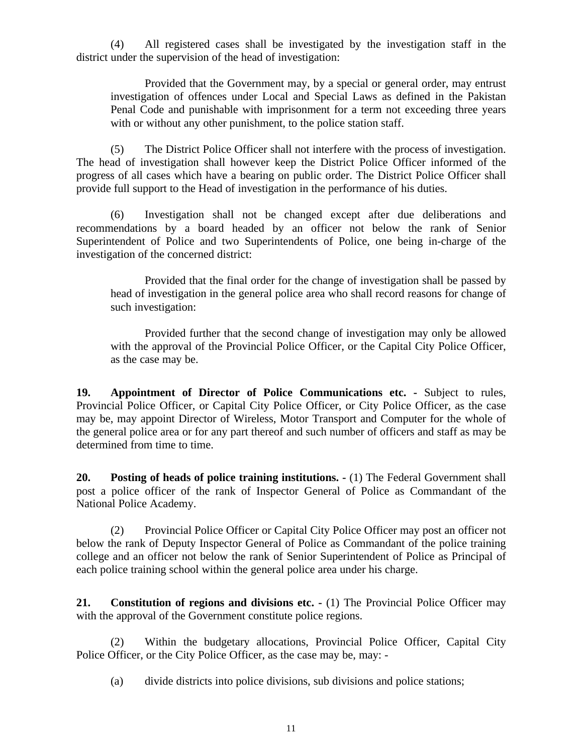(4) All registered cases shall be investigated by the investigation staff in the district under the supervision of the head of investigation:

> Provided that the Government may, by a special or general order, may entrust investigation of offences under Local and Special Laws as defined in the Pakistan Penal Code and punishable with imprisonment for a term not exceeding three years with or without any other punishment, to the police station staff.

(5) The District Police Officer shall not interfere with the process of investigation. The head of investigation shall however keep the District Police Officer informed of the progress of all cases which have a bearing on public order. The District Police Officer shall provide full support to the Head of investigation in the performance of his duties.

(6) Investigation shall not be changed except after due deliberations and recommendations by a board headed by an officer not below the rank of Senior Superintendent of Police and two Superintendents of Police, one being in-charge of the investigation of the concerned district:

> Provided that the final order for the change of investigation shall be passed by head of investigation in the general police area who shall record reasons for change of such investigation:
>
> Provided further that the second change of investigation may only be allowed with the approval of the Provincial Police Officer, or the Capital City Police Officer, as the case may be.

**19. Appointment of Director of Police Communications etc. -** Subject to rules, Provincial Police Officer, or Capital City Police Officer, or City Police Officer, as the case may be, may appoint Director of Wireless, Motor Transport and Computer for the whole of the general police area or for any part thereof and such number of officers and staff as may be determined from time to time.

**20. Posting of heads of police training institutions. -** (1) The Federal Government shall post a police officer of the rank of Inspector General of Police as Commandant of the National Police Academy.

(2) Provincial Police Officer or Capital City Police Officer may post an officer not below the rank of Deputy Inspector General of Police as Commandant of the police training college and an officer not below the rank of Senior Superintendent of Police as Principal of each police training school within the general police area under his charge.

**21. Constitution of regions and divisions etc. -** (1) The Provincial Police Officer may with the approval of the Government constitute police regions.

(2) Within the budgetary allocations, Provincial Police Officer, Capital City Police Officer, or the City Police Officer, as the case may be, may: -

(a) divide districts into police divisions, sub divisions and police stations;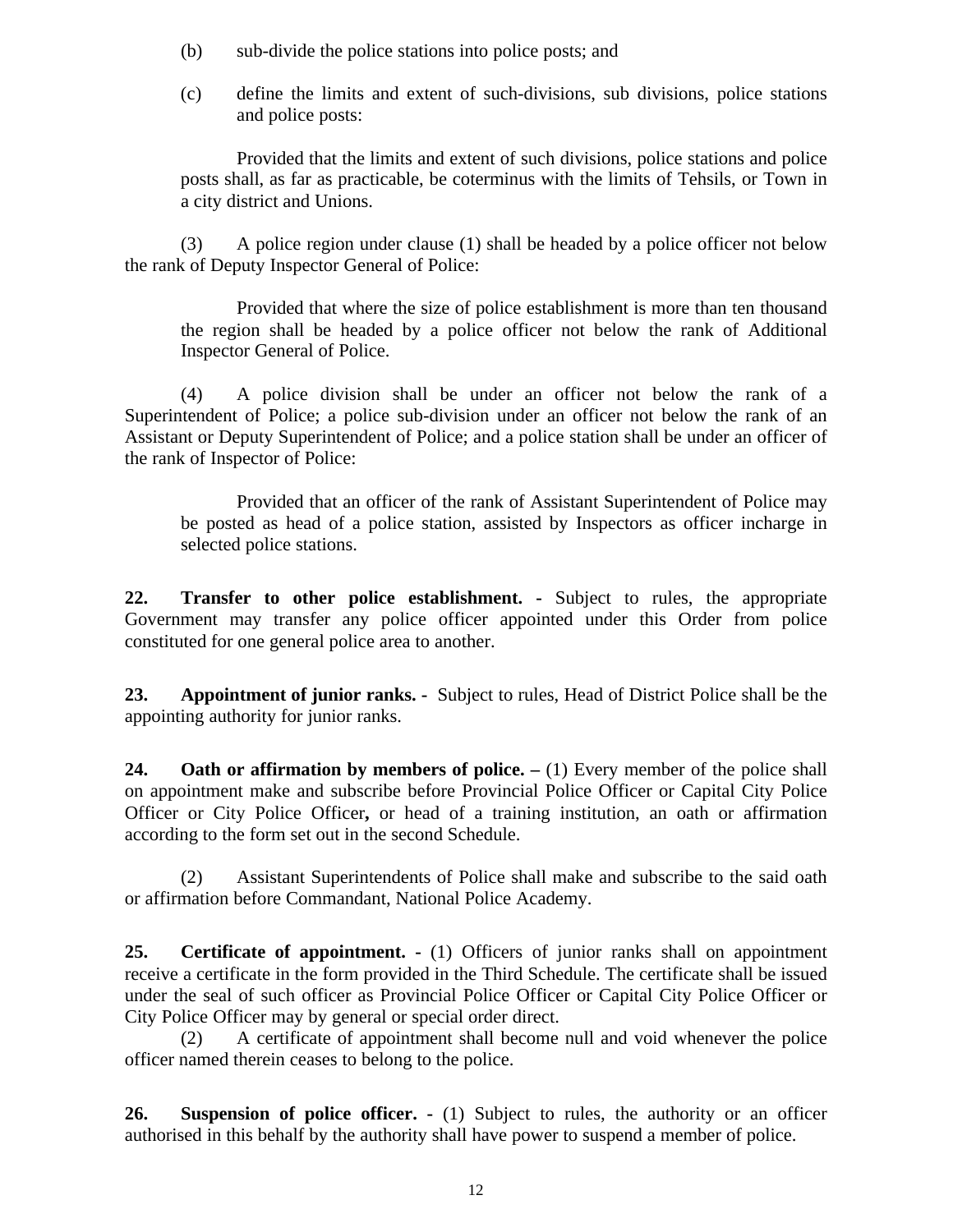(b) sub-divide the police stations into police posts; and

(c) define the limits and extent of such-divisions, sub divisions, police stations and police posts:

Provided that the limits and extent of such divisions, police stations and police posts shall, as far as practicable, be coterminus with the limits of Tehsils, or Town in a city district and Unions.

(3) A police region under clause (1) shall be headed by a police officer not below the rank of Deputy Inspector General of Police:

Provided that where the size of police establishment is more than ten thousand the region shall be headed by a police officer not below the rank of Additional Inspector General of Police.

(4) A police division shall be under an officer not below the rank of a Superintendent of Police; a police sub-division under an officer not below the rank of an Assistant or Deputy Superintendent of Police; and a police station shall be under an officer of the rank of Inspector of Police:

Provided that an officer of the rank of Assistant Superintendent of Police may be posted as head of a police station, assisted by Inspectors as officer incharge in selected police stations.

**22. Transfer to other police establishment. -** Subject to rules, the appropriate Government may transfer any police officer appointed under this Order from police constituted for one general police area to another.

**23. Appointment of junior ranks. -** Subject to rules, Head of District Police shall be the appointing authority for junior ranks.

**24. Oath or affirmation by members of police. –** (1) Every member of the police shall on appointment make and subscribe before Provincial Police Officer or Capital City Police Officer or City Police Officer**,** or head of a training institution, an oath or affirmation according to the form set out in the second Schedule.

(2) Assistant Superintendents of Police shall make and subscribe to the said oath or affirmation before Commandant, National Police Academy.

**25. Certificate of appointment. -** (1) Officers of junior ranks shall on appointment receive a certificate in the form provided in the Third Schedule. The certificate shall be issued under the seal of such officer as Provincial Police Officer or Capital City Police Officer or City Police Officer may by general or special order direct.

(2) A certificate of appointment shall become null and void whenever the police officer named therein ceases to belong to the police.

**26. Suspension of police officer. -** (1) Subject to rules, the authority or an officer authorised in this behalf by the authority shall have power to suspend a member of police.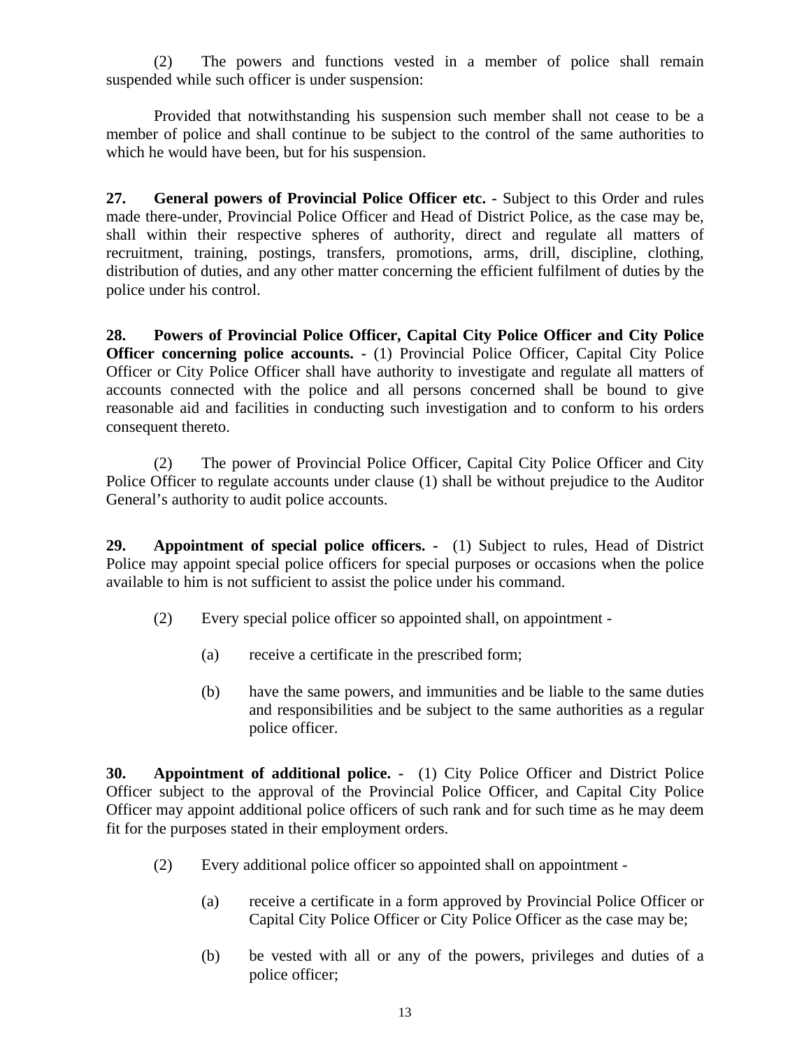(2) The powers and functions vested in a member of police shall remain suspended while such officer is under suspension:

Provided that notwithstanding his suspension such member shall not cease to be a member of police and shall continue to be subject to the control of the same authorities to which he would have been, but for his suspension.

**27. General powers of Provincial Police Officer etc. -** Subject to this Order and rules made there-under, Provincial Police Officer and Head of District Police, as the case may be, shall within their respective spheres of authority, direct and regulate all matters of recruitment, training, postings, transfers, promotions, arms, drill, discipline, clothing, distribution of duties, and any other matter concerning the efficient fulfilment of duties by the police under his control.

**28. Powers of Provincial Police Officer, Capital City Police Officer and City Police Officer concerning police accounts. -** (1) Provincial Police Officer, Capital City Police Officer or City Police Officer shall have authority to investigate and regulate all matters of accounts connected with the police and all persons concerned shall be bound to give reasonable aid and facilities in conducting such investigation and to conform to his orders consequent thereto.

(2) The power of Provincial Police Officer, Capital City Police Officer and City Police Officer to regulate accounts under clause (1) shall be without prejudice to the Auditor General's authority to audit police accounts.

**29. Appointment of special police officers. -** (1) Subject to rules, Head of District Police may appoint special police officers for special purposes or occasions when the police available to him is not sufficient to assist the police under his command.

(2) Every special police officer so appointed shall, on appointment -

(a) receive a certificate in the prescribed form;

(b) have the same powers, and immunities and be liable to the same duties and responsibilities and be subject to the same authorities as a regular police officer.

**30. Appointment of additional police. -** (1) City Police Officer and District Police Officer subject to the approval of the Provincial Police Officer, and Capital City Police Officer may appoint additional police officers of such rank and for such time as he may deem fit for the purposes stated in their employment orders.

(2) Every additional police officer so appointed shall on appointment -

(a) receive a certificate in a form approved by Provincial Police Officer or Capital City Police Officer or City Police Officer as the case may be;

(b) be vested with all or any of the powers, privileges and duties of a police officer;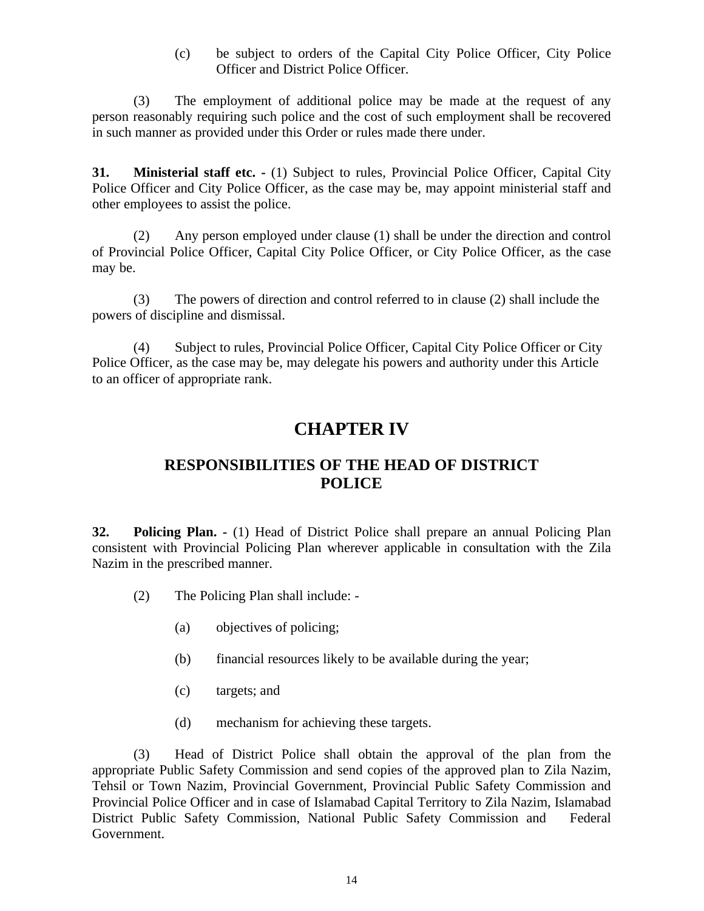(c) be subject to orders of the Capital City Police Officer, City Police Officer and District Police Officer.

(3) The employment of additional police may be made at the request of any person reasonably requiring such police and the cost of such employment shall be recovered in such manner as provided under this Order or rules made there under.

**31. Ministerial staff etc. -** (1) Subject to rules, Provincial Police Officer, Capital City Police Officer and City Police Officer, as the case may be, may appoint ministerial staff and other employees to assist the police.

(2) Any person employed under clause (1) shall be under the direction and control of Provincial Police Officer, Capital City Police Officer, or City Police Officer, as the case may be.

(3) The powers of direction and control referred to in clause (2) shall include the powers of discipline and dismissal.

(4) Subject to rules, Provincial Police Officer, Capital City Police Officer or City Police Officer, as the case may be, may delegate his powers and authority under this Article to an officer of appropriate rank.

# CHAPTER IV

## RESPONSIBILITIES OF THE HEAD OF DISTRICT POLICE

**32. Policing Plan. -** (1) Head of District Police shall prepare an annual Policing Plan consistent with Provincial Policing Plan wherever applicable in consultation with the Zila Nazim in the prescribed manner.

(2) The Policing Plan shall include: -

(a) objectives of policing;

(b) financial resources likely to be available during the year;

(c) targets; and

(d) mechanism for achieving these targets.

(3) Head of District Police shall obtain the approval of the plan from the appropriate Public Safety Commission and send copies of the approved plan to Zila Nazim, Tehsil or Town Nazim, Provincial Government, Provincial Public Safety Commission and Provincial Police Officer and in case of Islamabad Capital Territory to Zila Nazim, Islamabad District Public Safety Commission, National Public Safety Commission and Federal Government.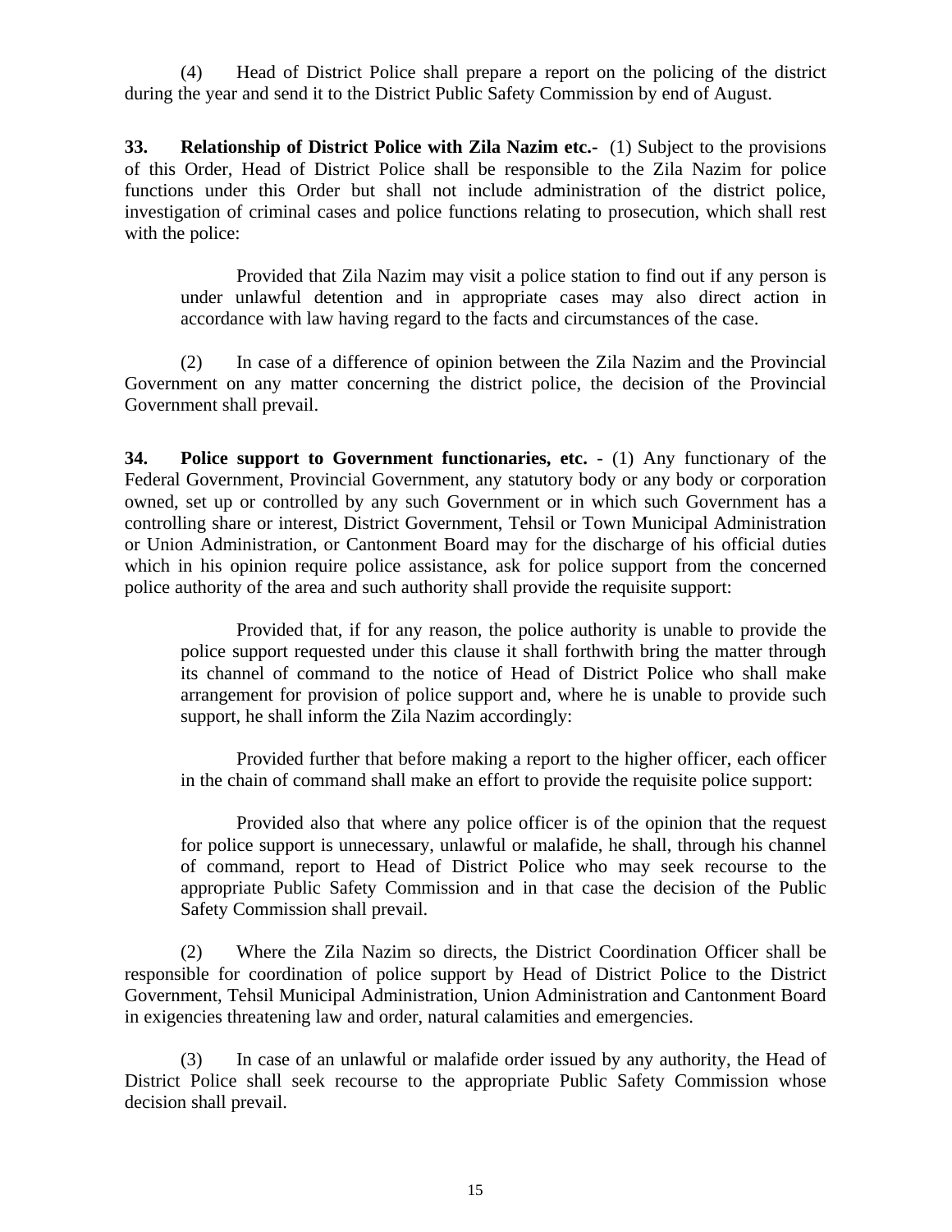(4) Head of District Police shall prepare a report on the policing of the district during the year and send it to the District Public Safety Commission by end of August.

**33. Relationship of District Police with Zila Nazim etc.-** (1) Subject to the provisions of this Order, Head of District Police shall be responsible to the Zila Nazim for police functions under this Order but shall not include administration of the district police, investigation of criminal cases and police functions relating to prosecution, which shall rest with the police:

> Provided that Zila Nazim may visit a police station to find out if any person is under unlawful detention and in appropriate cases may also direct action in accordance with law having regard to the facts and circumstances of the case.

(2) In case of a difference of opinion between the Zila Nazim and the Provincial Government on any matter concerning the district police, the decision of the Provincial Government shall prevail.

**34. Police support to Government functionaries, etc.** - (1) Any functionary of the Federal Government, Provincial Government, any statutory body or any body or corporation owned, set up or controlled by any such Government or in which such Government has a controlling share or interest, District Government, Tehsil or Town Municipal Administration or Union Administration, or Cantonment Board may for the discharge of his official duties which in his opinion require police assistance, ask for police support from the concerned police authority of the area and such authority shall provide the requisite support:

> Provided that, if for any reason, the police authority is unable to provide the police support requested under this clause it shall forthwith bring the matter through its channel of command to the notice of Head of District Police who shall make arrangement for provision of police support and, where he is unable to provide such support, he shall inform the Zila Nazim accordingly:
>
> Provided further that before making a report to the higher officer, each officer in the chain of command shall make an effort to provide the requisite police support:
>
> Provided also that where any police officer is of the opinion that the request for police support is unnecessary, unlawful or malafide, he shall, through his channel of command, report to Head of District Police who may seek recourse to the appropriate Public Safety Commission and in that case the decision of the Public Safety Commission shall prevail.

(2) Where the Zila Nazim so directs, the District Coordination Officer shall be responsible for coordination of police support by Head of District Police to the District Government, Tehsil Municipal Administration, Union Administration and Cantonment Board in exigencies threatening law and order, natural calamities and emergencies.

(3) In case of an unlawful or malafide order issued by any authority, the Head of District Police shall seek recourse to the appropriate Public Safety Commission whose decision shall prevail.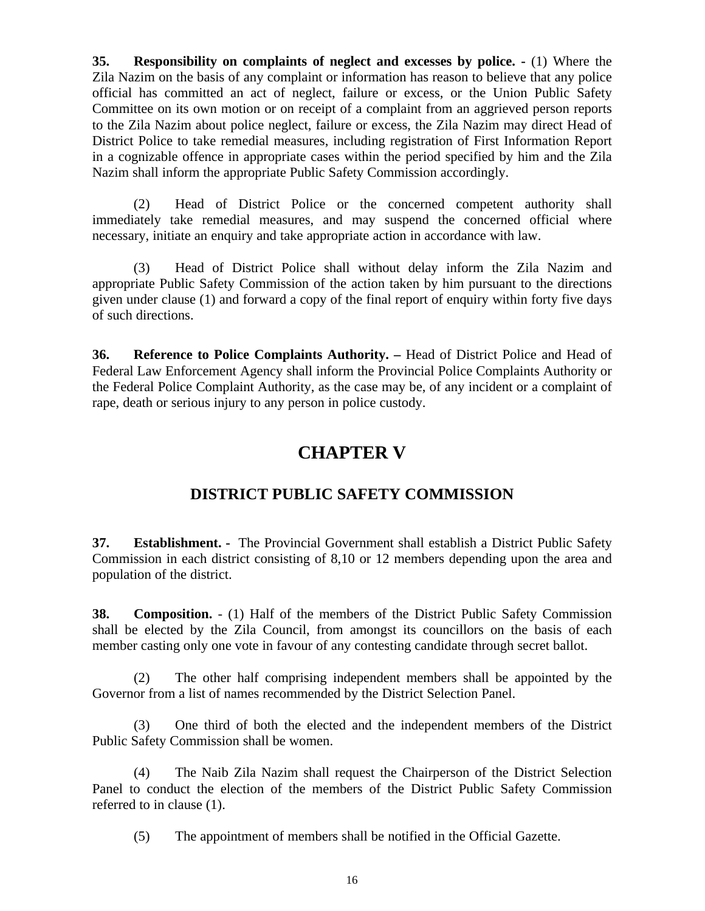**35. Responsibility on complaints of neglect and excesses by police. -** (1) Where the Zila Nazim on the basis of any complaint or information has reason to believe that any police official has committed an act of neglect, failure or excess, or the Union Public Safety Committee on its own motion or on receipt of a complaint from an aggrieved person reports to the Zila Nazim about police neglect, failure or excess, the Zila Nazim may direct Head of District Police to take remedial measures, including registration of First Information Report in a cognizable offence in appropriate cases within the period specified by him and the Zila Nazim shall inform the appropriate Public Safety Commission accordingly.

(2) Head of District Police or the concerned competent authority shall immediately take remedial measures, and may suspend the concerned official where necessary, initiate an enquiry and take appropriate action in accordance with law.

(3) Head of District Police shall without delay inform the Zila Nazim and appropriate Public Safety Commission of the action taken by him pursuant to the directions given under clause (1) and forward a copy of the final report of enquiry within forty five days of such directions.

**36. Reference to Police Complaints Authority. –** Head of District Police and Head of Federal Law Enforcement Agency shall inform the Provincial Police Complaints Authority or the Federal Police Complaint Authority, as the case may be, of any incident or a complaint of rape, death or serious injury to any person in police custody.

# CHAPTER V

## DISTRICT PUBLIC SAFETY COMMISSION

**37. Establishment. -** The Provincial Government shall establish a District Public Safety Commission in each district consisting of 8,10 or 12 members depending upon the area and population of the district.

**38. Composition.** - (1) Half of the members of the District Public Safety Commission shall be elected by the Zila Council, from amongst its councillors on the basis of each member casting only one vote in favour of any contesting candidate through secret ballot.

(2) The other half comprising independent members shall be appointed by the Governor from a list of names recommended by the District Selection Panel.

(3) One third of both the elected and the independent members of the District Public Safety Commission shall be women.

(4) The Naib Zila Nazim shall request the Chairperson of the District Selection Panel to conduct the election of the members of the District Public Safety Commission referred to in clause (1).

(5) The appointment of members shall be notified in the Official Gazette.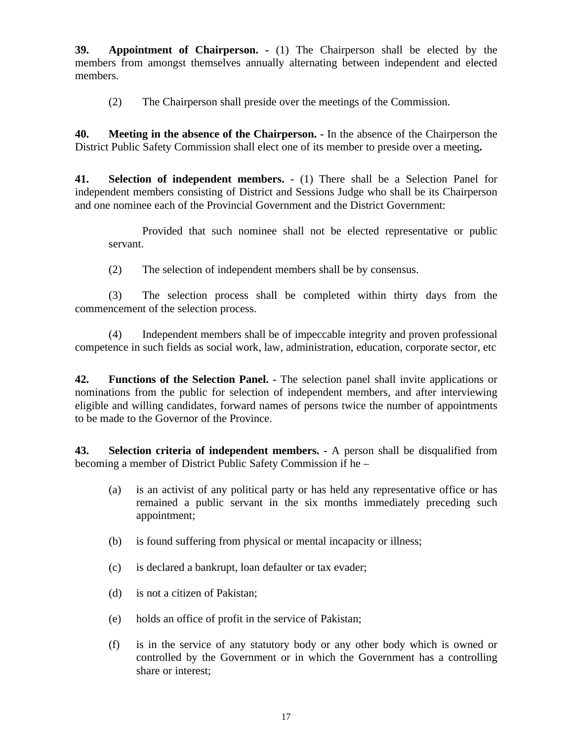**39. Appointment of Chairperson. -** (1) The Chairperson shall be elected by the members from amongst themselves annually alternating between independent and elected members.

(2) The Chairperson shall preside over the meetings of the Commission.

**40. Meeting in the absence of the Chairperson. -** In the absence of the Chairperson the District Public Safety Commission shall elect one of its member to preside over a meeting**.**

**41. Selection of independent members.** - (1) There shall be a Selection Panel for independent members consisting of District and Sessions Judge who shall be its Chairperson and one nominee each of the Provincial Government and the District Government:

Provided that such nominee shall not be elected representative or public servant.

(2) The selection of independent members shall be by consensus.

(3) The selection process shall be completed within thirty days from the commencement of the selection process.

(4) Independent members shall be of impeccable integrity and proven professional competence in such fields as social work, law, administration, education, corporate sector, etc

**42. Functions of the Selection Panel. -** The selection panel shall invite applications or nominations from the public for selection of independent members, and after interviewing eligible and willing candidates, forward names of persons twice the number of appointments to be made to the Governor of the Province.

**43. Selection criteria of independent members. -** A person shall be disqualified from becoming a member of District Public Safety Commission if he –

(a) is an activist of any political party or has held any representative office or has remained a public servant in the six months immediately preceding such appointment;

(b) is found suffering from physical or mental incapacity or illness;

(c) is declared a bankrupt, loan defaulter or tax evader;

(d) is not a citizen of Pakistan;

(e) holds an office of profit in the service of Pakistan;

(f) is in the service of any statutory body or any other body which is owned or controlled by the Government or in which the Government has a controlling share or interest;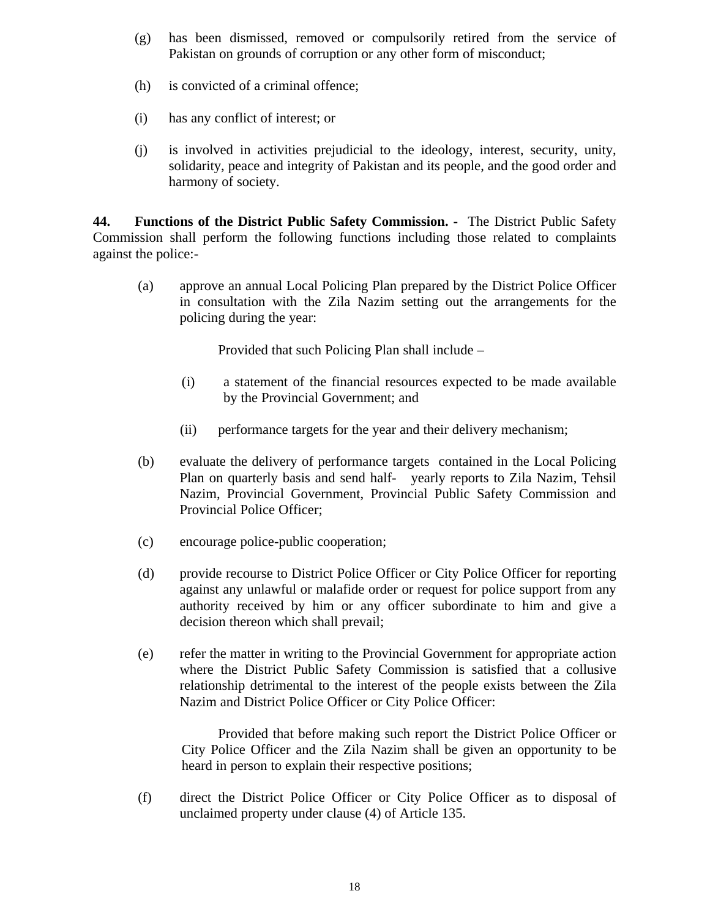(g) has been dismissed, removed or compulsorily retired from the service of Pakistan on grounds of corruption or any other form of misconduct;

(h) is convicted of a criminal offence;

(i) has any conflict of interest; or

(j) is involved in activities prejudicial to the ideology, interest, security, unity, solidarity, peace and integrity of Pakistan and its people, and the good order and harmony of society.

**44. Functions of the District Public Safety Commission. -** The District Public Safety Commission shall perform the following functions including those related to complaints against the police:-

(a) approve an annual Local Policing Plan prepared by the District Police Officer in consultation with the Zila Nazim setting out the arrangements for the policing during the year:

Provided that such Policing Plan shall include –

(i) a statement of the financial resources expected to be made available by the Provincial Government; and

(ii) performance targets for the year and their delivery mechanism;

(b) evaluate the delivery of performance targets contained in the Local Policing Plan on quarterly basis and send half- yearly reports to Zila Nazim, Tehsil Nazim, Provincial Government, Provincial Public Safety Commission and Provincial Police Officer;

(c) encourage police-public cooperation;

(d) provide recourse to District Police Officer or City Police Officer for reporting against any unlawful or malafide order or request for police support from any authority received by him or any officer subordinate to him and give a decision thereon which shall prevail;

(e) refer the matter in writing to the Provincial Government for appropriate action where the District Public Safety Commission is satisfied that a collusive relationship detrimental to the interest of the people exists between the Zila Nazim and District Police Officer or City Police Officer:

Provided that before making such report the District Police Officer or City Police Officer and the Zila Nazim shall be given an opportunity to be heard in person to explain their respective positions;

(f) direct the District Police Officer or City Police Officer as to disposal of unclaimed property under clause (4) of Article 135.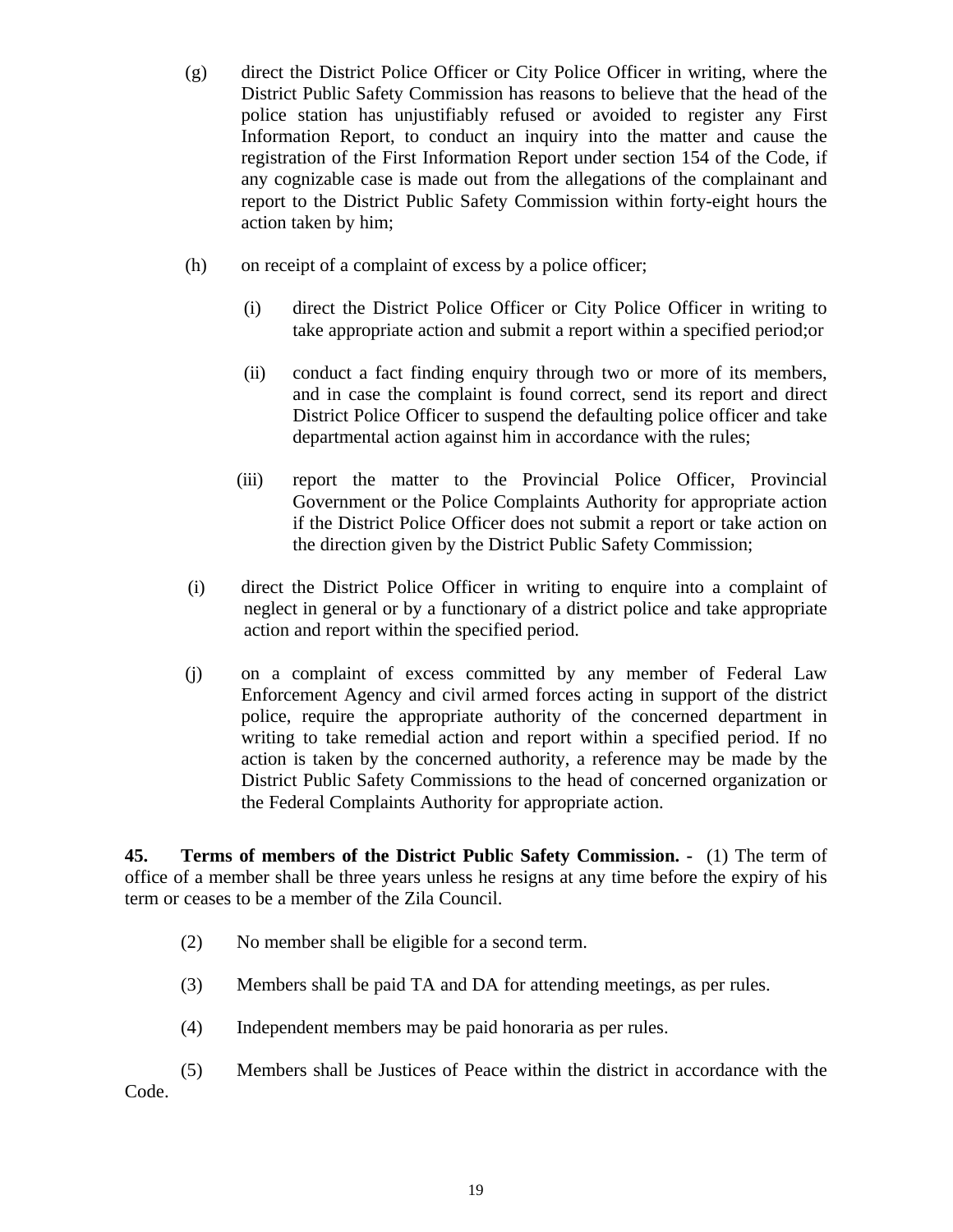(g) direct the District Police Officer or City Police Officer in writing, where the District Public Safety Commission has reasons to believe that the head of the police station has unjustifiably refused or avoided to register any First Information Report, to conduct an inquiry into the matter and cause the registration of the First Information Report under section 154 of the Code, if any cognizable case is made out from the allegations of the complainant and report to the District Public Safety Commission within forty-eight hours the action taken by him;

(h) on receipt of a complaint of excess by a police officer;

   (i) direct the District Police Officer or City Police Officer in writing to take appropriate action and submit a report within a specified period;or

   (ii) conduct a fact finding enquiry through two or more of its members, and in case the complaint is found correct, send its report and direct District Police Officer to suspend the defaulting police officer and take departmental action against him in accordance with the rules;

   (iii) report the matter to the Provincial Police Officer, Provincial Government or the Police Complaints Authority for appropriate action if the District Police Officer does not submit a report or take action on the direction given by the District Public Safety Commission;

(i) direct the District Police Officer in writing to enquire into a complaint of neglect in general or by a functionary of a district police and take appropriate action and report within the specified period.

(j) on a complaint of excess committed by any member of Federal Law Enforcement Agency and civil armed forces acting in support of the district police, require the appropriate authority of the concerned department in writing to take remedial action and report within a specified period. If no action is taken by the concerned authority, a reference may be made by the District Public Safety Commissions to the head of concerned organization or the Federal Complaints Authority for appropriate action.

**45. Terms of members of the District Public Safety Commission. -** (1) The term of office of a member shall be three years unless he resigns at any time before the expiry of his term or ceases to be a member of the Zila Council.

(2) No member shall be eligible for a second term.

(3) Members shall be paid TA and DA for attending meetings, as per rules.

(4) Independent members may be paid honoraria as per rules.

(5) Members shall be Justices of Peace within the district in accordance with the Code.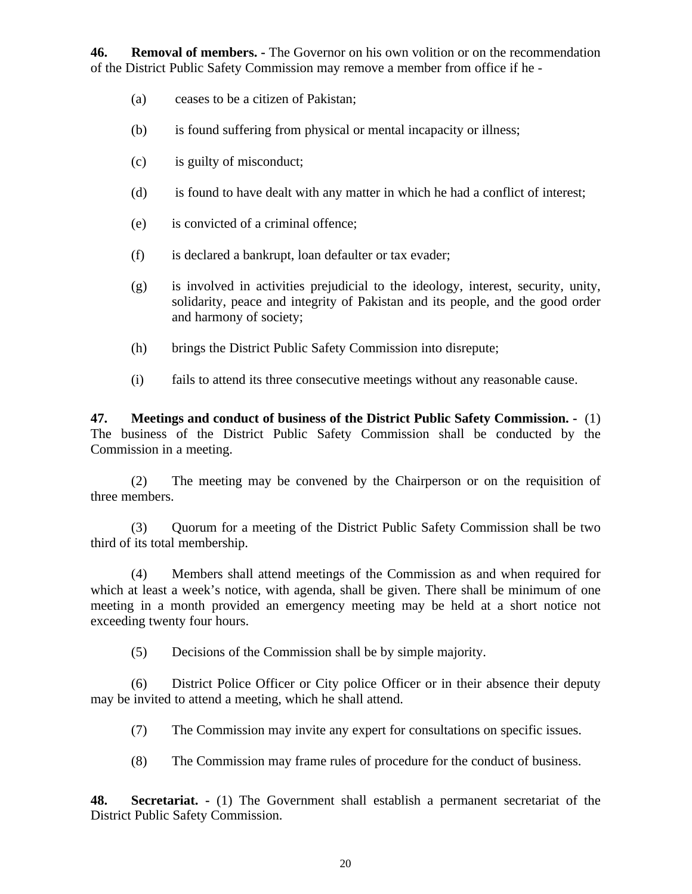**46. Removal of members. -** The Governor on his own volition or on the recommendation of the District Public Safety Commission may remove a member from office if he -

(a) ceases to be a citizen of Pakistan;

(b) is found suffering from physical or mental incapacity or illness;

(c) is guilty of misconduct;

(d) is found to have dealt with any matter in which he had a conflict of interest;

(e) is convicted of a criminal offence;

(f) is declared a bankrupt, loan defaulter or tax evader;

(g) is involved in activities prejudicial to the ideology, interest, security, unity, solidarity, peace and integrity of Pakistan and its people, and the good order and harmony of society;

(h) brings the District Public Safety Commission into disrepute;

(i) fails to attend its three consecutive meetings without any reasonable cause.

**47. Meetings and conduct of business of the District Public Safety Commission. -** (1) The business of the District Public Safety Commission shall be conducted by the Commission in a meeting.

(2) The meeting may be convened by the Chairperson or on the requisition of three members.

(3) Quorum for a meeting of the District Public Safety Commission shall be two third of its total membership.

(4) Members shall attend meetings of the Commission as and when required for which at least a week's notice, with agenda, shall be given. There shall be minimum of one meeting in a month provided an emergency meeting may be held at a short notice not exceeding twenty four hours.

(5) Decisions of the Commission shall be by simple majority.

(6) District Police Officer or City police Officer or in their absence their deputy may be invited to attend a meeting, which he shall attend.

(7) The Commission may invite any expert for consultations on specific issues.

(8) The Commission may frame rules of procedure for the conduct of business.

**48. Secretariat. -** (1) The Government shall establish a permanent secretariat of the District Public Safety Commission.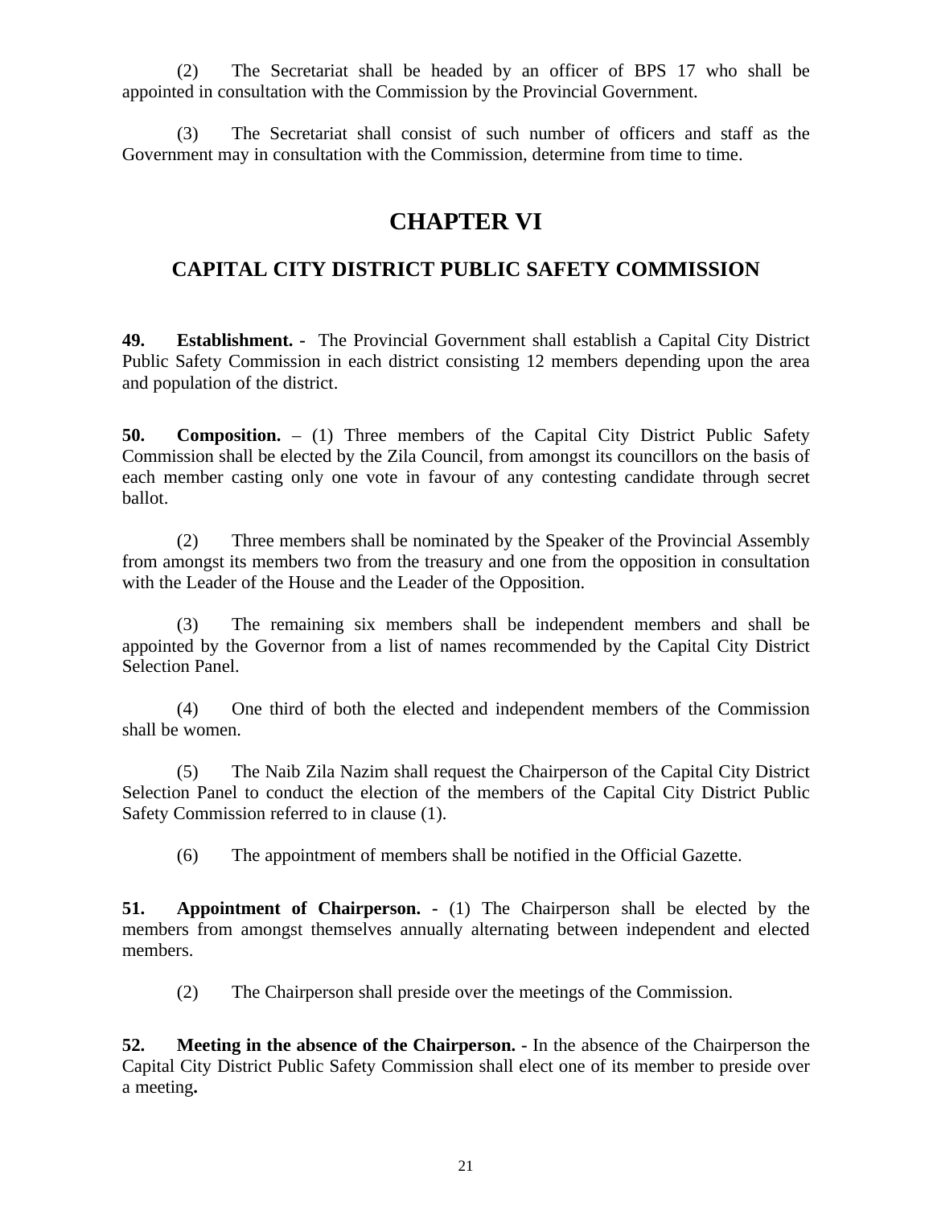(2) The Secretariat shall be headed by an officer of BPS 17 who shall be appointed in consultation with the Commission by the Provincial Government.

(3) The Secretariat shall consist of such number of officers and staff as the Government may in consultation with the Commission, determine from time to time.

# CHAPTER VI

## CAPITAL CITY DISTRICT PUBLIC SAFETY COMMISSION

**49. Establishment. -** The Provincial Government shall establish a Capital City District Public Safety Commission in each district consisting 12 members depending upon the area and population of the district.

**50. Composition.** – (1) Three members of the Capital City District Public Safety Commission shall be elected by the Zila Council, from amongst its councillors on the basis of each member casting only one vote in favour of any contesting candidate through secret ballot.

(2) Three members shall be nominated by the Speaker of the Provincial Assembly from amongst its members two from the treasury and one from the opposition in consultation with the Leader of the House and the Leader of the Opposition.

(3) The remaining six members shall be independent members and shall be appointed by the Governor from a list of names recommended by the Capital City District Selection Panel.

(4) One third of both the elected and independent members of the Commission shall be women.

(5) The Naib Zila Nazim shall request the Chairperson of the Capital City District Selection Panel to conduct the election of the members of the Capital City District Public Safety Commission referred to in clause (1).

(6) The appointment of members shall be notified in the Official Gazette.

**51. Appointment of Chairperson. -** (1) The Chairperson shall be elected by the members from amongst themselves annually alternating between independent and elected members.

(2) The Chairperson shall preside over the meetings of the Commission.

**52. Meeting in the absence of the Chairperson. -** In the absence of the Chairperson the Capital City District Public Safety Commission shall elect one of its member to preside over a meeting**.**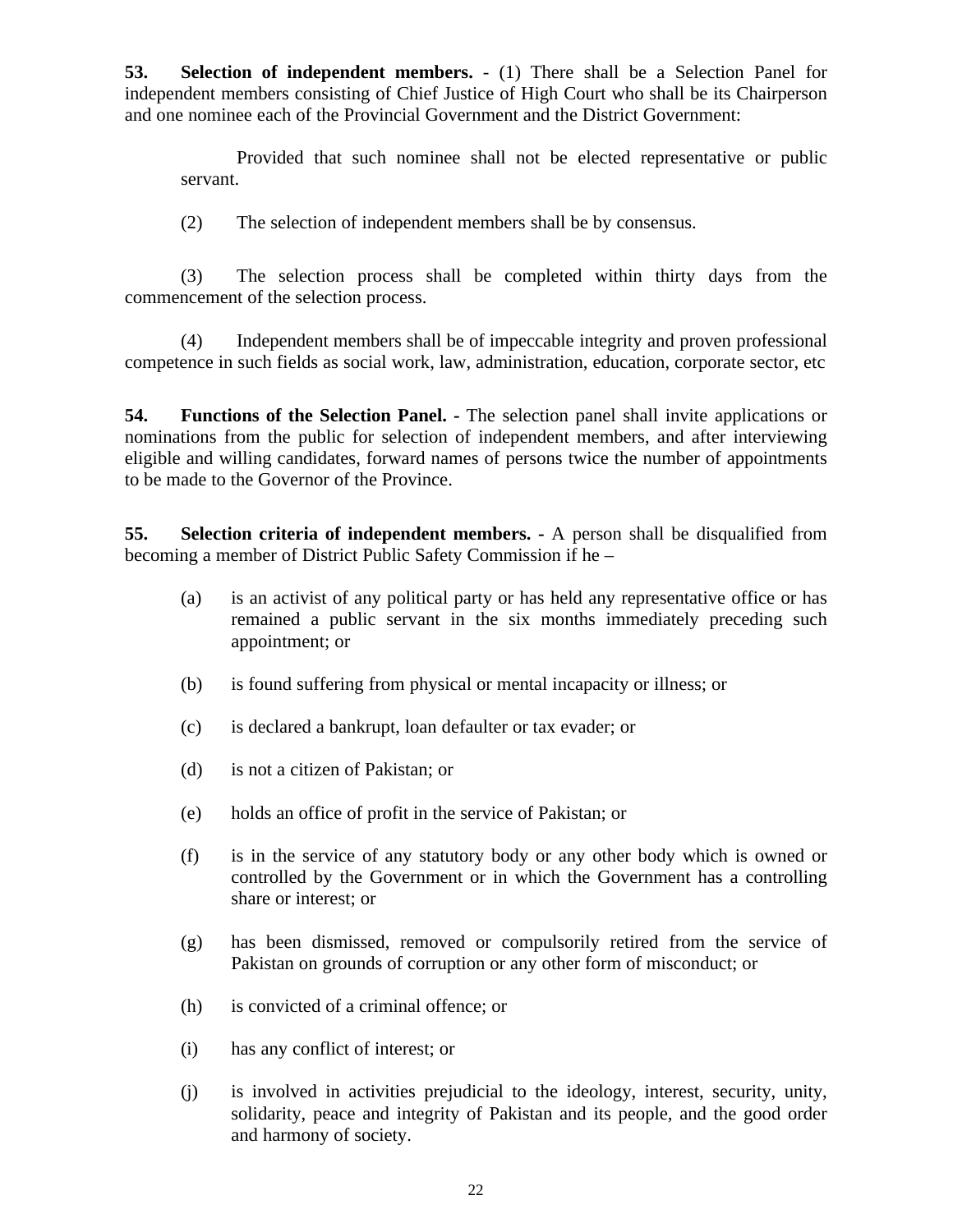**53. Selection of independent members.** - (1) There shall be a Selection Panel for independent members consisting of Chief Justice of High Court who shall be its Chairperson and one nominee each of the Provincial Government and the District Government:

> Provided that such nominee shall not be elected representative or public servant.

(2) The selection of independent members shall be by consensus.

(3) The selection process shall be completed within thirty days from the commencement of the selection process.

(4) Independent members shall be of impeccable integrity and proven professional competence in such fields as social work, law, administration, education, corporate sector, etc

**54. Functions of the Selection Panel. -** The selection panel shall invite applications or nominations from the public for selection of independent members, and after interviewing eligible and willing candidates, forward names of persons twice the number of appointments to be made to the Governor of the Province.

**55. Selection criteria of independent members. -** A person shall be disqualified from becoming a member of District Public Safety Commission if he –

(a) is an activist of any political party or has held any representative office or has remained a public servant in the six months immediately preceding such appointment; or

(b) is found suffering from physical or mental incapacity or illness; or

(c) is declared a bankrupt, loan defaulter or tax evader; or

(d) is not a citizen of Pakistan; or

(e) holds an office of profit in the service of Pakistan; or

(f) is in the service of any statutory body or any other body which is owned or controlled by the Government or in which the Government has a controlling share or interest; or

(g) has been dismissed, removed or compulsorily retired from the service of Pakistan on grounds of corruption or any other form of misconduct; or

(h) is convicted of a criminal offence; or

(i) has any conflict of interest; or

(j) is involved in activities prejudicial to the ideology, interest, security, unity, solidarity, peace and integrity of Pakistan and its people, and the good order and harmony of society.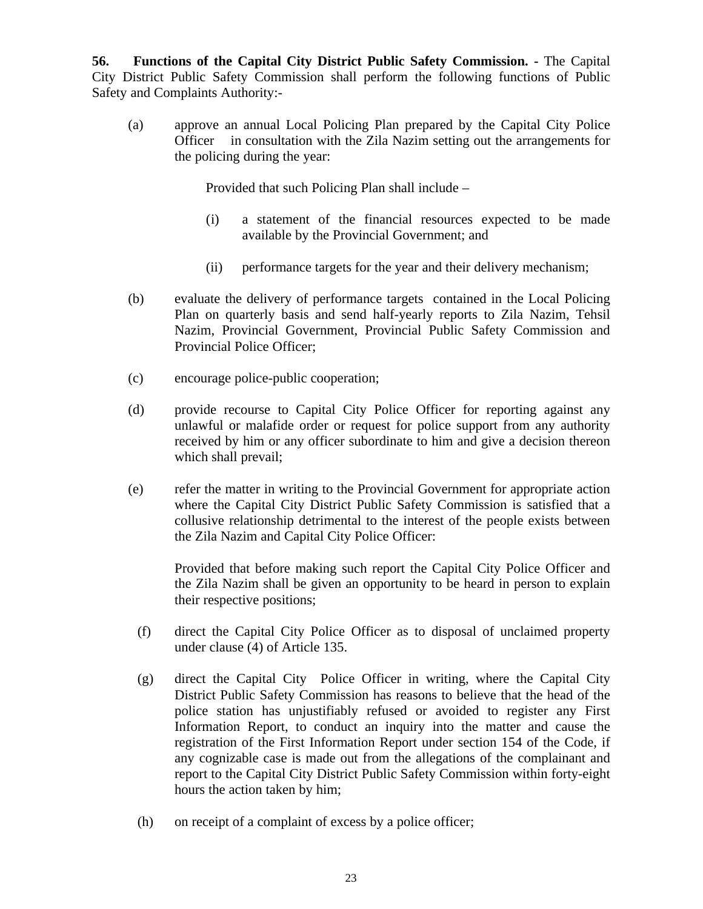**56. Functions of the Capital City District Public Safety Commission. -** The Capital City District Public Safety Commission shall perform the following functions of Public Safety and Complaints Authority:-

(a) approve an annual Local Policing Plan prepared by the Capital City Police Officer in consultation with the Zila Nazim setting out the arrangements for the policing during the year:

Provided that such Policing Plan shall include –

(i) a statement of the financial resources expected to be made available by the Provincial Government; and

(ii) performance targets for the year and their delivery mechanism;

(b) evaluate the delivery of performance targets contained in the Local Policing Plan on quarterly basis and send half-yearly reports to Zila Nazim, Tehsil Nazim, Provincial Government, Provincial Public Safety Commission and Provincial Police Officer;

(c) encourage police-public cooperation;

(d) provide recourse to Capital City Police Officer for reporting against any unlawful or malafide order or request for police support from any authority received by him or any officer subordinate to him and give a decision thereon which shall prevail;

(e) refer the matter in writing to the Provincial Government for appropriate action where the Capital City District Public Safety Commission is satisfied that a collusive relationship detrimental to the interest of the people exists between the Zila Nazim and Capital City Police Officer:

Provided that before making such report the Capital City Police Officer and the Zila Nazim shall be given an opportunity to be heard in person to explain their respective positions;

(f) direct the Capital City Police Officer as to disposal of unclaimed property under clause (4) of Article 135.

(g) direct the Capital City Police Officer in writing, where the Capital City District Public Safety Commission has reasons to believe that the head of the police station has unjustifiably refused or avoided to register any First Information Report, to conduct an inquiry into the matter and cause the registration of the First Information Report under section 154 of the Code, if any cognizable case is made out from the allegations of the complainant and report to the Capital City District Public Safety Commission within forty-eight hours the action taken by him;

(h) on receipt of a complaint of excess by a police officer;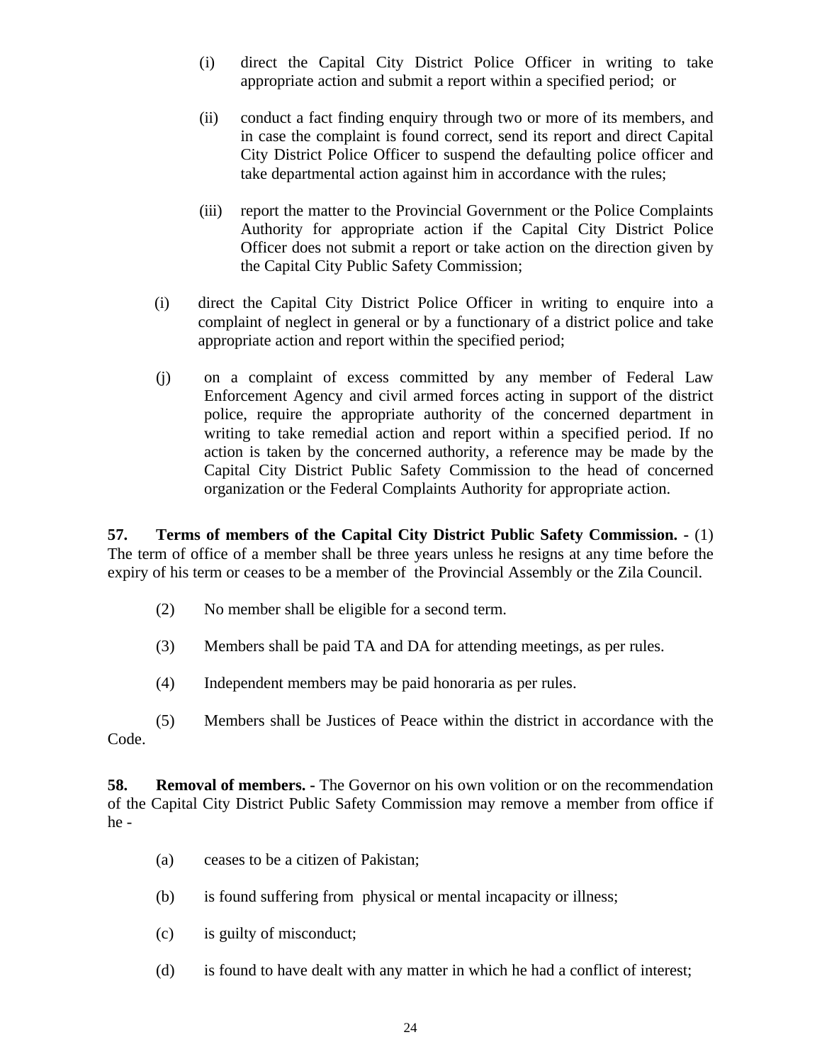(i) direct the Capital City District Police Officer in writing to take appropriate action and submit a report within a specified period; or

(ii) conduct a fact finding enquiry through two or more of its members, and in case the complaint is found correct, send its report and direct Capital City District Police Officer to suspend the defaulting police officer and take departmental action against him in accordance with the rules;

(iii) report the matter to the Provincial Government or the Police Complaints Authority for appropriate action if the Capital City District Police Officer does not submit a report or take action on the direction given by the Capital City Public Safety Commission;

(i) direct the Capital City District Police Officer in writing to enquire into a complaint of neglect in general or by a functionary of a district police and take appropriate action and report within the specified period;

(j) on a complaint of excess committed by any member of Federal Law Enforcement Agency and civil armed forces acting in support of the district police, require the appropriate authority of the concerned department in writing to take remedial action and report within a specified period. If no action is taken by the concerned authority, a reference may be made by the Capital City District Public Safety Commission to the head of concerned organization or the Federal Complaints Authority for appropriate action.

**57. Terms of members of the Capital City District Public Safety Commission. -** (1) The term of office of a member shall be three years unless he resigns at any time before the expiry of his term or ceases to be a member of the Provincial Assembly or the Zila Council.

(2) No member shall be eligible for a second term.

(3) Members shall be paid TA and DA for attending meetings, as per rules.

(4) Independent members may be paid honoraria as per rules.

(5) Members shall be Justices of Peace within the district in accordance with the Code.

**58. Removal of members. -** The Governor on his own volition or on the recommendation of the Capital City District Public Safety Commission may remove a member from office if he -

(a) ceases to be a citizen of Pakistan;

(b) is found suffering from physical or mental incapacity or illness;

(c) is guilty of misconduct;

(d) is found to have dealt with any matter in which he had a conflict of interest;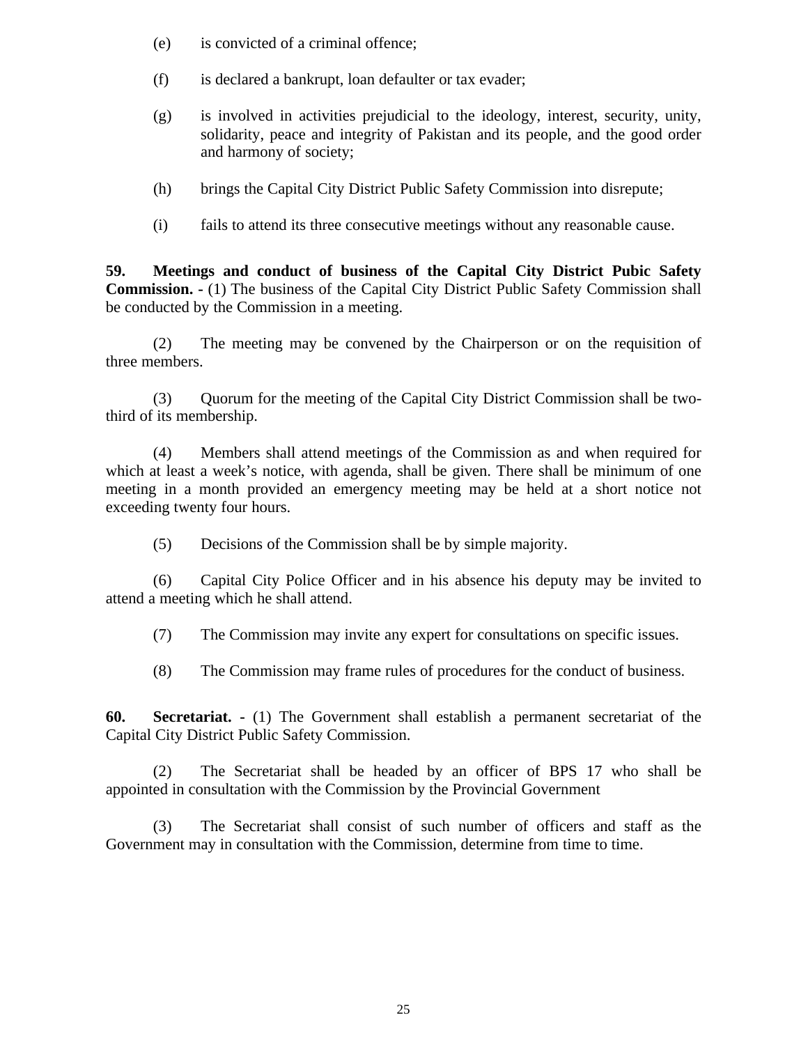(e) is convicted of a criminal offence;

(f) is declared a bankrupt, loan defaulter or tax evader;

(g) is involved in activities prejudicial to the ideology, interest, security, unity, solidarity, peace and integrity of Pakistan and its people, and the good order and harmony of society;

(h) brings the Capital City District Public Safety Commission into disrepute;

(i) fails to attend its three consecutive meetings without any reasonable cause.

**59. Meetings and conduct of business of the Capital City District Pubic Safety Commission. -** (1) The business of the Capital City District Public Safety Commission shall be conducted by the Commission in a meeting.

(2) The meeting may be convened by the Chairperson or on the requisition of three members.

(3) Quorum for the meeting of the Capital City District Commission shall be two-third of its membership.

(4) Members shall attend meetings of the Commission as and when required for which at least a week's notice, with agenda, shall be given. There shall be minimum of one meeting in a month provided an emergency meeting may be held at a short notice not exceeding twenty four hours.

(5) Decisions of the Commission shall be by simple majority.

(6) Capital City Police Officer and in his absence his deputy may be invited to attend a meeting which he shall attend.

(7) The Commission may invite any expert for consultations on specific issues.

(8) The Commission may frame rules of procedures for the conduct of business.

**60. Secretariat. -** (1) The Government shall establish a permanent secretariat of the Capital City District Public Safety Commission.

(2) The Secretariat shall be headed by an officer of BPS 17 who shall be appointed in consultation with the Commission by the Provincial Government

(3) The Secretariat shall consist of such number of officers and staff as the Government may in consultation with the Commission, determine from time to time.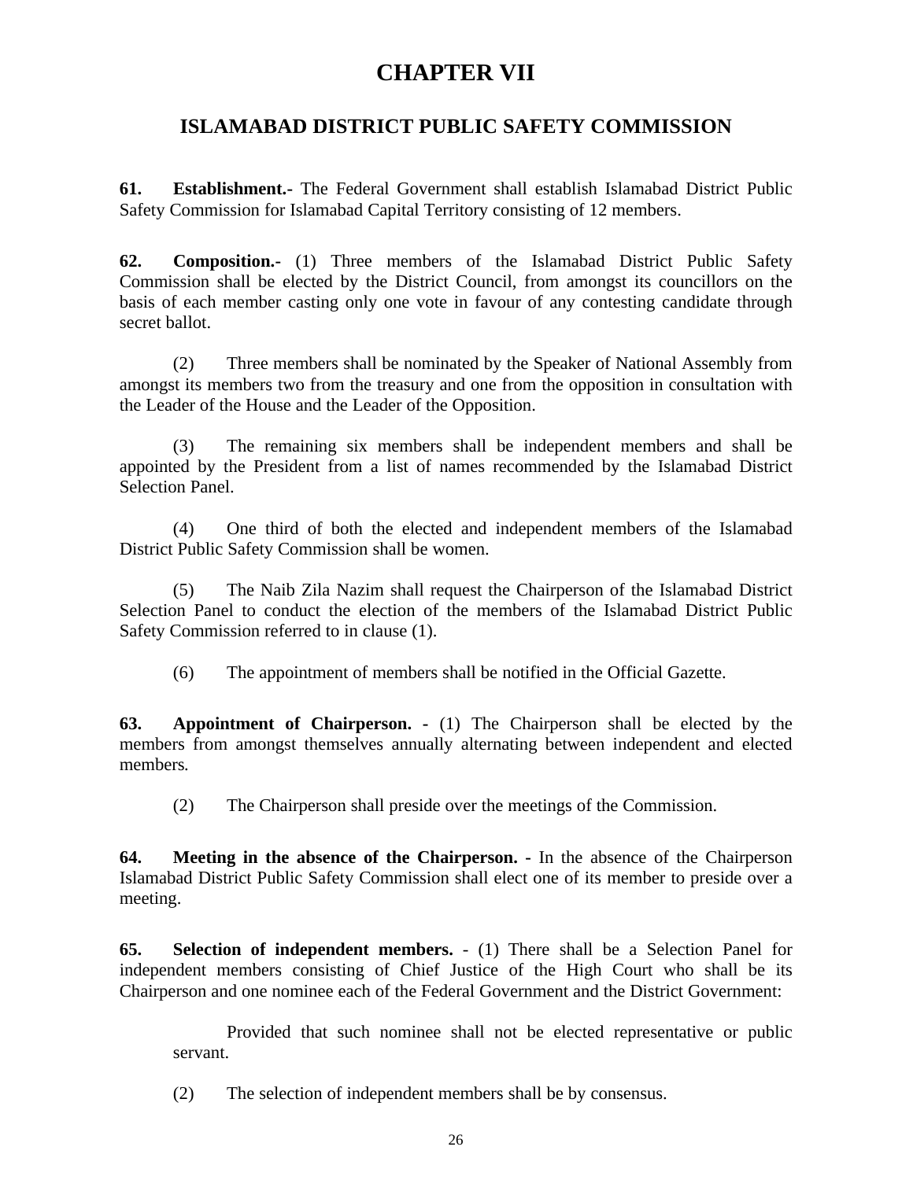# CHAPTER VII

## ISLAMABAD DISTRICT PUBLIC SAFETY COMMISSION

**61. Establishment.-** The Federal Government shall establish Islamabad District Public Safety Commission for Islamabad Capital Territory consisting of 12 members.

**62. Composition.-** (1) Three members of the Islamabad District Public Safety Commission shall be elected by the District Council, from amongst its councillors on the basis of each member casting only one vote in favour of any contesting candidate through secret ballot.

(2) Three members shall be nominated by the Speaker of National Assembly from amongst its members two from the treasury and one from the opposition in consultation with the Leader of the House and the Leader of the Opposition.

(3) The remaining six members shall be independent members and shall be appointed by the President from a list of names recommended by the Islamabad District Selection Panel.

(4) One third of both the elected and independent members of the Islamabad District Public Safety Commission shall be women.

(5) The Naib Zila Nazim shall request the Chairperson of the Islamabad District Selection Panel to conduct the election of the members of the Islamabad District Public Safety Commission referred to in clause (1).

(6) The appointment of members shall be notified in the Official Gazette.

**63. Appointment of Chairperson. -** (1) The Chairperson shall be elected by the members from amongst themselves annually alternating between independent and elected members.

(2) The Chairperson shall preside over the meetings of the Commission.

**64. Meeting in the absence of the Chairperson. -** In the absence of the Chairperson Islamabad District Public Safety Commission shall elect one of its member to preside over a meeting.

**65. Selection of independent members.** - (1) There shall be a Selection Panel for independent members consisting of Chief Justice of the High Court who shall be its Chairperson and one nominee each of the Federal Government and the District Government:

Provided that such nominee shall not be elected representative or public servant.

(2) The selection of independent members shall be by consensus.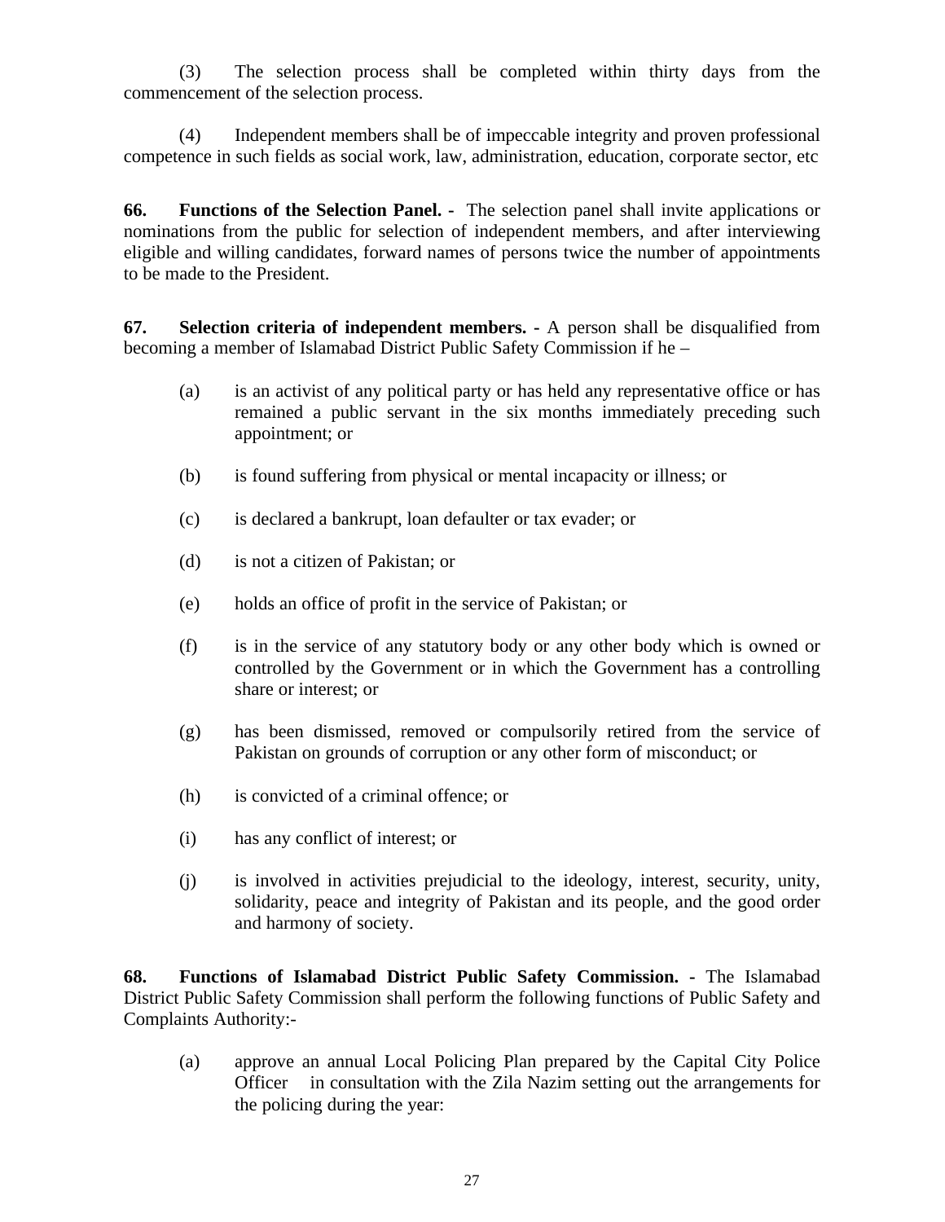(3) The selection process shall be completed within thirty days from the commencement of the selection process.

(4) Independent members shall be of impeccable integrity and proven professional competence in such fields as social work, law, administration, education, corporate sector, etc

**66. Functions of the Selection Panel. -** The selection panel shall invite applications or nominations from the public for selection of independent members, and after interviewing eligible and willing candidates, forward names of persons twice the number of appointments to be made to the President.

**67. Selection criteria of independent members. -** A person shall be disqualified from becoming a member of Islamabad District Public Safety Commission if he –

(a) is an activist of any political party or has held any representative office or has remained a public servant in the six months immediately preceding such appointment; or

(b) is found suffering from physical or mental incapacity or illness; or

(c) is declared a bankrupt, loan defaulter or tax evader; or

(d) is not a citizen of Pakistan; or

(e) holds an office of profit in the service of Pakistan; or

(f) is in the service of any statutory body or any other body which is owned or controlled by the Government or in which the Government has a controlling share or interest; or

(g) has been dismissed, removed or compulsorily retired from the service of Pakistan on grounds of corruption or any other form of misconduct; or

(h) is convicted of a criminal offence; or

(i) has any conflict of interest; or

(j) is involved in activities prejudicial to the ideology, interest, security, unity, solidarity, peace and integrity of Pakistan and its people, and the good order and harmony of society.

**68. Functions of Islamabad District Public Safety Commission. -** The Islamabad District Public Safety Commission shall perform the following functions of Public Safety and Complaints Authority:-

(a) approve an annual Local Policing Plan prepared by the Capital City Police Officer in consultation with the Zila Nazim setting out the arrangements for the policing during the year: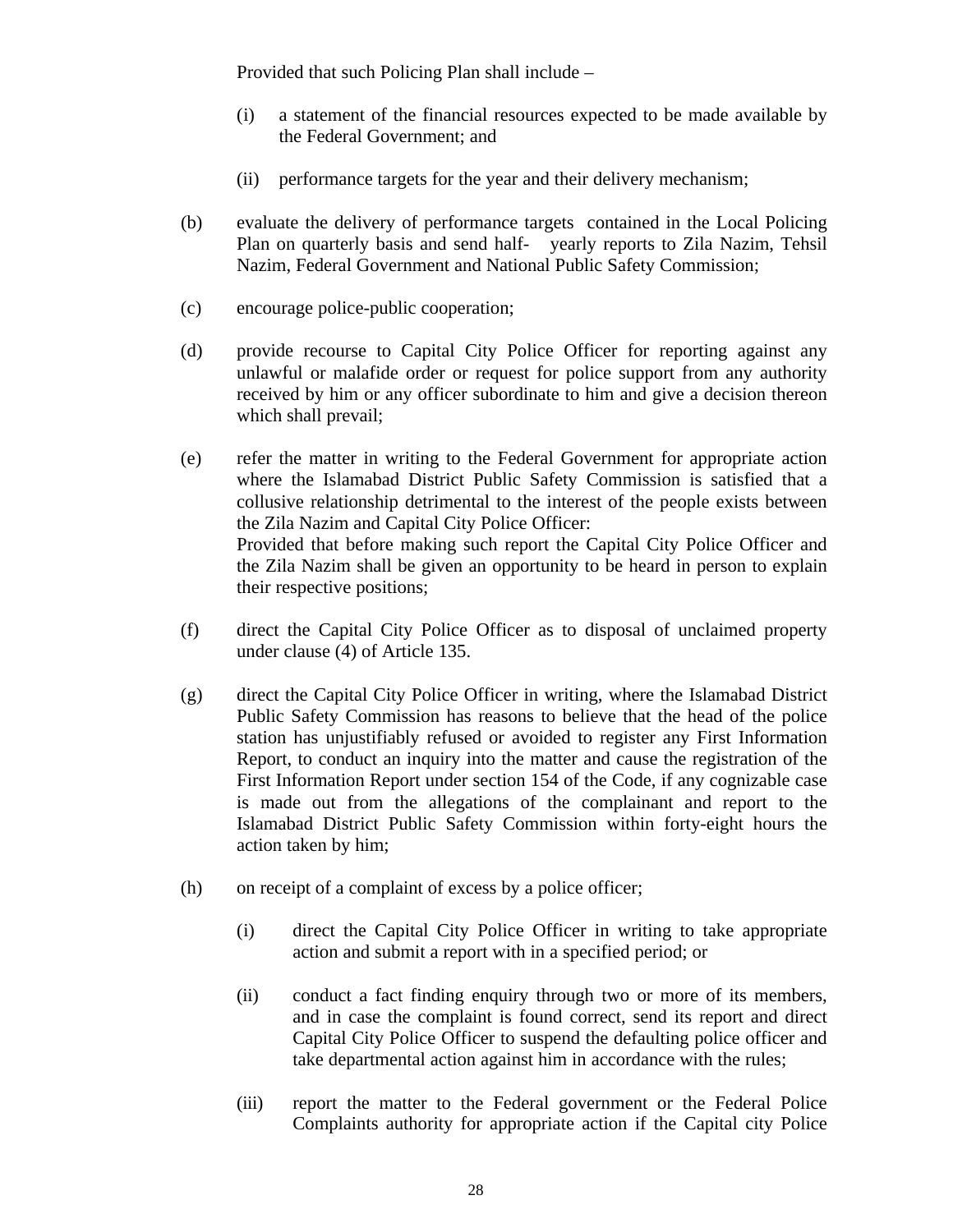Provided that such Policing Plan shall include –

(i) a statement of the financial resources expected to be made available by the Federal Government; and

(ii) performance targets for the year and their delivery mechanism;

(b) evaluate the delivery of performance targets contained in the Local Policing Plan on quarterly basis and send half- yearly reports to Zila Nazim, Tehsil Nazim, Federal Government and National Public Safety Commission;

(c) encourage police-public cooperation;

(d) provide recourse to Capital City Police Officer for reporting against any unlawful or malafide order or request for police support from any authority received by him or any officer subordinate to him and give a decision thereon which shall prevail;

(e) refer the matter in writing to the Federal Government for appropriate action where the Islamabad District Public Safety Commission is satisfied that a collusive relationship detrimental to the interest of the people exists between the Zila Nazim and Capital City Police Officer:
Provided that before making such report the Capital City Police Officer and the Zila Nazim shall be given an opportunity to be heard in person to explain their respective positions;

(f) direct the Capital City Police Officer as to disposal of unclaimed property under clause (4) of Article 135.

(g) direct the Capital City Police Officer in writing, where the Islamabad District Public Safety Commission has reasons to believe that the head of the police station has unjustifiably refused or avoided to register any First Information Report, to conduct an inquiry into the matter and cause the registration of the First Information Report under section 154 of the Code, if any cognizable case is made out from the allegations of the complainant and report to the Islamabad District Public Safety Commission within forty-eight hours the action taken by him;

(h) on receipt of a complaint of excess by a police officer;

(i) direct the Capital City Police Officer in writing to take appropriate action and submit a report with in a specified period; or

(ii) conduct a fact finding enquiry through two or more of its members, and in case the complaint is found correct, send its report and direct Capital City Police Officer to suspend the defaulting police officer and take departmental action against him in accordance with the rules;

(iii) report the matter to the Federal government or the Federal Police Complaints authority for appropriate action if the Capital city Police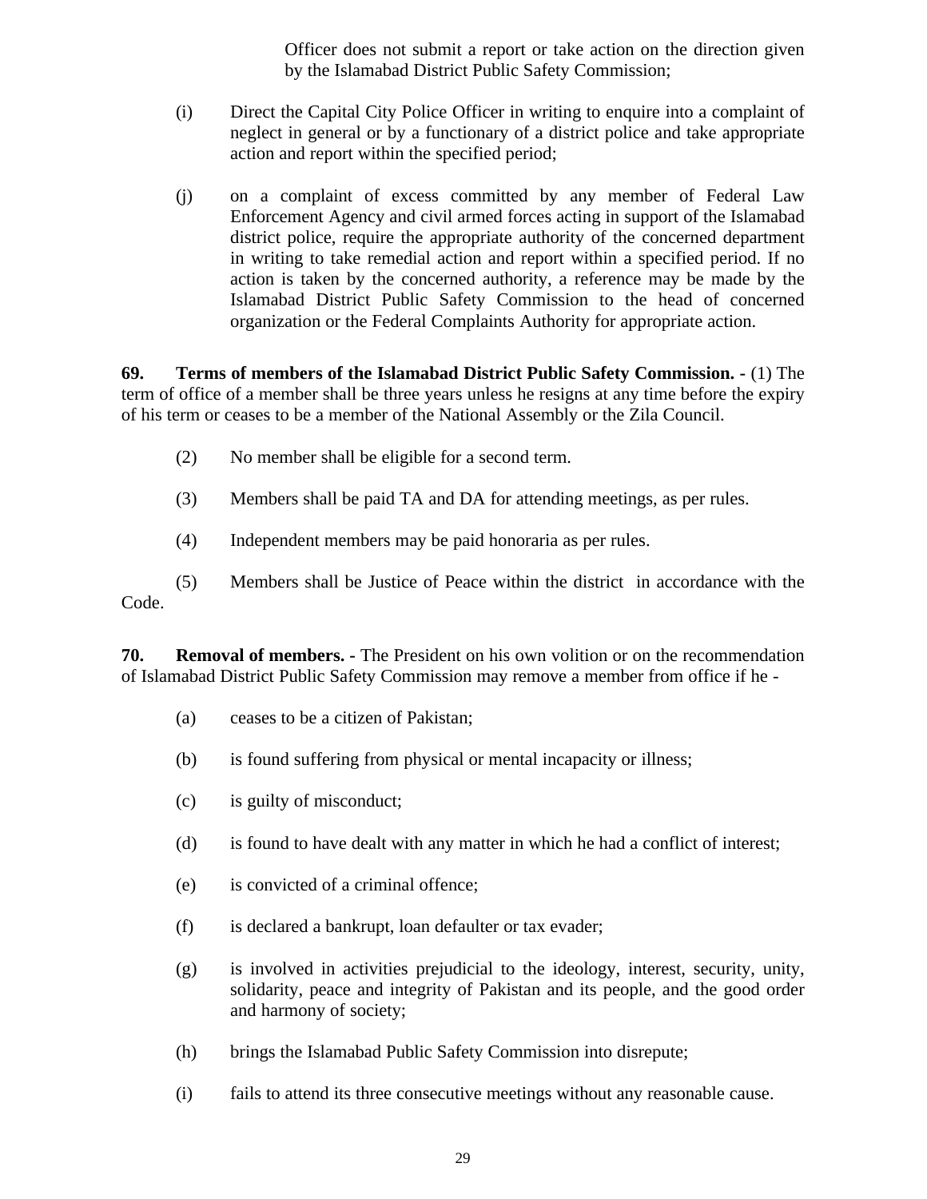Officer does not submit a report or take action on the direction given by the Islamabad District Public Safety Commission;

(i) Direct the Capital City Police Officer in writing to enquire into a complaint of neglect in general or by a functionary of a district police and take appropriate action and report within the specified period;

(j) on a complaint of excess committed by any member of Federal Law Enforcement Agency and civil armed forces acting in support of the Islamabad district police, require the appropriate authority of the concerned department in writing to take remedial action and report within a specified period. If no action is taken by the concerned authority, a reference may be made by the Islamabad District Public Safety Commission to the head of concerned organization or the Federal Complaints Authority for appropriate action.

**69. Terms of members of the Islamabad District Public Safety Commission. -** (1) The term of office of a member shall be three years unless he resigns at any time before the expiry of his term or ceases to be a member of the National Assembly or the Zila Council.

(2) No member shall be eligible for a second term.

(3) Members shall be paid TA and DA for attending meetings, as per rules.

(4) Independent members may be paid honoraria as per rules.

(5) Members shall be Justice of Peace within the district in accordance with the Code.

**70. Removal of members. -** The President on his own volition or on the recommendation of Islamabad District Public Safety Commission may remove a member from office if he -

(a) ceases to be a citizen of Pakistan;

(b) is found suffering from physical or mental incapacity or illness;

(c) is guilty of misconduct;

(d) is found to have dealt with any matter in which he had a conflict of interest;

(e) is convicted of a criminal offence;

(f) is declared a bankrupt, loan defaulter or tax evader;

(g) is involved in activities prejudicial to the ideology, interest, security, unity, solidarity, peace and integrity of Pakistan and its people, and the good order and harmony of society;

(h) brings the Islamabad Public Safety Commission into disrepute;

(i) fails to attend its three consecutive meetings without any reasonable cause.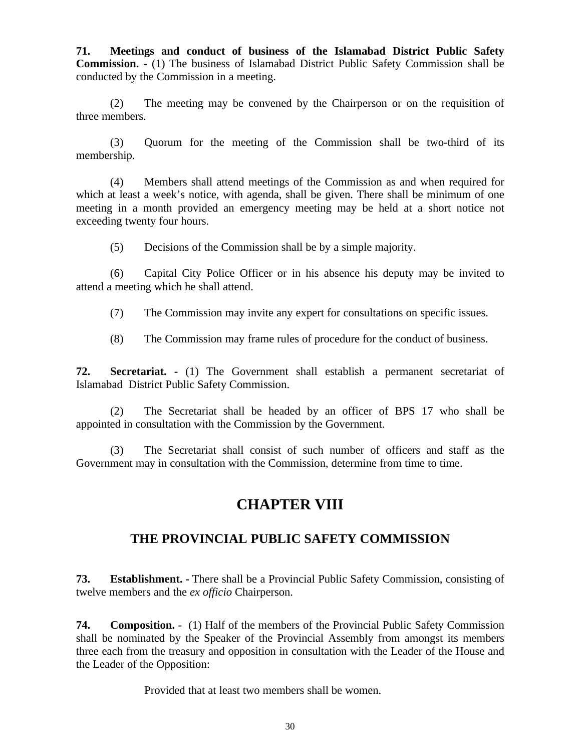**71. Meetings and conduct of business of the Islamabad District Public Safety Commission. -** (1) The business of Islamabad District Public Safety Commission shall be conducted by the Commission in a meeting.

(2) The meeting may be convened by the Chairperson or on the requisition of three members.

(3) Quorum for the meeting of the Commission shall be two-third of its membership.

(4) Members shall attend meetings of the Commission as and when required for which at least a week's notice, with agenda, shall be given. There shall be minimum of one meeting in a month provided an emergency meeting may be held at a short notice not exceeding twenty four hours.

(5) Decisions of the Commission shall be by a simple majority.

(6) Capital City Police Officer or in his absence his deputy may be invited to attend a meeting which he shall attend.

(7) The Commission may invite any expert for consultations on specific issues.

(8) The Commission may frame rules of procedure for the conduct of business.

**72. Secretariat. -** (1) The Government shall establish a permanent secretariat of Islamabad District Public Safety Commission.

(2) The Secretariat shall be headed by an officer of BPS 17 who shall be appointed in consultation with the Commission by the Government.

(3) The Secretariat shall consist of such number of officers and staff as the Government may in consultation with the Commission, determine from time to time.

# CHAPTER VIII

## THE PROVINCIAL PUBLIC SAFETY COMMISSION

**73. Establishment. -** There shall be a Provincial Public Safety Commission, consisting of twelve members and the *ex officio* Chairperson.

**74. Composition. -** (1) Half of the members of the Provincial Public Safety Commission shall be nominated by the Speaker of the Provincial Assembly from amongst its members three each from the treasury and opposition in consultation with the Leader of the House and the Leader of the Opposition:

Provided that at least two members shall be women.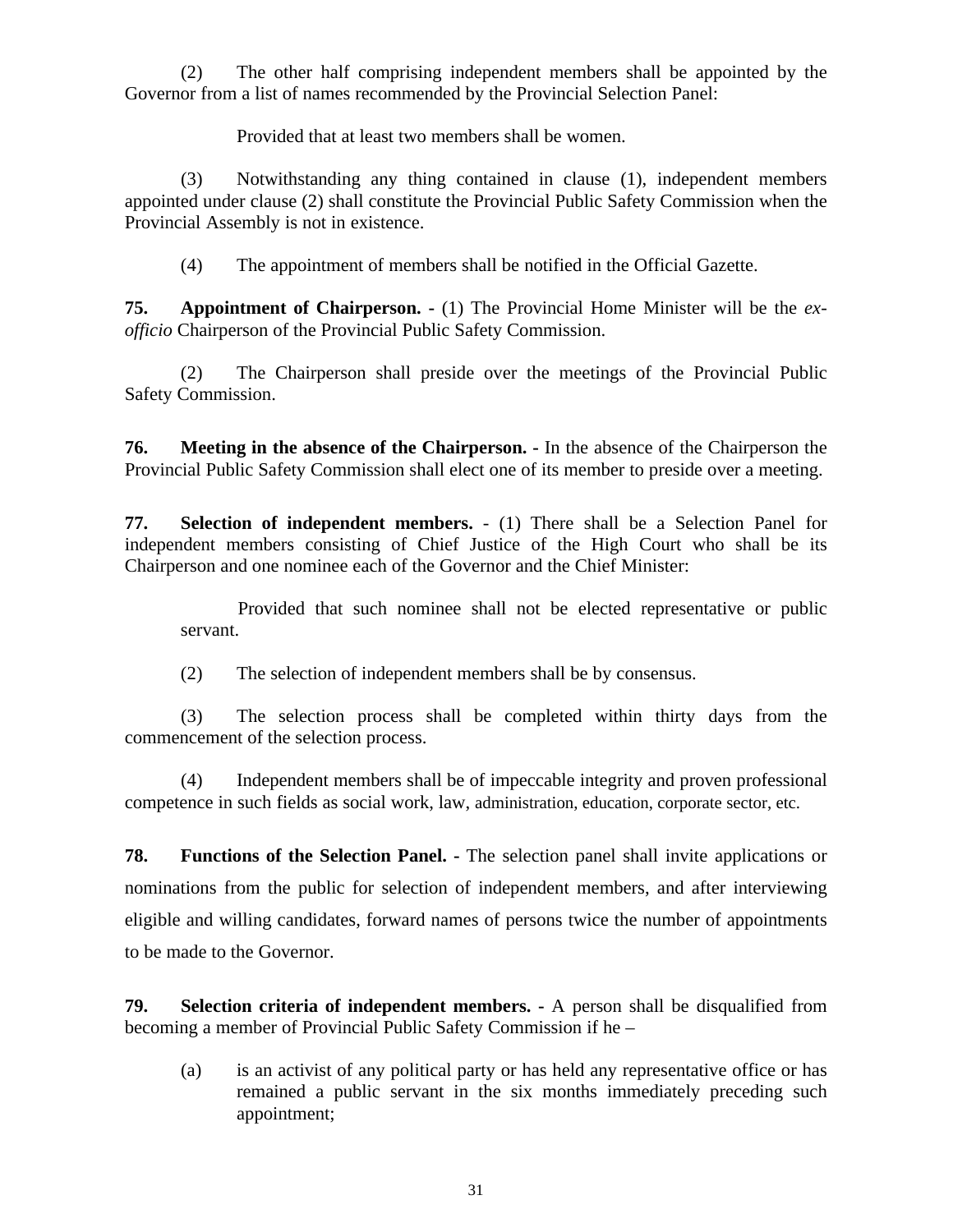(2) The other half comprising independent members shall be appointed by the Governor from a list of names recommended by the Provincial Selection Panel:

Provided that at least two members shall be women.

(3) Notwithstanding any thing contained in clause (1), independent members appointed under clause (2) shall constitute the Provincial Public Safety Commission when the Provincial Assembly is not in existence.

(4) The appointment of members shall be notified in the Official Gazette.

**75. Appointment of Chairperson. -** (1) The Provincial Home Minister will be the *ex-officio* Chairperson of the Provincial Public Safety Commission.

(2) The Chairperson shall preside over the meetings of the Provincial Public Safety Commission.

**76. Meeting in the absence of the Chairperson. -** In the absence of the Chairperson the Provincial Public Safety Commission shall elect one of its member to preside over a meeting.

**77. Selection of independent members.** - (1) There shall be a Selection Panel for independent members consisting of Chief Justice of the High Court who shall be its Chairperson and one nominee each of the Governor and the Chief Minister:

Provided that such nominee shall not be elected representative or public servant.

(2) The selection of independent members shall be by consensus.

(3) The selection process shall be completed within thirty days from the commencement of the selection process.

(4) Independent members shall be of impeccable integrity and proven professional competence in such fields as social work, law, administration, education, corporate sector, etc.

**78. Functions of the Selection Panel. -** The selection panel shall invite applications or nominations from the public for selection of independent members, and after interviewing eligible and willing candidates, forward names of persons twice the number of appointments to be made to the Governor.

**79. Selection criteria of independent members. -** A person shall be disqualified from becoming a member of Provincial Public Safety Commission if he –

(a) is an activist of any political party or has held any representative office or has remained a public servant in the six months immediately preceding such appointment;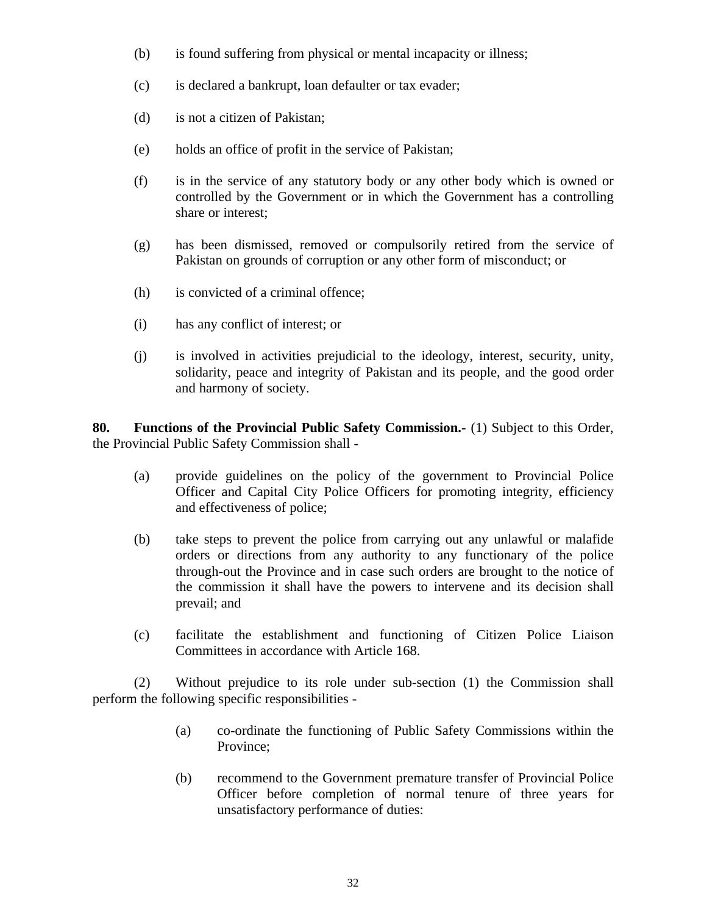(b) is found suffering from physical or mental incapacity or illness;

(c) is declared a bankrupt, loan defaulter or tax evader;

(d) is not a citizen of Pakistan;

(e) holds an office of profit in the service of Pakistan;

(f) is in the service of any statutory body or any other body which is owned or controlled by the Government or in which the Government has a controlling share or interest;

(g) has been dismissed, removed or compulsorily retired from the service of Pakistan on grounds of corruption or any other form of misconduct; or

(h) is convicted of a criminal offence;

(i) has any conflict of interest; or

(j) is involved in activities prejudicial to the ideology, interest, security, unity, solidarity, peace and integrity of Pakistan and its people, and the good order and harmony of society.

**80. Functions of the Provincial Public Safety Commission.-** (1) Subject to this Order, the Provincial Public Safety Commission shall -

(a) provide guidelines on the policy of the government to Provincial Police Officer and Capital City Police Officers for promoting integrity, efficiency and effectiveness of police;

(b) take steps to prevent the police from carrying out any unlawful or malafide orders or directions from any authority to any functionary of the police through-out the Province and in case such orders are brought to the notice of the commission it shall have the powers to intervene and its decision shall prevail; and

(c) facilitate the establishment and functioning of Citizen Police Liaison Committees in accordance with Article 168.

(2) Without prejudice to its role under sub-section (1) the Commission shall perform the following specific responsibilities -

(a) co-ordinate the functioning of Public Safety Commissions within the Province;

(b) recommend to the Government premature transfer of Provincial Police Officer before completion of normal tenure of three years for unsatisfactory performance of duties: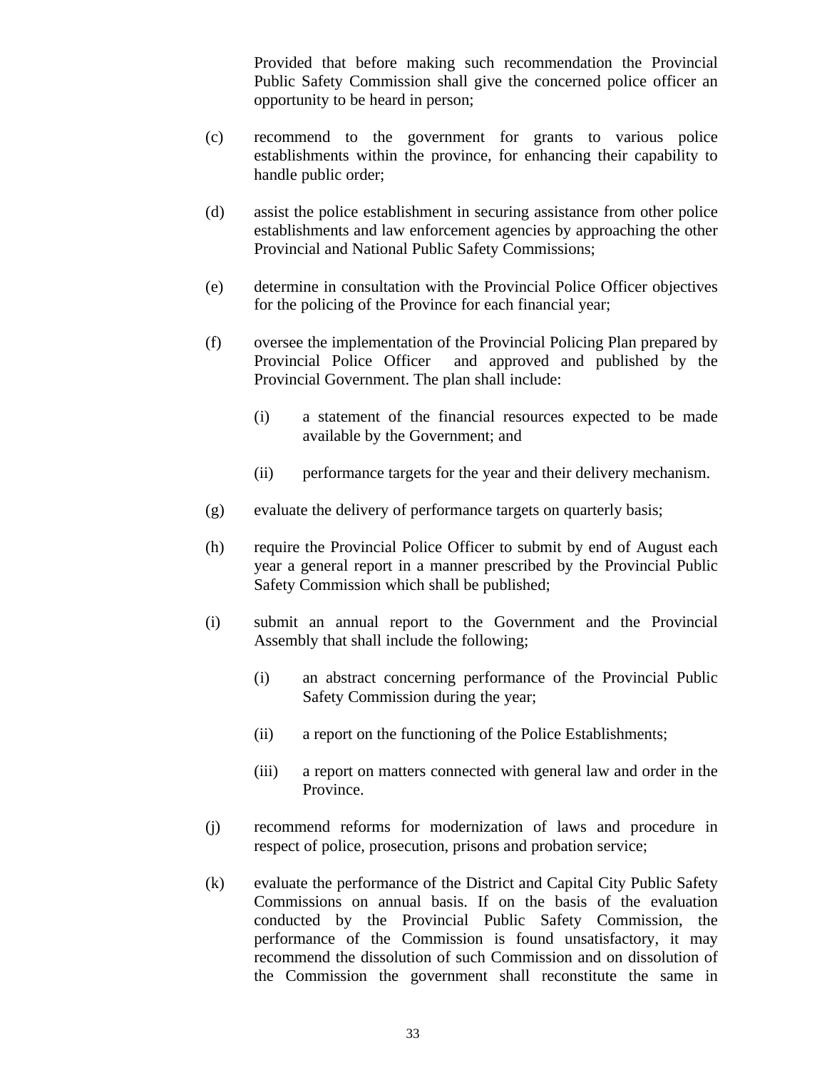Provided that before making such recommendation the Provincial Public Safety Commission shall give the concerned police officer an opportunity to be heard in person;

(c) recommend to the government for grants to various police establishments within the province, for enhancing their capability to handle public order;

(d) assist the police establishment in securing assistance from other police establishments and law enforcement agencies by approaching the other Provincial and National Public Safety Commissions;

(e) determine in consultation with the Provincial Police Officer objectives for the policing of the Province for each financial year;

(f) oversee the implementation of the Provincial Policing Plan prepared by Provincial Police Officer and approved and published by the Provincial Government. The plan shall include:

   (i) a statement of the financial resources expected to be made available by the Government; and

   (ii) performance targets for the year and their delivery mechanism.

(g) evaluate the delivery of performance targets on quarterly basis;

(h) require the Provincial Police Officer to submit by end of August each year a general report in a manner prescribed by the Provincial Public Safety Commission which shall be published;

(i) submit an annual report to the Government and the Provincial Assembly that shall include the following;

   (i) an abstract concerning performance of the Provincial Public Safety Commission during the year;

   (ii) a report on the functioning of the Police Establishments;

   (iii) a report on matters connected with general law and order in the Province.

(j) recommend reforms for modernization of laws and procedure in respect of police, prosecution, prisons and probation service;

(k) evaluate the performance of the District and Capital City Public Safety Commissions on annual basis. If on the basis of the evaluation conducted by the Provincial Public Safety Commission, the performance of the Commission is found unsatisfactory, it may recommend the dissolution of such Commission and on dissolution of the Commission the government shall reconstitute the same in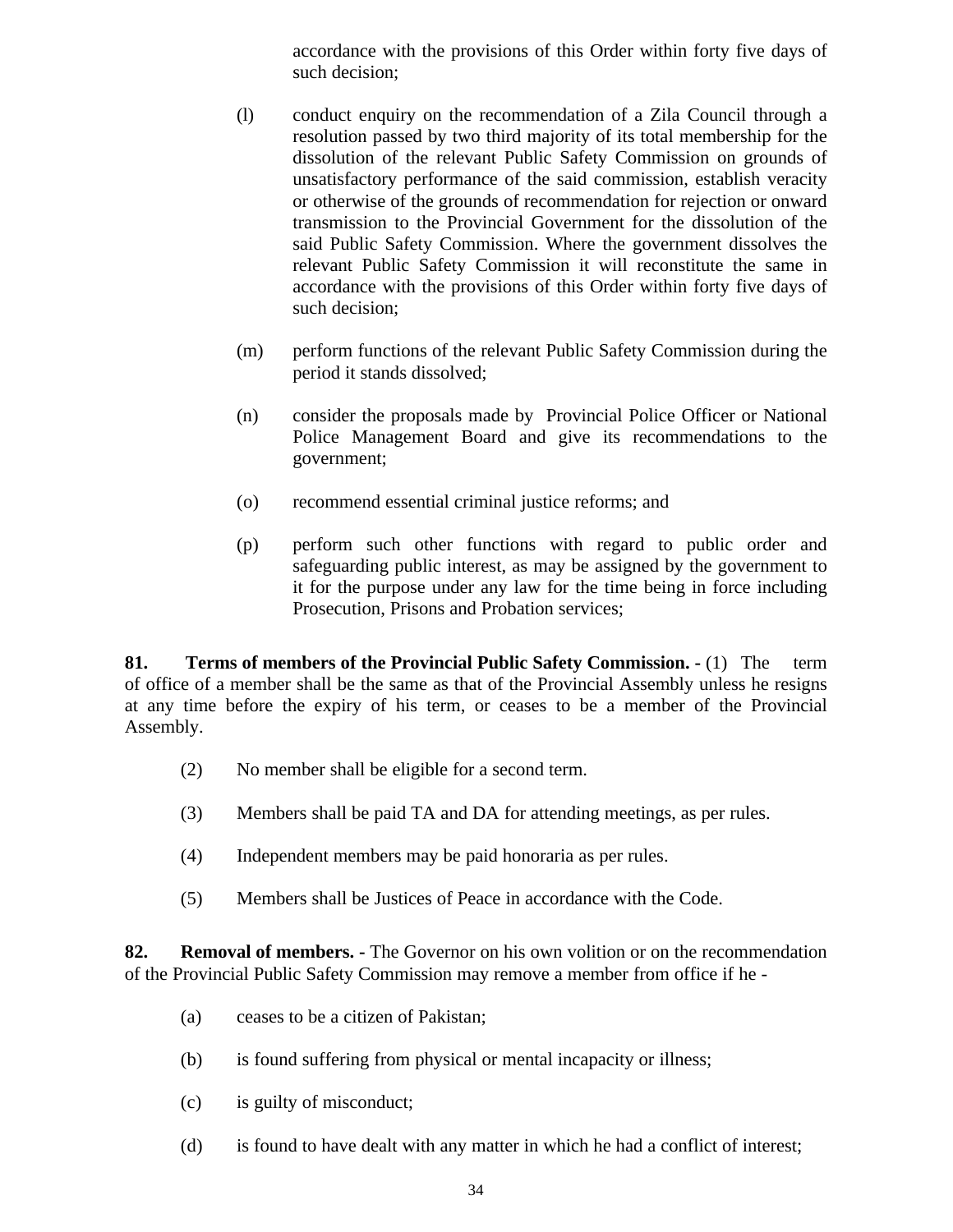accordance with the provisions of this Order within forty five days of such decision;

(l) conduct enquiry on the recommendation of a Zila Council through a resolution passed by two third majority of its total membership for the dissolution of the relevant Public Safety Commission on grounds of unsatisfactory performance of the said commission, establish veracity or otherwise of the grounds of recommendation for rejection or onward transmission to the Provincial Government for the dissolution of the said Public Safety Commission. Where the government dissolves the relevant Public Safety Commission it will reconstitute the same in accordance with the provisions of this Order within forty five days of such decision;

(m) perform functions of the relevant Public Safety Commission during the period it stands dissolved;

(n) consider the proposals made by Provincial Police Officer or National Police Management Board and give its recommendations to the government;

(o) recommend essential criminal justice reforms; and

(p) perform such other functions with regard to public order and safeguarding public interest, as may be assigned by the government to it for the purpose under any law for the time being in force including Prosecution, Prisons and Probation services;

**81. Terms of members of the Provincial Public Safety Commission. -** (1) The term of office of a member shall be the same as that of the Provincial Assembly unless he resigns at any time before the expiry of his term, or ceases to be a member of the Provincial Assembly.

(2) No member shall be eligible for a second term.

(3) Members shall be paid TA and DA for attending meetings, as per rules.

(4) Independent members may be paid honoraria as per rules.

(5) Members shall be Justices of Peace in accordance with the Code.

**82. Removal of members. -** The Governor on his own volition or on the recommendation of the Provincial Public Safety Commission may remove a member from office if he -

(a) ceases to be a citizen of Pakistan;

(b) is found suffering from physical or mental incapacity or illness;

(c) is guilty of misconduct;

(d) is found to have dealt with any matter in which he had a conflict of interest;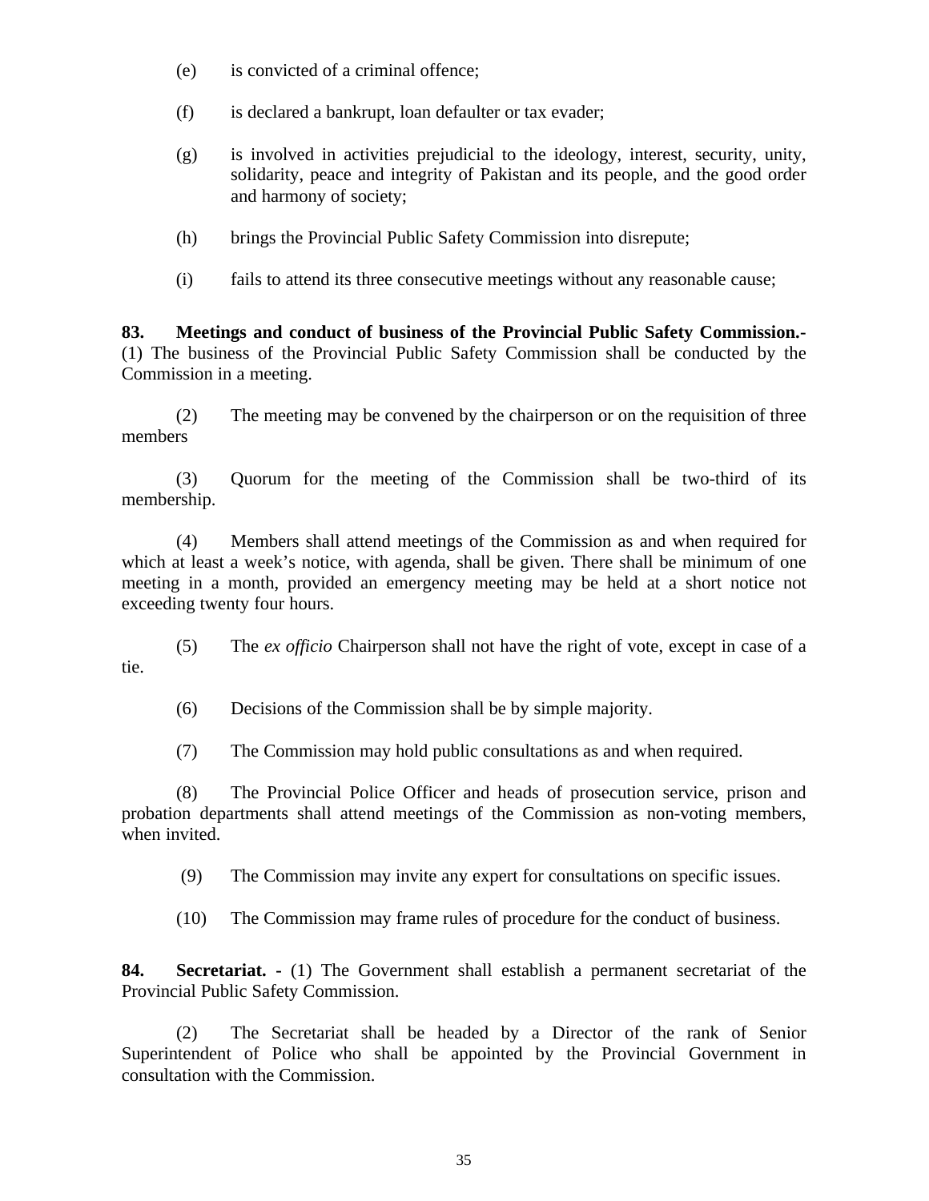(e) is convicted of a criminal offence;

(f) is declared a bankrupt, loan defaulter or tax evader;

(g) is involved in activities prejudicial to the ideology, interest, security, unity, solidarity, peace and integrity of Pakistan and its people, and the good order and harmony of society;

(h) brings the Provincial Public Safety Commission into disrepute;

(i) fails to attend its three consecutive meetings without any reasonable cause;

**83. Meetings and conduct of business of the Provincial Public Safety Commission.-** (1) The business of the Provincial Public Safety Commission shall be conducted by the Commission in a meeting.

(2) The meeting may be convened by the chairperson or on the requisition of three members

(3) Quorum for the meeting of the Commission shall be two-third of its membership.

(4) Members shall attend meetings of the Commission as and when required for which at least a week's notice, with agenda, shall be given. There shall be minimum of one meeting in a month, provided an emergency meeting may be held at a short notice not exceeding twenty four hours.

(5) The *ex officio* Chairperson shall not have the right of vote, except in case of a tie.

(6) Decisions of the Commission shall be by simple majority.

(7) The Commission may hold public consultations as and when required.

(8) The Provincial Police Officer and heads of prosecution service, prison and probation departments shall attend meetings of the Commission as non-voting members, when invited.

(9) The Commission may invite any expert for consultations on specific issues.

(10) The Commission may frame rules of procedure for the conduct of business.

**84. Secretariat. -** (1) The Government shall establish a permanent secretariat of the Provincial Public Safety Commission.

(2) The Secretariat shall be headed by a Director of the rank of Senior Superintendent of Police who shall be appointed by the Provincial Government in consultation with the Commission.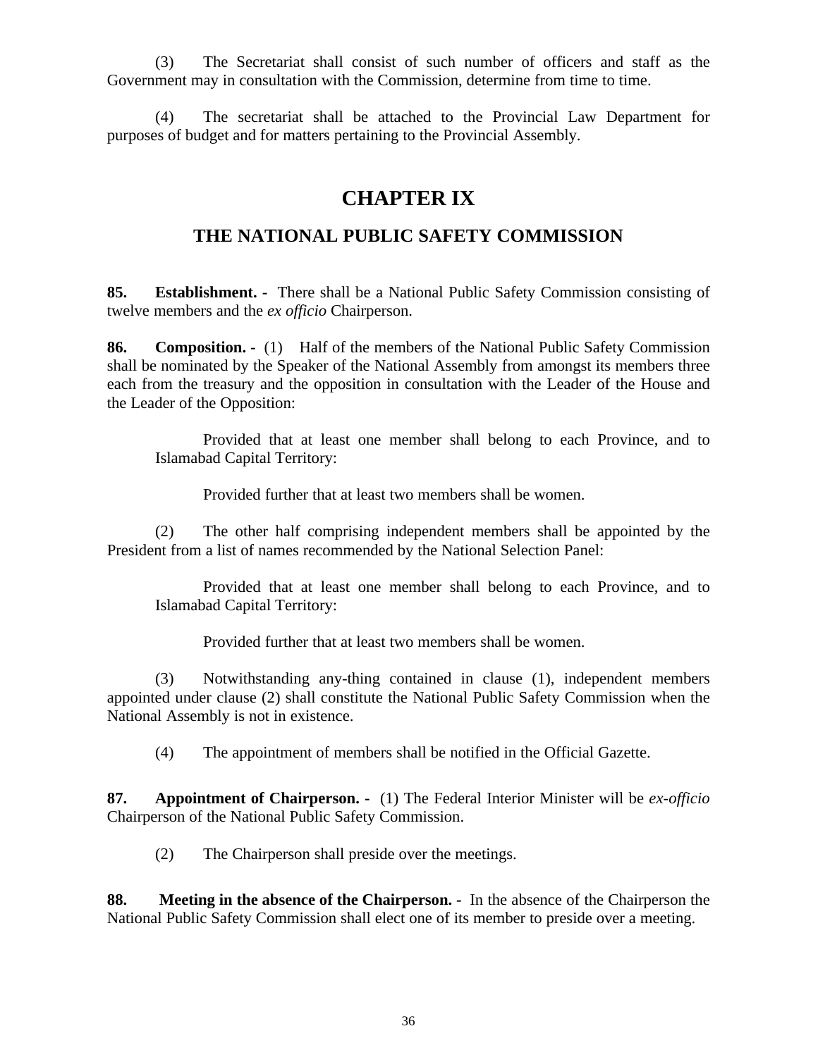(3) The Secretariat shall consist of such number of officers and staff as the Government may in consultation with the Commission, determine from time to time.

(4) The secretariat shall be attached to the Provincial Law Department for purposes of budget and for matters pertaining to the Provincial Assembly.

# CHAPTER IX

## THE NATIONAL PUBLIC SAFETY COMMISSION

**85. Establishment. -** There shall be a National Public Safety Commission consisting of twelve members and the *ex officio* Chairperson.

**86. Composition. -** (1) Half of the members of the National Public Safety Commission shall be nominated by the Speaker of the National Assembly from amongst its members three each from the treasury and the opposition in consultation with the Leader of the House and the Leader of the Opposition:

> Provided that at least one member shall belong to each Province, and to Islamabad Capital Territory:
>
> Provided further that at least two members shall be women.

(2) The other half comprising independent members shall be appointed by the President from a list of names recommended by the National Selection Panel:

> Provided that at least one member shall belong to each Province, and to Islamabad Capital Territory:
>
> Provided further that at least two members shall be women.

(3) Notwithstanding any-thing contained in clause (1), independent members appointed under clause (2) shall constitute the National Public Safety Commission when the National Assembly is not in existence.

(4) The appointment of members shall be notified in the Official Gazette.

**87. Appointment of Chairperson. -** (1) The Federal Interior Minister will be *ex-officio* Chairperson of the National Public Safety Commission.

(2) The Chairperson shall preside over the meetings.

**88. Meeting in the absence of the Chairperson. -** In the absence of the Chairperson the National Public Safety Commission shall elect one of its member to preside over a meeting.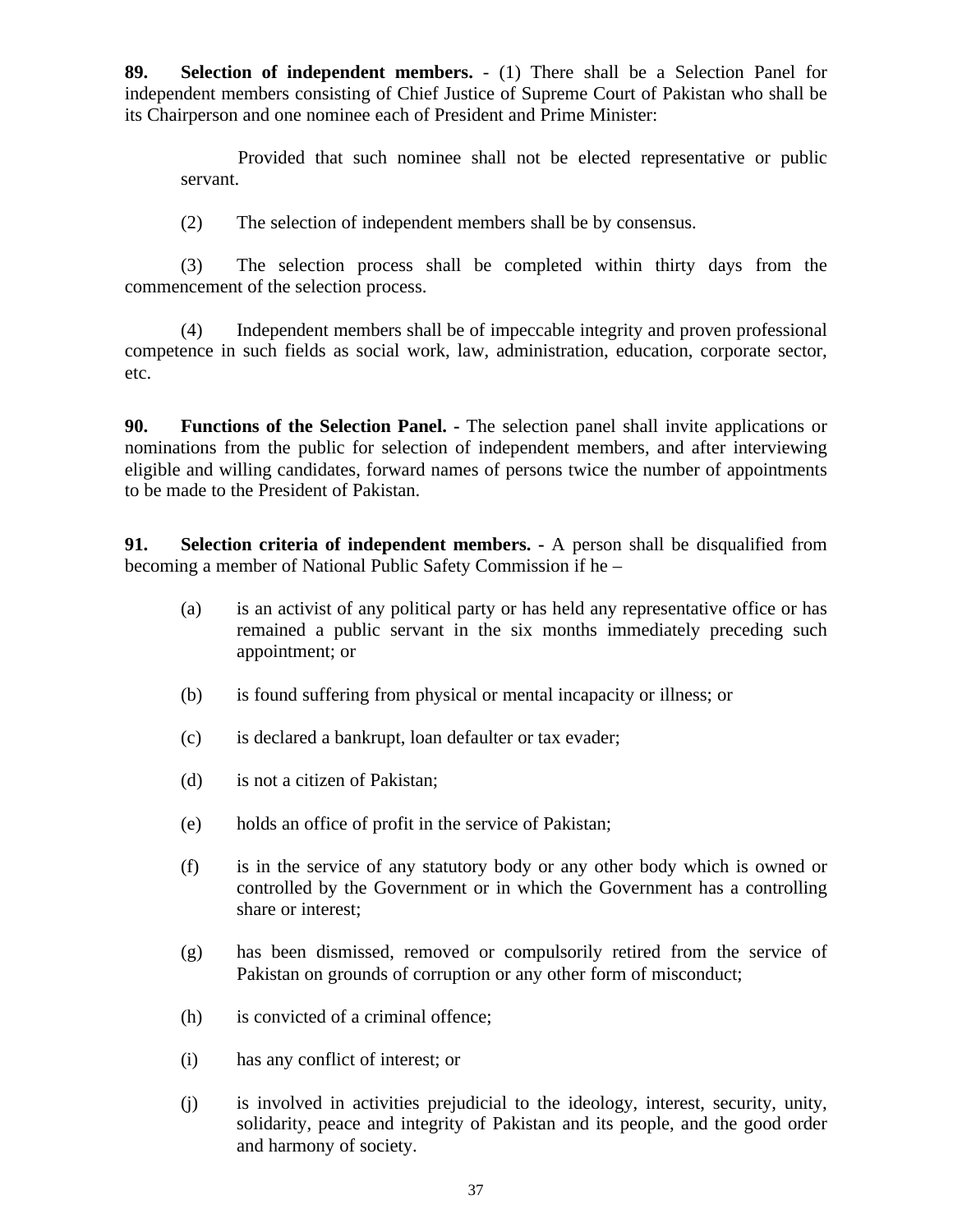**89. Selection of independent members.** - (1) There shall be a Selection Panel for independent members consisting of Chief Justice of Supreme Court of Pakistan who shall be its Chairperson and one nominee each of President and Prime Minister:

Provided that such nominee shall not be elected representative or public servant.

(2) The selection of independent members shall be by consensus.

(3) The selection process shall be completed within thirty days from the commencement of the selection process.

(4) Independent members shall be of impeccable integrity and proven professional competence in such fields as social work, law, administration, education, corporate sector, etc.

**90. Functions of the Selection Panel. -** The selection panel shall invite applications or nominations from the public for selection of independent members, and after interviewing eligible and willing candidates, forward names of persons twice the number of appointments to be made to the President of Pakistan.

**91. Selection criteria of independent members. -** A person shall be disqualified from becoming a member of National Public Safety Commission if he –

(a) is an activist of any political party or has held any representative office or has remained a public servant in the six months immediately preceding such appointment; or

(b) is found suffering from physical or mental incapacity or illness; or

(c) is declared a bankrupt, loan defaulter or tax evader;

(d) is not a citizen of Pakistan;

(e) holds an office of profit in the service of Pakistan;

(f) is in the service of any statutory body or any other body which is owned or controlled by the Government or in which the Government has a controlling share or interest;

(g) has been dismissed, removed or compulsorily retired from the service of Pakistan on grounds of corruption or any other form of misconduct;

(h) is convicted of a criminal offence;

(i) has any conflict of interest; or

(j) is involved in activities prejudicial to the ideology, interest, security, unity, solidarity, peace and integrity of Pakistan and its people, and the good order and harmony of society.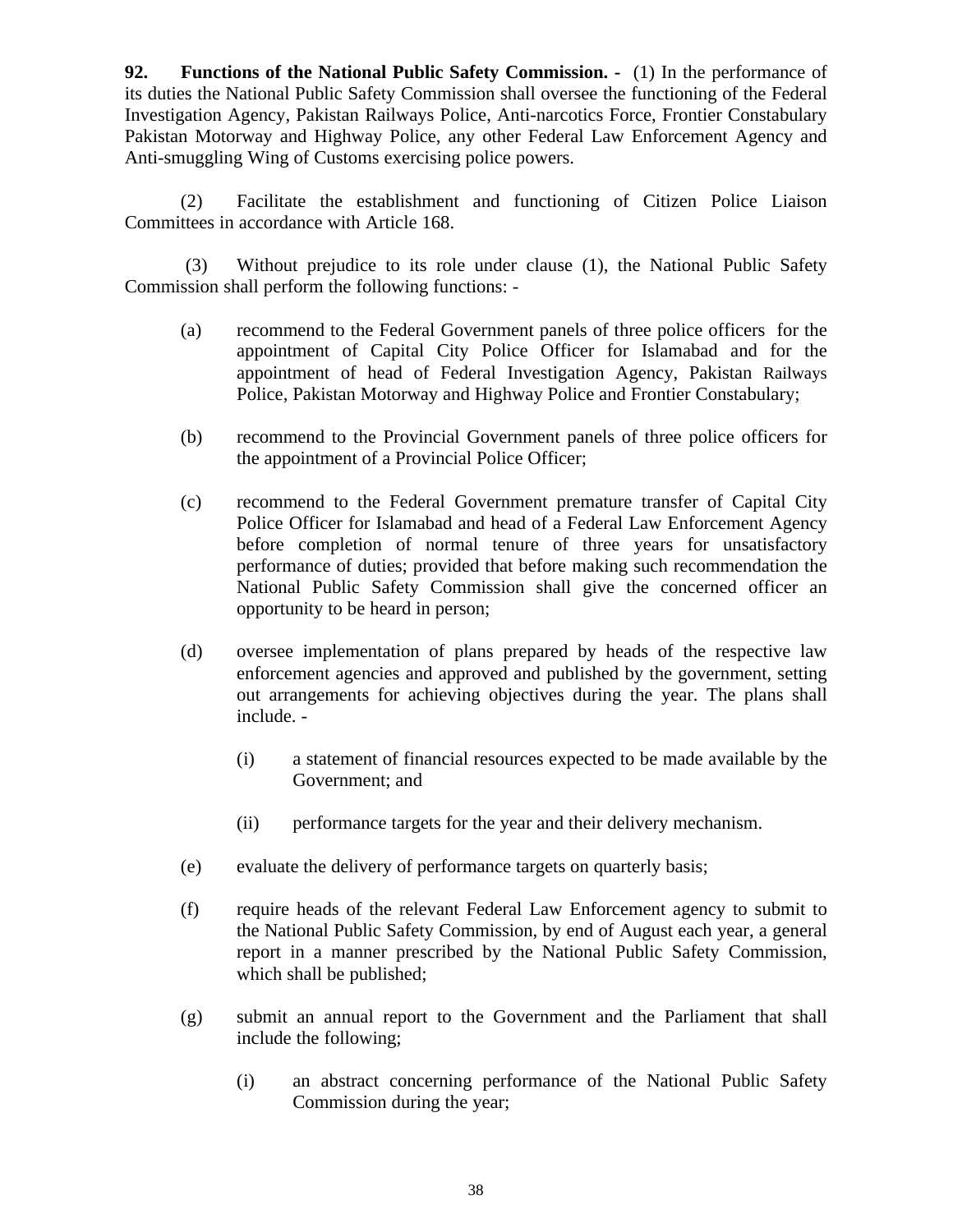**92. Functions of the National Public Safety Commission. -** (1) In the performance of its duties the National Public Safety Commission shall oversee the functioning of the Federal Investigation Agency, Pakistan Railways Police, Anti-narcotics Force, Frontier Constabulary Pakistan Motorway and Highway Police, any other Federal Law Enforcement Agency and Anti-smuggling Wing of Customs exercising police powers.

(2) Facilitate the establishment and functioning of Citizen Police Liaison Committees in accordance with Article 168.

(3) Without prejudice to its role under clause (1), the National Public Safety Commission shall perform the following functions: -

(a) recommend to the Federal Government panels of three police officers for the appointment of Capital City Police Officer for Islamabad and for the appointment of head of Federal Investigation Agency, Pakistan Railways Police, Pakistan Motorway and Highway Police and Frontier Constabulary;

(b) recommend to the Provincial Government panels of three police officers for the appointment of a Provincial Police Officer;

(c) recommend to the Federal Government premature transfer of Capital City Police Officer for Islamabad and head of a Federal Law Enforcement Agency before completion of normal tenure of three years for unsatisfactory performance of duties; provided that before making such recommendation the National Public Safety Commission shall give the concerned officer an opportunity to be heard in person;

(d) oversee implementation of plans prepared by heads of the respective law enforcement agencies and approved and published by the government, setting out arrangements for achieving objectives during the year. The plans shall include. -

   (i) a statement of financial resources expected to be made available by the Government; and

   (ii) performance targets for the year and their delivery mechanism.

(e) evaluate the delivery of performance targets on quarterly basis;

(f) require heads of the relevant Federal Law Enforcement agency to submit to the National Public Safety Commission, by end of August each year, a general report in a manner prescribed by the National Public Safety Commission, which shall be published;

(g) submit an annual report to the Government and the Parliament that shall include the following;

   (i) an abstract concerning performance of the National Public Safety Commission during the year;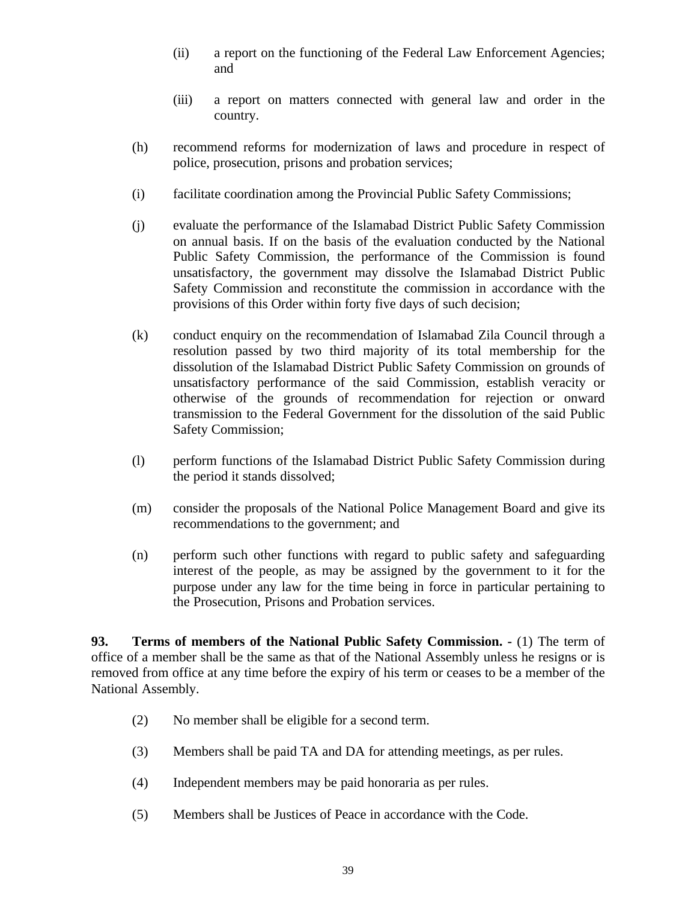(ii) a report on the functioning of the Federal Law Enforcement Agencies; and

(iii) a report on matters connected with general law and order in the country.

(h) recommend reforms for modernization of laws and procedure in respect of police, prosecution, prisons and probation services;

(i) facilitate coordination among the Provincial Public Safety Commissions;

(j) evaluate the performance of the Islamabad District Public Safety Commission on annual basis. If on the basis of the evaluation conducted by the National Public Safety Commission, the performance of the Commission is found unsatisfactory, the government may dissolve the Islamabad District Public Safety Commission and reconstitute the commission in accordance with the provisions of this Order within forty five days of such decision;

(k) conduct enquiry on the recommendation of Islamabad Zila Council through a resolution passed by two third majority of its total membership for the dissolution of the Islamabad District Public Safety Commission on grounds of unsatisfactory performance of the said Commission, establish veracity or otherwise of the grounds of recommendation for rejection or onward transmission to the Federal Government for the dissolution of the said Public Safety Commission;

(l) perform functions of the Islamabad District Public Safety Commission during the period it stands dissolved;

(m) consider the proposals of the National Police Management Board and give its recommendations to the government; and

(n) perform such other functions with regard to public safety and safeguarding interest of the people, as may be assigned by the government to it for the purpose under any law for the time being in force in particular pertaining to the Prosecution, Prisons and Probation services.

**93. Terms of members of the National Public Safety Commission. -** (1) The term of office of a member shall be the same as that of the National Assembly unless he resigns or is removed from office at any time before the expiry of his term or ceases to be a member of the National Assembly.

(2) No member shall be eligible for a second term.

(3) Members shall be paid TA and DA for attending meetings, as per rules.

(4) Independent members may be paid honoraria as per rules.

(5) Members shall be Justices of Peace in accordance with the Code.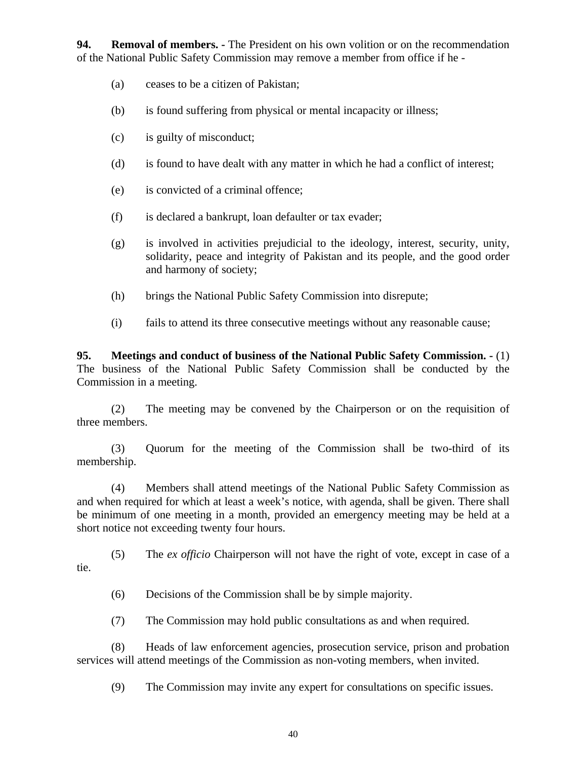**94. Removal of members. -** The President on his own volition or on the recommendation of the National Public Safety Commission may remove a member from office if he -

(a) ceases to be a citizen of Pakistan;

(b) is found suffering from physical or mental incapacity or illness;

(c) is guilty of misconduct;

(d) is found to have dealt with any matter in which he had a conflict of interest;

(e) is convicted of a criminal offence;

(f) is declared a bankrupt, loan defaulter or tax evader;

(g) is involved in activities prejudicial to the ideology, interest, security, unity, solidarity, peace and integrity of Pakistan and its people, and the good order and harmony of society;

(h) brings the National Public Safety Commission into disrepute;

(i) fails to attend its three consecutive meetings without any reasonable cause;

**95. Meetings and conduct of business of the National Public Safety Commission. -** (1) The business of the National Public Safety Commission shall be conducted by the Commission in a meeting.

(2) The meeting may be convened by the Chairperson or on the requisition of three members.

(3) Quorum for the meeting of the Commission shall be two-third of its membership.

(4) Members shall attend meetings of the National Public Safety Commission as and when required for which at least a week's notice, with agenda, shall be given. There shall be minimum of one meeting in a month, provided an emergency meeting may be held at a short notice not exceeding twenty four hours.

(5) The *ex officio* Chairperson will not have the right of vote, except in case of a tie.

(6) Decisions of the Commission shall be by simple majority.

(7) The Commission may hold public consultations as and when required.

(8) Heads of law enforcement agencies, prosecution service, prison and probation services will attend meetings of the Commission as non-voting members, when invited.

(9) The Commission may invite any expert for consultations on specific issues.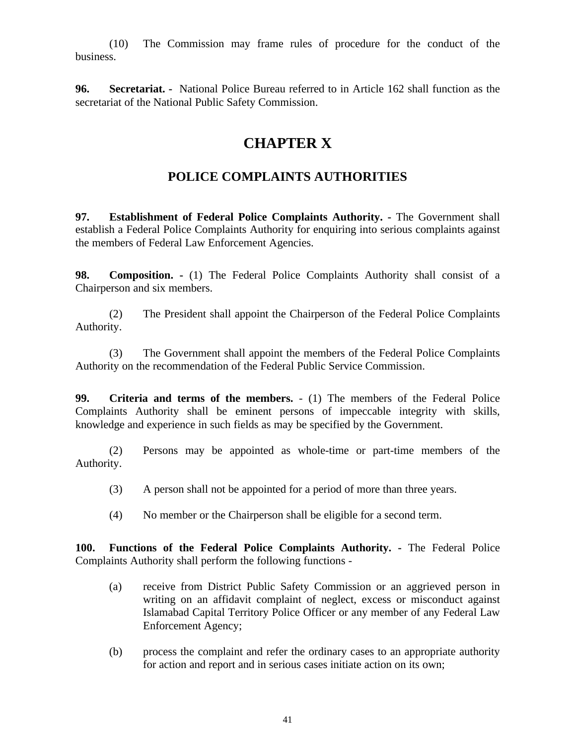(10) The Commission may frame rules of procedure for the conduct of the business.

**96. Secretariat. -** National Police Bureau referred to in Article 162 shall function as the secretariat of the National Public Safety Commission.

# CHAPTER X

## POLICE COMPLAINTS AUTHORITIES

**97. Establishment of Federal Police Complaints Authority. -** The Government shall establish a Federal Police Complaints Authority for enquiring into serious complaints against the members of Federal Law Enforcement Agencies.

**98. Composition. -** (1) The Federal Police Complaints Authority shall consist of a Chairperson and six members.

(2) The President shall appoint the Chairperson of the Federal Police Complaints Authority.

(3) The Government shall appoint the members of the Federal Police Complaints Authority on the recommendation of the Federal Public Service Commission.

**99. Criteria and terms of the members.** - (1) The members of the Federal Police Complaints Authority shall be eminent persons of impeccable integrity with skills, knowledge and experience in such fields as may be specified by the Government.

(2) Persons may be appointed as whole-time or part-time members of the Authority.

(3) A person shall not be appointed for a period of more than three years.

(4) No member or the Chairperson shall be eligible for a second term.

**100. Functions of the Federal Police Complaints Authority. -** The Federal Police Complaints Authority shall perform the following functions -

(a) receive from District Public Safety Commission or an aggrieved person in writing on an affidavit complaint of neglect, excess or misconduct against Islamabad Capital Territory Police Officer or any member of any Federal Law Enforcement Agency;

(b) process the complaint and refer the ordinary cases to an appropriate authority for action and report and in serious cases initiate action on its own;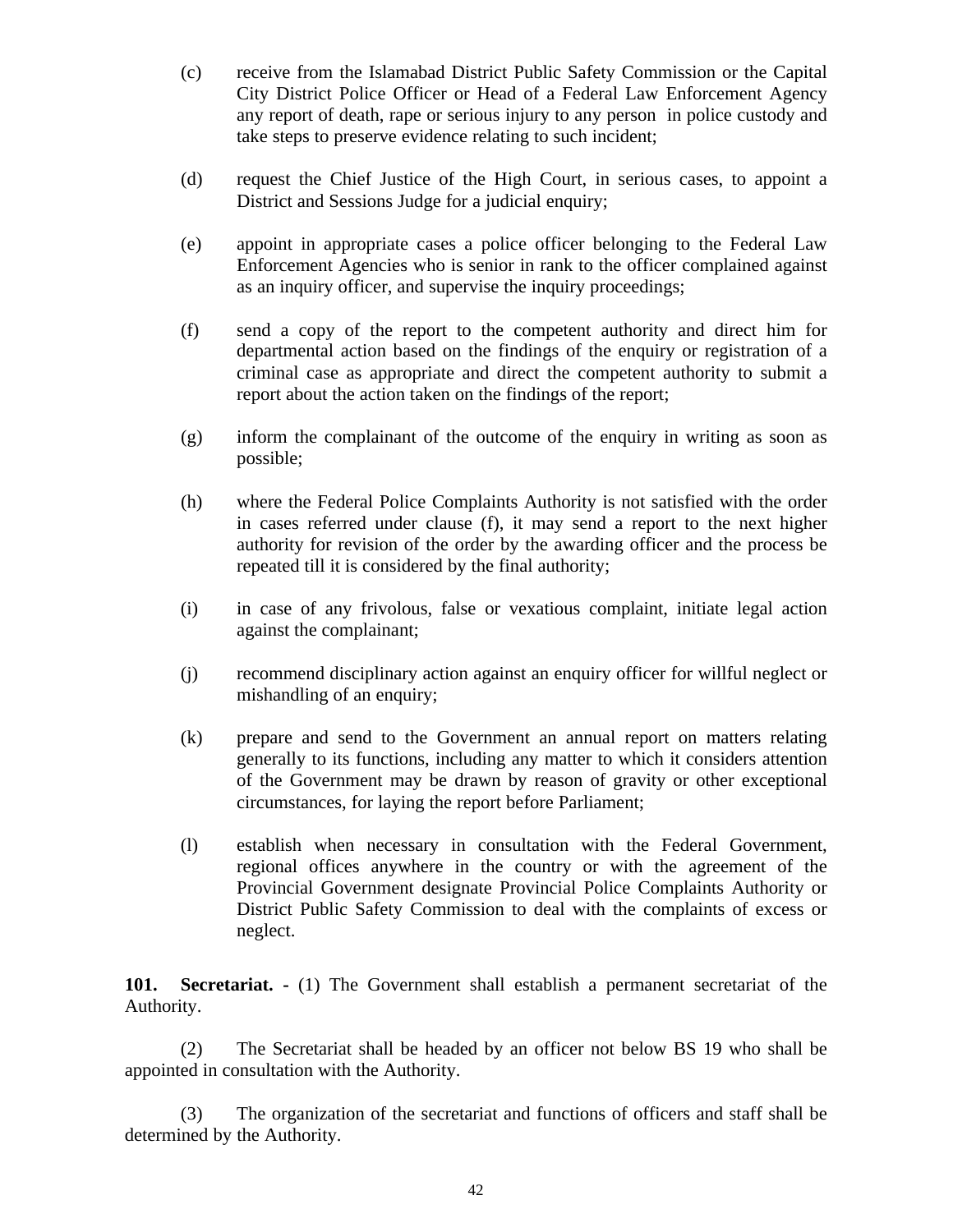(c) receive from the Islamabad District Public Safety Commission or the Capital City District Police Officer or Head of a Federal Law Enforcement Agency any report of death, rape or serious injury to any person in police custody and take steps to preserve evidence relating to such incident;

(d) request the Chief Justice of the High Court, in serious cases, to appoint a District and Sessions Judge for a judicial enquiry;

(e) appoint in appropriate cases a police officer belonging to the Federal Law Enforcement Agencies who is senior in rank to the officer complained against as an inquiry officer, and supervise the inquiry proceedings;

(f) send a copy of the report to the competent authority and direct him for departmental action based on the findings of the enquiry or registration of a criminal case as appropriate and direct the competent authority to submit a report about the action taken on the findings of the report;

(g) inform the complainant of the outcome of the enquiry in writing as soon as possible;

(h) where the Federal Police Complaints Authority is not satisfied with the order in cases referred under clause (f), it may send a report to the next higher authority for revision of the order by the awarding officer and the process be repeated till it is considered by the final authority;

(i) in case of any frivolous, false or vexatious complaint, initiate legal action against the complainant;

(j) recommend disciplinary action against an enquiry officer for willful neglect or mishandling of an enquiry;

(k) prepare and send to the Government an annual report on matters relating generally to its functions, including any matter to which it considers attention of the Government may be drawn by reason of gravity or other exceptional circumstances, for laying the report before Parliament;

(l) establish when necessary in consultation with the Federal Government, regional offices anywhere in the country or with the agreement of the Provincial Government designate Provincial Police Complaints Authority or District Public Safety Commission to deal with the complaints of excess or neglect.

**101. Secretariat. -** (1) The Government shall establish a permanent secretariat of the Authority.

(2) The Secretariat shall be headed by an officer not below BS 19 who shall be appointed in consultation with the Authority.

(3) The organization of the secretariat and functions of officers and staff shall be determined by the Authority.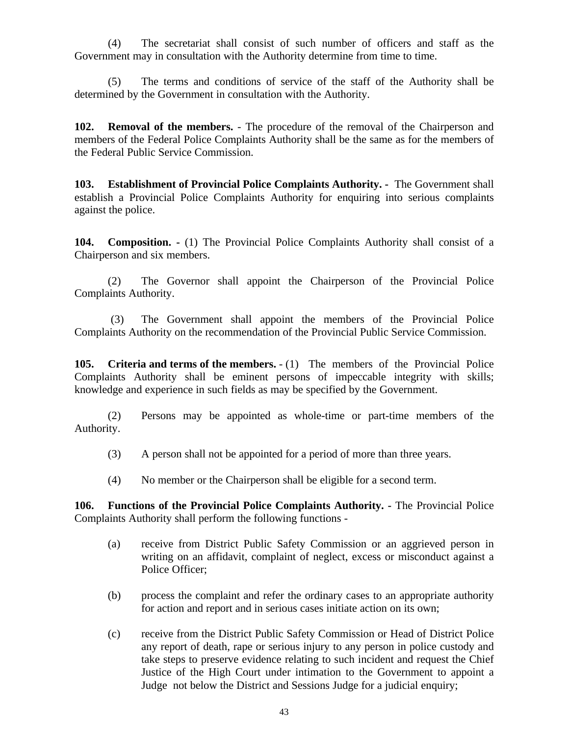(4) The secretariat shall consist of such number of officers and staff as the Government may in consultation with the Authority determine from time to time.

(5) The terms and conditions of service of the staff of the Authority shall be determined by the Government in consultation with the Authority.

**102. Removal of the members.** - The procedure of the removal of the Chairperson and members of the Federal Police Complaints Authority shall be the same as for the members of the Federal Public Service Commission.

**103. Establishment of Provincial Police Complaints Authority. -** The Government shall establish a Provincial Police Complaints Authority for enquiring into serious complaints against the police.

**104. Composition. -** (1) The Provincial Police Complaints Authority shall consist of a Chairperson and six members.

(2) The Governor shall appoint the Chairperson of the Provincial Police Complaints Authority.

(3) The Government shall appoint the members of the Provincial Police Complaints Authority on the recommendation of the Provincial Public Service Commission.

**105. Criteria and terms of the members.** - (1) The members of the Provincial Police Complaints Authority shall be eminent persons of impeccable integrity with skills; knowledge and experience in such fields as may be specified by the Government.

(2) Persons may be appointed as whole-time or part-time members of the Authority.

(3) A person shall not be appointed for a period of more than three years.

(4) No member or the Chairperson shall be eligible for a second term.

**106. Functions of the Provincial Police Complaints Authority. -** The Provincial Police Complaints Authority shall perform the following functions -

(a) receive from District Public Safety Commission or an aggrieved person in writing on an affidavit, complaint of neglect, excess or misconduct against a Police Officer;

(b) process the complaint and refer the ordinary cases to an appropriate authority for action and report and in serious cases initiate action on its own;

(c) receive from the District Public Safety Commission or Head of District Police any report of death, rape or serious injury to any person in police custody and take steps to preserve evidence relating to such incident and request the Chief Justice of the High Court under intimation to the Government to appoint a Judge not below the District and Sessions Judge for a judicial enquiry;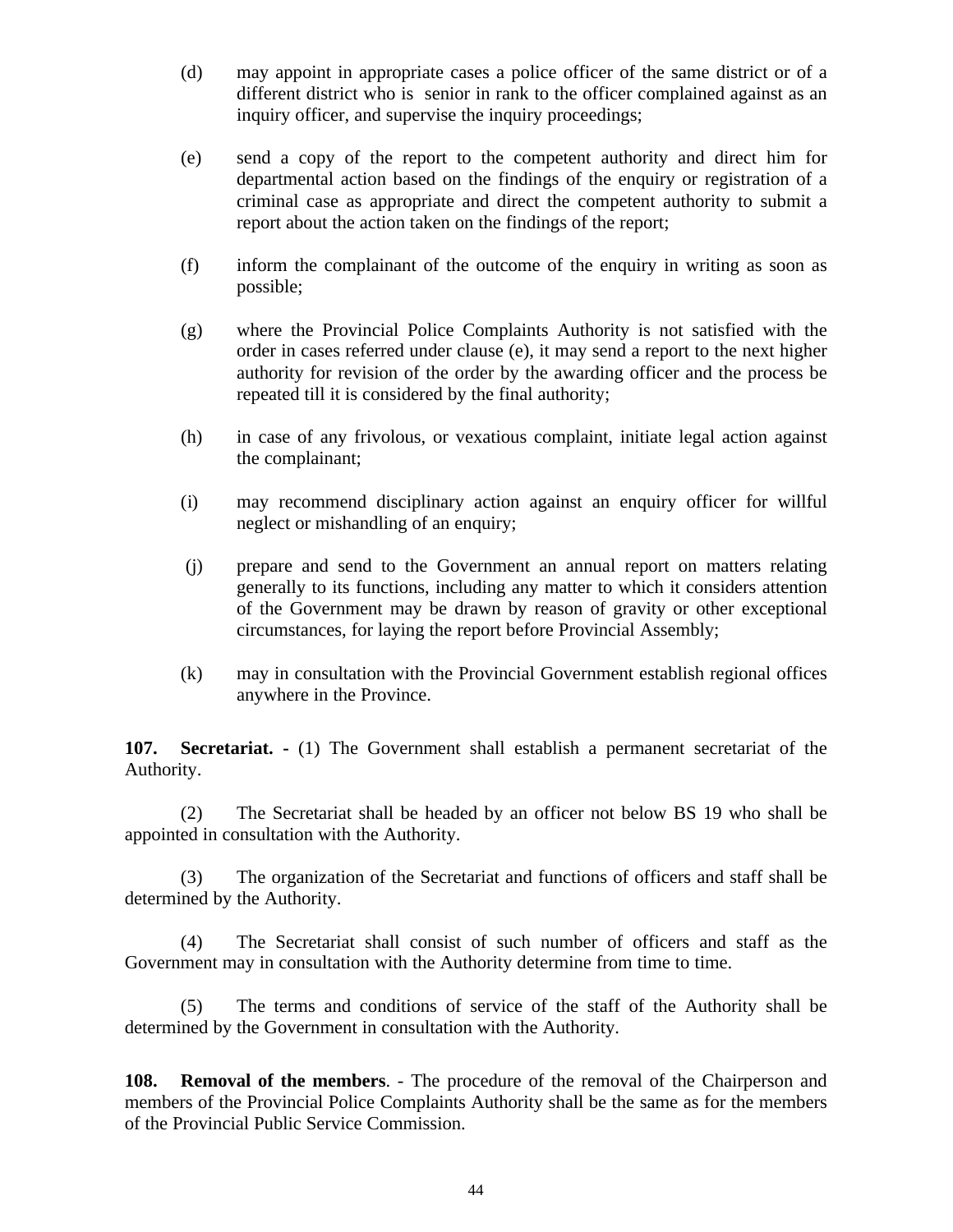(d) may appoint in appropriate cases a police officer of the same district or of a different district who is senior in rank to the officer complained against as an inquiry officer, and supervise the inquiry proceedings;

(e) send a copy of the report to the competent authority and direct him for departmental action based on the findings of the enquiry or registration of a criminal case as appropriate and direct the competent authority to submit a report about the action taken on the findings of the report;

(f) inform the complainant of the outcome of the enquiry in writing as soon as possible;

(g) where the Provincial Police Complaints Authority is not satisfied with the order in cases referred under clause (e), it may send a report to the next higher authority for revision of the order by the awarding officer and the process be repeated till it is considered by the final authority;

(h) in case of any frivolous, or vexatious complaint, initiate legal action against the complainant;

(i) may recommend disciplinary action against an enquiry officer for willful neglect or mishandling of an enquiry;

(j) prepare and send to the Government an annual report on matters relating generally to its functions, including any matter to which it considers attention of the Government may be drawn by reason of gravity or other exceptional circumstances, for laying the report before Provincial Assembly;

(k) may in consultation with the Provincial Government establish regional offices anywhere in the Province.

**107. Secretariat. -** (1) The Government shall establish a permanent secretariat of the Authority.

(2) The Secretariat shall be headed by an officer not below BS 19 who shall be appointed in consultation with the Authority.

(3) The organization of the Secretariat and functions of officers and staff shall be determined by the Authority.

(4) The Secretariat shall consist of such number of officers and staff as the Government may in consultation with the Authority determine from time to time.

(5) The terms and conditions of service of the staff of the Authority shall be determined by the Government in consultation with the Authority.

**108. Removal of the members**. - The procedure of the removal of the Chairperson and members of the Provincial Police Complaints Authority shall be the same as for the members of the Provincial Public Service Commission.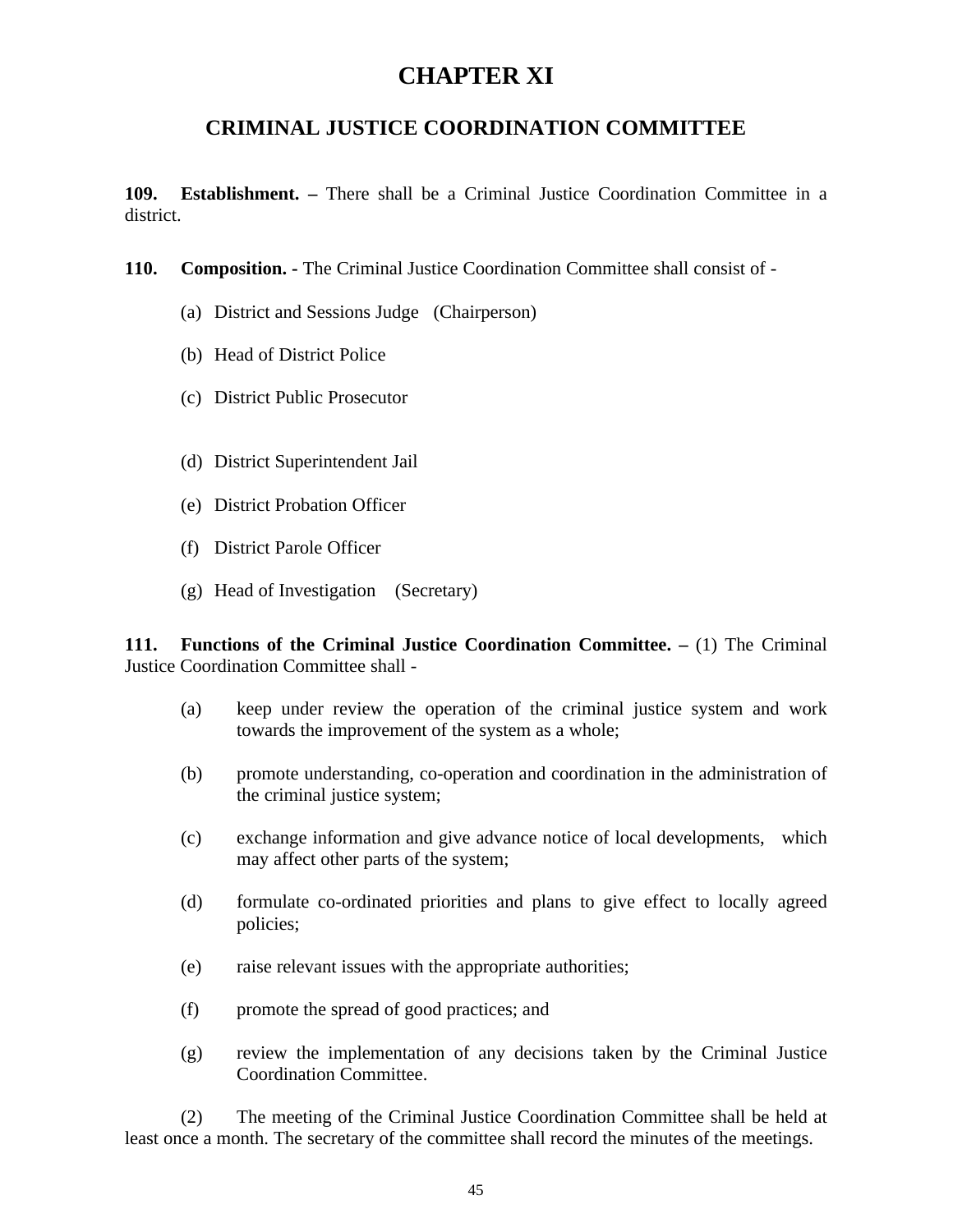# CHAPTER XI

## CRIMINAL JUSTICE COORDINATION COMMITTEE

**109. Establishment. –** There shall be a Criminal Justice Coordination Committee in a district.

**110. Composition. -** The Criminal Justice Coordination Committee shall consist of -

(a) District and Sessions Judge (Chairperson)

(b) Head of District Police

(c) District Public Prosecutor

(d) District Superintendent Jail

(e) District Probation Officer

(f) District Parole Officer

(g) Head of Investigation (Secretary)

**111. Functions of the Criminal Justice Coordination Committee. –** (1) The Criminal Justice Coordination Committee shall -

(a) keep under review the operation of the criminal justice system and work towards the improvement of the system as a whole;

(b) promote understanding, co-operation and coordination in the administration of the criminal justice system;

(c) exchange information and give advance notice of local developments, which may affect other parts of the system;

(d) formulate co-ordinated priorities and plans to give effect to locally agreed policies;

(e) raise relevant issues with the appropriate authorities;

(f) promote the spread of good practices; and

(g) review the implementation of any decisions taken by the Criminal Justice Coordination Committee.

(2) The meeting of the Criminal Justice Coordination Committee shall be held at least once a month. The secretary of the committee shall record the minutes of the meetings.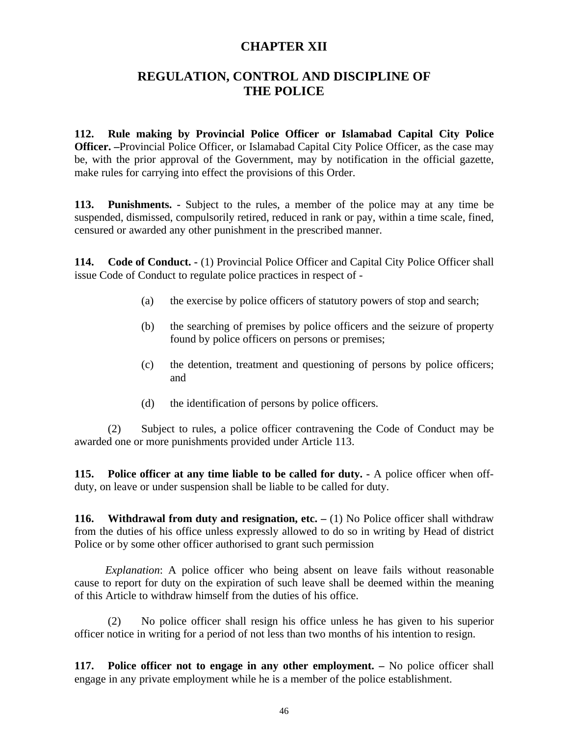# CHAPTER XII

## REGULATION, CONTROL AND DISCIPLINE OF THE POLICE

**112. Rule making by Provincial Police Officer or Islamabad Capital City Police Officer. –**Provincial Police Officer, or Islamabad Capital City Police Officer, as the case may be, with the prior approval of the Government, may by notification in the official gazette, make rules for carrying into effect the provisions of this Order.

**113. Punishments. -** Subject to the rules, a member of the police may at any time be suspended, dismissed, compulsorily retired, reduced in rank or pay, within a time scale, fined, censured or awarded any other punishment in the prescribed manner.

**114. Code of Conduct. -** (1) Provincial Police Officer and Capital City Police Officer shall issue Code of Conduct to regulate police practices in respect of -

(a) the exercise by police officers of statutory powers of stop and search;

(b) the searching of premises by police officers and the seizure of property found by police officers on persons or premises;

(c) the detention, treatment and questioning of persons by police officers; and

(d) the identification of persons by police officers.

(2) Subject to rules, a police officer contravening the Code of Conduct may be awarded one or more punishments provided under Article 113.

**115. Police officer at any time liable to be called for duty. -** A police officer when off-duty, on leave or under suspension shall be liable to be called for duty.

**116. Withdrawal from duty and resignation, etc. –** (1) No Police officer shall withdraw from the duties of his office unless expressly allowed to do so in writing by Head of district Police or by some other officer authorised to grant such permission

*Explanation*: A police officer who being absent on leave fails without reasonable cause to report for duty on the expiration of such leave shall be deemed within the meaning of this Article to withdraw himself from the duties of his office.

(2) No police officer shall resign his office unless he has given to his superior officer notice in writing for a period of not less than two months of his intention to resign.

**117. Police officer not to engage in any other employment. –** No police officer shall engage in any private employment while he is a member of the police establishment.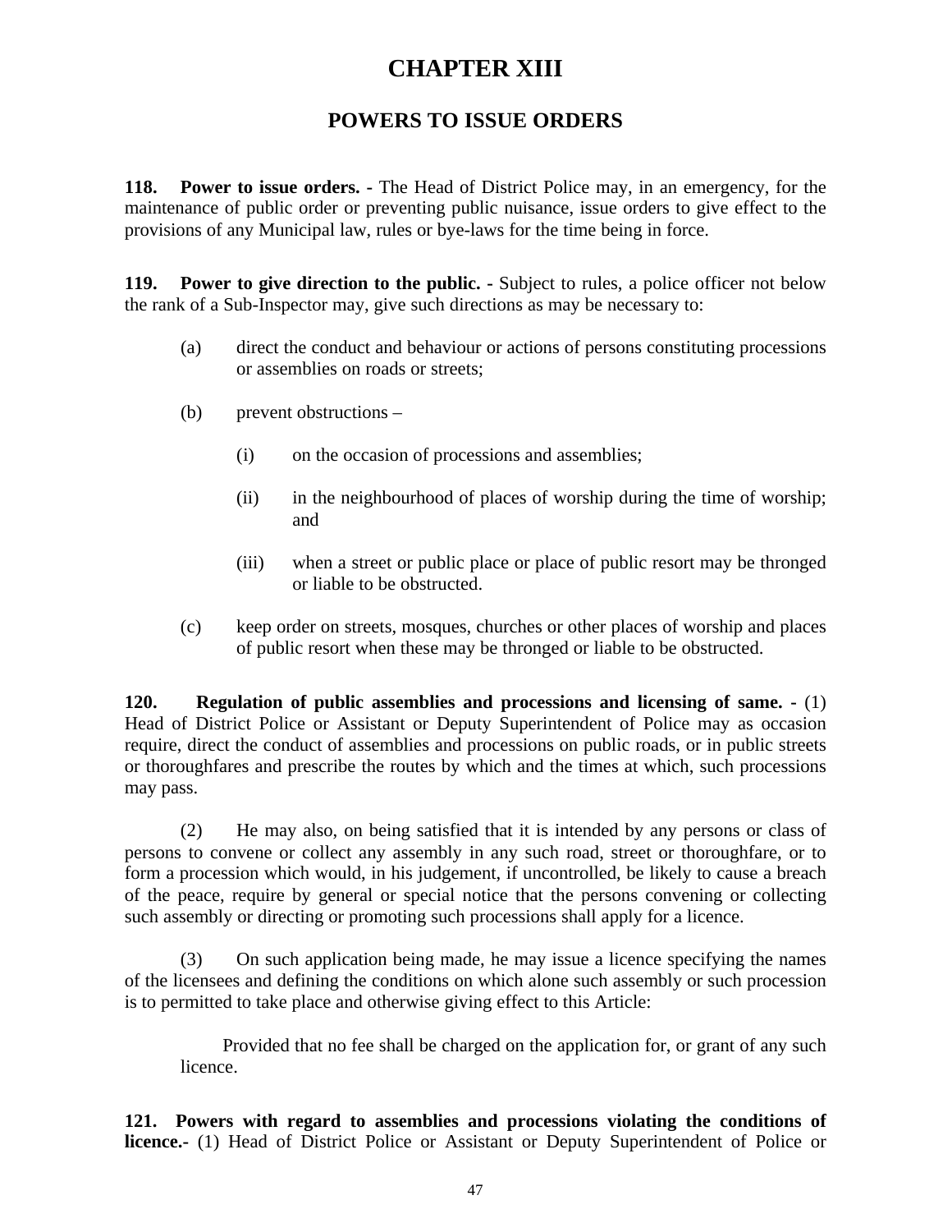# CHAPTER XIII

## POWERS TO ISSUE ORDERS

**118. Power to issue orders. -** The Head of District Police may, in an emergency, for the maintenance of public order or preventing public nuisance, issue orders to give effect to the provisions of any Municipal law, rules or bye-laws for the time being in force.

**119. Power to give direction to the public. -** Subject to rules, a police officer not below the rank of a Sub-Inspector may, give such directions as may be necessary to:

(a) direct the conduct and behaviour or actions of persons constituting processions or assemblies on roads or streets;

(b) prevent obstructions –

(i) on the occasion of processions and assemblies;

(ii) in the neighbourhood of places of worship during the time of worship; and

(iii) when a street or public place or place of public resort may be thronged or liable to be obstructed.

(c) keep order on streets, mosques, churches or other places of worship and places of public resort when these may be thronged or liable to be obstructed.

**120. Regulation of public assemblies and processions and licensing of same. -** (1) Head of District Police or Assistant or Deputy Superintendent of Police may as occasion require, direct the conduct of assemblies and processions on public roads, or in public streets or thoroughfares and prescribe the routes by which and the times at which, such processions may pass.

(2) He may also, on being satisfied that it is intended by any persons or class of persons to convene or collect any assembly in any such road, street or thoroughfare, or to form a procession which would, in his judgement, if uncontrolled, be likely to cause a breach of the peace, require by general or special notice that the persons convening or collecting such assembly or directing or promoting such processions shall apply for a licence.

(3) On such application being made, he may issue a licence specifying the names of the licensees and defining the conditions on which alone such assembly or such procession is to permitted to take place and otherwise giving effect to this Article:

Provided that no fee shall be charged on the application for, or grant of any such licence.

**121. Powers with regard to assemblies and processions violating the conditions of licence.-** (1) Head of District Police or Assistant or Deputy Superintendent of Police or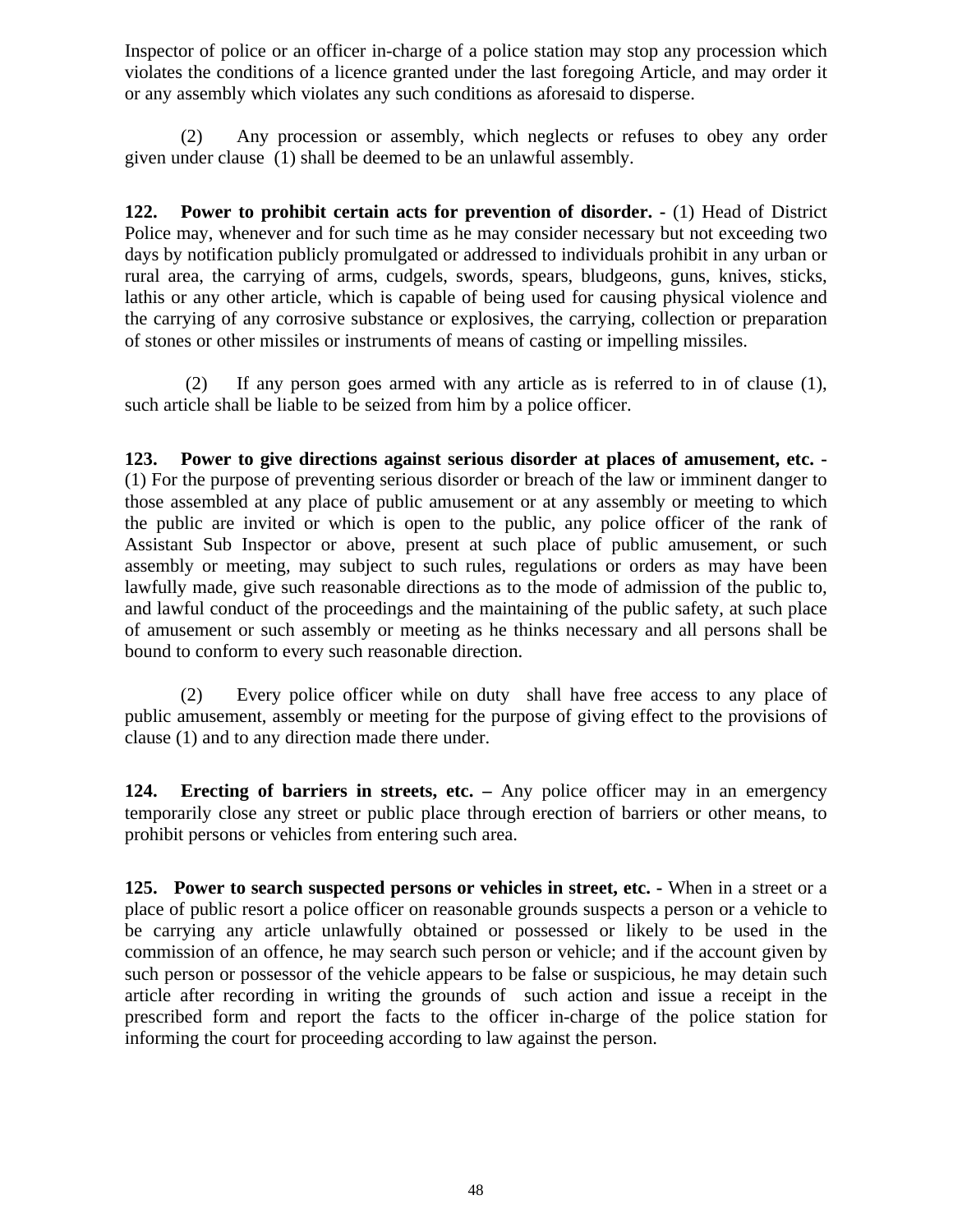Inspector of police or an officer in-charge of a police station may stop any procession which violates the conditions of a licence granted under the last foregoing Article, and may order it or any assembly which violates any such conditions as aforesaid to disperse.

(2) Any procession or assembly, which neglects or refuses to obey any order given under clause (1) shall be deemed to be an unlawful assembly.

**122. Power to prohibit certain acts for prevention of disorder. -** (1) Head of District Police may, whenever and for such time as he may consider necessary but not exceeding two days by notification publicly promulgated or addressed to individuals prohibit in any urban or rural area, the carrying of arms, cudgels, swords, spears, bludgeons, guns, knives, sticks, lathis or any other article, which is capable of being used for causing physical violence and the carrying of any corrosive substance or explosives, the carrying, collection or preparation of stones or other missiles or instruments of means of casting or impelling missiles.

(2) If any person goes armed with any article as is referred to in of clause (1), such article shall be liable to be seized from him by a police officer.

**123. Power to give directions against serious disorder at places of amusement, etc. -** (1) For the purpose of preventing serious disorder or breach of the law or imminent danger to those assembled at any place of public amusement or at any assembly or meeting to which the public are invited or which is open to the public, any police officer of the rank of Assistant Sub Inspector or above, present at such place of public amusement, or such assembly or meeting, may subject to such rules, regulations or orders as may have been lawfully made, give such reasonable directions as to the mode of admission of the public to, and lawful conduct of the proceedings and the maintaining of the public safety, at such place of amusement or such assembly or meeting as he thinks necessary and all persons shall be bound to conform to every such reasonable direction.

(2) Every police officer while on duty shall have free access to any place of public amusement, assembly or meeting for the purpose of giving effect to the provisions of clause (1) and to any direction made there under.

**124. Erecting of barriers in streets, etc. –** Any police officer may in an emergency temporarily close any street or public place through erection of barriers or other means, to prohibit persons or vehicles from entering such area.

**125. Power to search suspected persons or vehicles in street, etc. -** When in a street or a place of public resort a police officer on reasonable grounds suspects a person or a vehicle to be carrying any article unlawfully obtained or possessed or likely to be used in the commission of an offence, he may search such person or vehicle; and if the account given by such person or possessor of the vehicle appears to be false or suspicious, he may detain such article after recording in writing the grounds of such action and issue a receipt in the prescribed form and report the facts to the officer in-charge of the police station for informing the court for proceeding according to law against the person.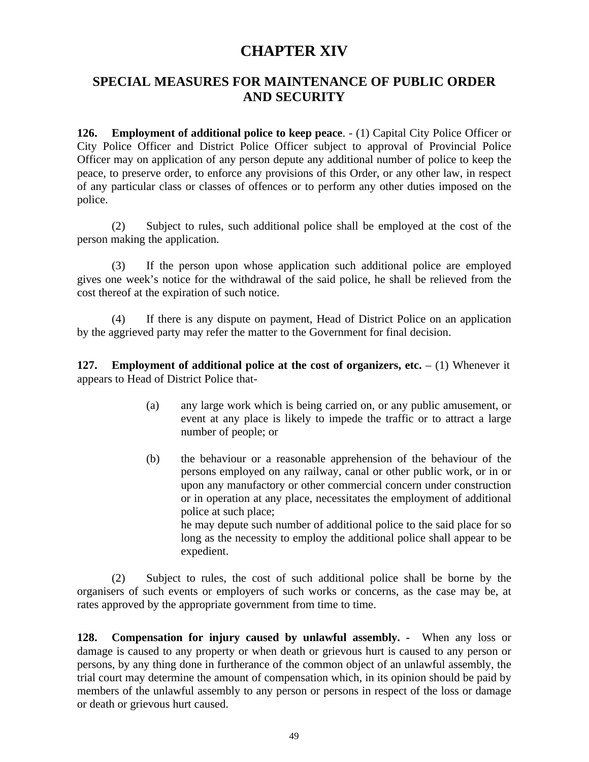# CHAPTER XIV

## SPECIAL MEASURES FOR MAINTENANCE OF PUBLIC ORDER AND SECURITY

**126. Employment of additional police to keep peace**. - (1) Capital City Police Officer or City Police Officer and District Police Officer subject to approval of Provincial Police Officer may on application of any person depute any additional number of police to keep the peace, to preserve order, to enforce any provisions of this Order, or any other law, in respect of any particular class or classes of offences or to perform any other duties imposed on the police.

(2) Subject to rules, such additional police shall be employed at the cost of the person making the application.

(3) If the person upon whose application such additional police are employed gives one week's notice for the withdrawal of the said police, he shall be relieved from the cost thereof at the expiration of such notice.

(4) If there is any dispute on payment, Head of District Police on an application by the aggrieved party may refer the matter to the Government for final decision.

**127. Employment of additional police at the cost of organizers, etc.** – (1) Whenever it appears to Head of District Police that-

(a) any large work which is being carried on, or any public amusement, or event at any place is likely to impede the traffic or to attract a large number of people; or

(b) the behaviour or a reasonable apprehension of the behaviour of the persons employed on any railway, canal or other public work, or in or upon any manufactory or other commercial concern under construction or in operation at any place, necessitates the employment of additional police at such place;

he may depute such number of additional police to the said place for so long as the necessity to employ the additional police shall appear to be expedient.

(2) Subject to rules, the cost of such additional police shall be borne by the organisers of such events or employers of such works or concerns, as the case may be, at rates approved by the appropriate government from time to time.

**128. Compensation for injury caused by unlawful assembly. -** When any loss or damage is caused to any property or when death or grievous hurt is caused to any person or persons, by any thing done in furtherance of the common object of an unlawful assembly, the trial court may determine the amount of compensation which, in its opinion should be paid by members of the unlawful assembly to any person or persons in respect of the loss or damage or death or grievous hurt caused.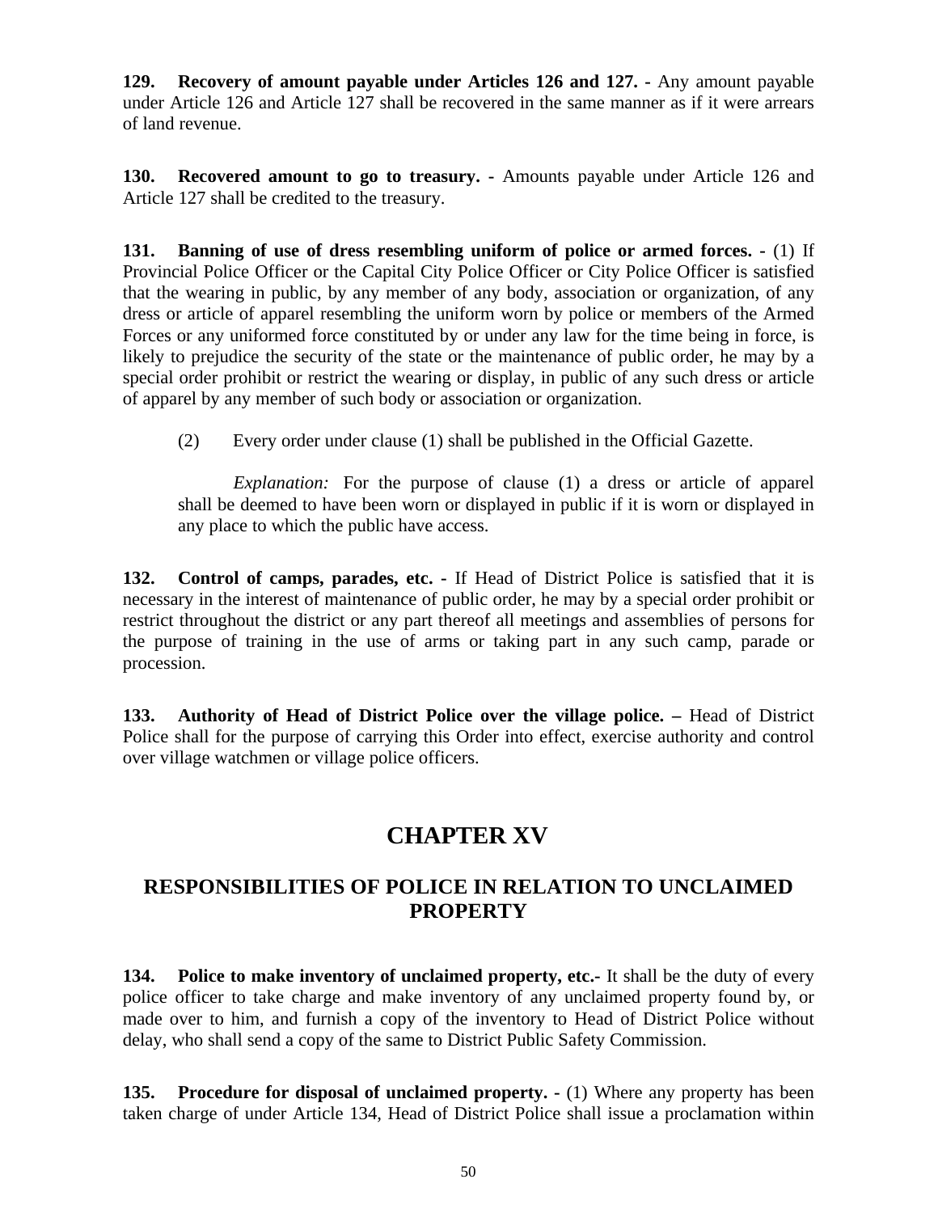**129. Recovery of amount payable under Articles 126 and 127. -** Any amount payable under Article 126 and Article 127 shall be recovered in the same manner as if it were arrears of land revenue.

**130. Recovered amount to go to treasury. -** Amounts payable under Article 126 and Article 127 shall be credited to the treasury.

**131. Banning of use of dress resembling uniform of police or armed forces. -** (1) If Provincial Police Officer or the Capital City Police Officer or City Police Officer is satisfied that the wearing in public, by any member of any body, association or organization, of any dress or article of apparel resembling the uniform worn by police or members of the Armed Forces or any uniformed force constituted by or under any law for the time being in force, is likely to prejudice the security of the state or the maintenance of public order, he may by a special order prohibit or restrict the wearing or display, in public of any such dress or article of apparel by any member of such body or association or organization.

(2) Every order under clause (1) shall be published in the Official Gazette.

*Explanation:* For the purpose of clause (1) a dress or article of apparel shall be deemed to have been worn or displayed in public if it is worn or displayed in any place to which the public have access.

**132. Control of camps, parades, etc. -** If Head of District Police is satisfied that it is necessary in the interest of maintenance of public order, he may by a special order prohibit or restrict throughout the district or any part thereof all meetings and assemblies of persons for the purpose of training in the use of arms or taking part in any such camp, parade or procession.

**133. Authority of Head of District Police over the village police. –** Head of District Police shall for the purpose of carrying this Order into effect, exercise authority and control over village watchmen or village police officers.

# CHAPTER XV

## RESPONSIBILITIES OF POLICE IN RELATION TO UNCLAIMED PROPERTY

**134. Police to make inventory of unclaimed property, etc.-** It shall be the duty of every police officer to take charge and make inventory of any unclaimed property found by, or made over to him, and furnish a copy of the inventory to Head of District Police without delay, who shall send a copy of the same to District Public Safety Commission.

**135. Procedure for disposal of unclaimed property. -** (1) Where any property has been taken charge of under Article 134, Head of District Police shall issue a proclamation within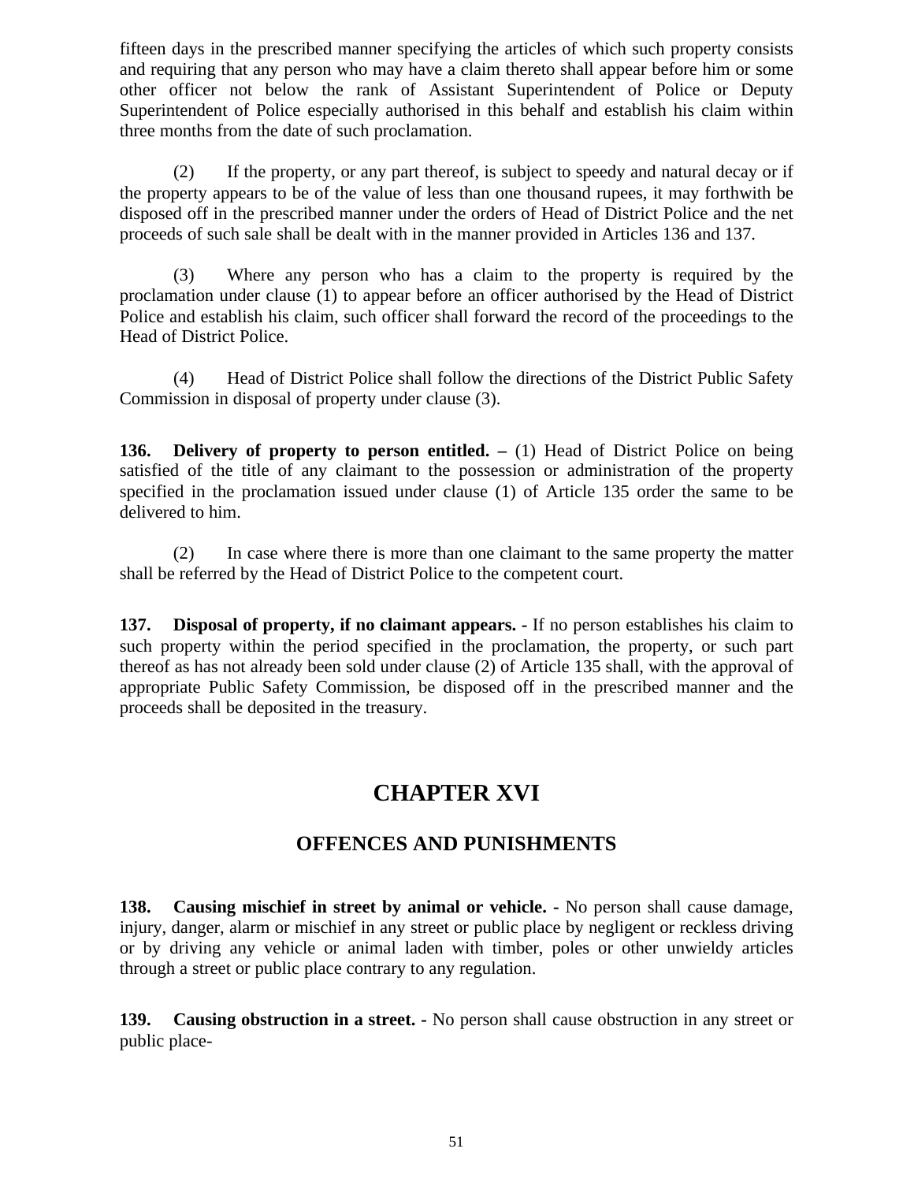fifteen days in the prescribed manner specifying the articles of which such property consists and requiring that any person who may have a claim thereto shall appear before him or some other officer not below the rank of Assistant Superintendent of Police or Deputy Superintendent of Police especially authorised in this behalf and establish his claim within three months from the date of such proclamation.

(2) If the property, or any part thereof, is subject to speedy and natural decay or if the property appears to be of the value of less than one thousand rupees, it may forthwith be disposed off in the prescribed manner under the orders of Head of District Police and the net proceeds of such sale shall be dealt with in the manner provided in Articles 136 and 137.

(3) Where any person who has a claim to the property is required by the proclamation under clause (1) to appear before an officer authorised by the Head of District Police and establish his claim, such officer shall forward the record of the proceedings to the Head of District Police.

(4) Head of District Police shall follow the directions of the District Public Safety Commission in disposal of property under clause (3).

**136. Delivery of property to person entitled. –** (1) Head of District Police on being satisfied of the title of any claimant to the possession or administration of the property specified in the proclamation issued under clause (1) of Article 135 order the same to be delivered to him.

(2) In case where there is more than one claimant to the same property the matter shall be referred by the Head of District Police to the competent court.

**137. Disposal of property, if no claimant appears. -** If no person establishes his claim to such property within the period specified in the proclamation, the property, or such part thereof as has not already been sold under clause (2) of Article 135 shall, with the approval of appropriate Public Safety Commission, be disposed off in the prescribed manner and the proceeds shall be deposited in the treasury.

# CHAPTER XVI

## OFFENCES AND PUNISHMENTS

**138. Causing mischief in street by animal or vehicle. -** No person shall cause damage, injury, danger, alarm or mischief in any street or public place by negligent or reckless driving or by driving any vehicle or animal laden with timber, poles or other unwieldy articles through a street or public place contrary to any regulation.

**139. Causing obstruction in a street. -** No person shall cause obstruction in any street or public place-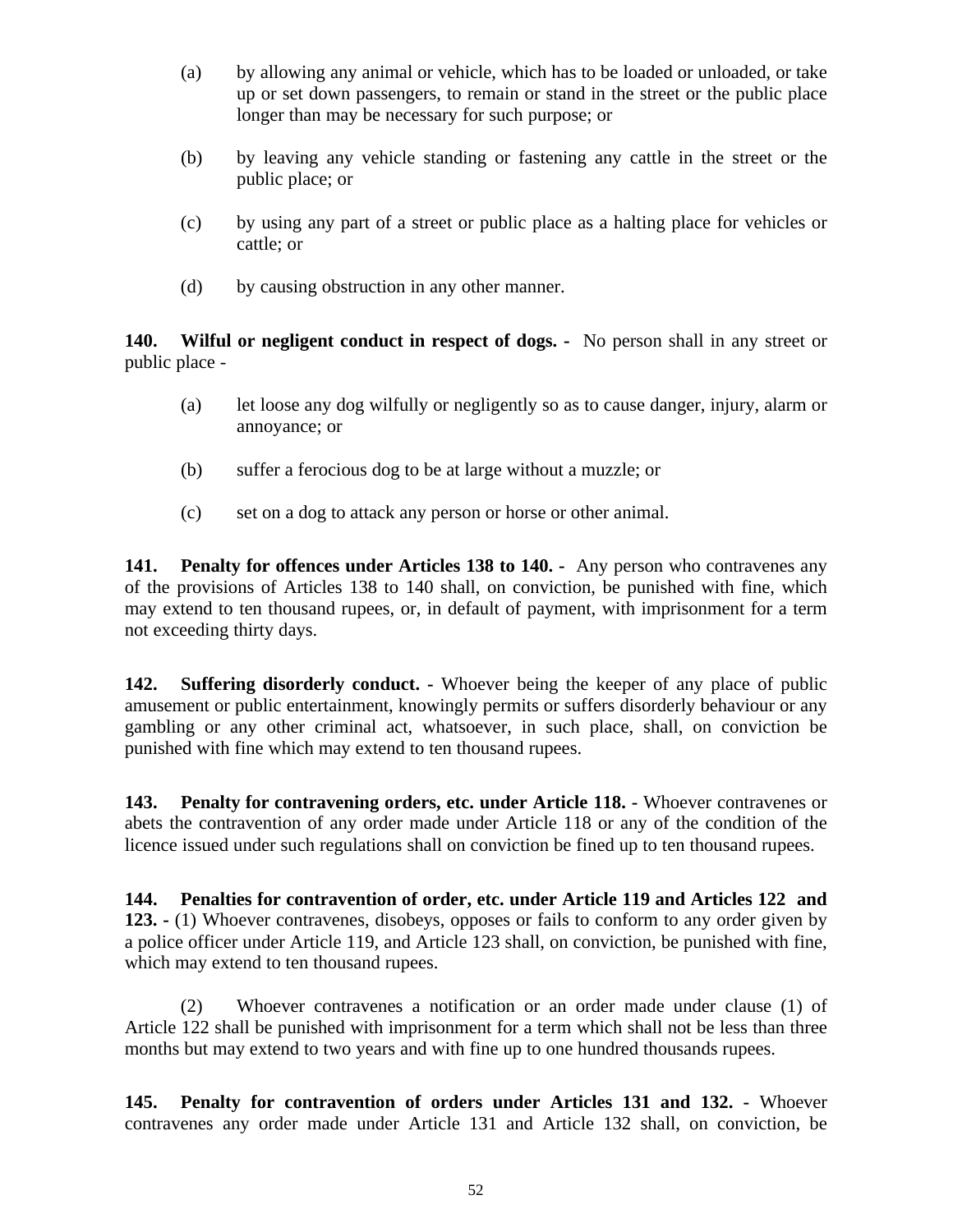(a) by allowing any animal or vehicle, which has to be loaded or unloaded, or take up or set down passengers, to remain or stand in the street or the public place longer than may be necessary for such purpose; or

(b) by leaving any vehicle standing or fastening any cattle in the street or the public place; or

(c) by using any part of a street or public place as a halting place for vehicles or cattle; or

(d) by causing obstruction in any other manner.

**140. Wilful or negligent conduct in respect of dogs. -** No person shall in any street or public place -

(a) let loose any dog wilfully or negligently so as to cause danger, injury, alarm or annoyance; or

(b) suffer a ferocious dog to be at large without a muzzle; or

(c) set on a dog to attack any person or horse or other animal.

**141. Penalty for offences under Articles 138 to 140. -** Any person who contravenes any of the provisions of Articles 138 to 140 shall, on conviction, be punished with fine, which may extend to ten thousand rupees, or, in default of payment, with imprisonment for a term not exceeding thirty days.

**142. Suffering disorderly conduct. -** Whoever being the keeper of any place of public amusement or public entertainment, knowingly permits or suffers disorderly behaviour or any gambling or any other criminal act, whatsoever, in such place, shall, on conviction be punished with fine which may extend to ten thousand rupees.

**143. Penalty for contravening orders, etc. under Article 118. -** Whoever contravenes or abets the contravention of any order made under Article 118 or any of the condition of the licence issued under such regulations shall on conviction be fined up to ten thousand rupees.

**144. Penalties for contravention of order, etc. under Article 119 and Articles 122 and 123. -** (1) Whoever contravenes, disobeys, opposes or fails to conform to any order given by a police officer under Article 119, and Article 123 shall, on conviction, be punished with fine, which may extend to ten thousand rupees.

(2) Whoever contravenes a notification or an order made under clause (1) of Article 122 shall be punished with imprisonment for a term which shall not be less than three months but may extend to two years and with fine up to one hundred thousands rupees.

**145. Penalty for contravention of orders under Articles 131 and 132. -** Whoever contravenes any order made under Article 131 and Article 132 shall, on conviction, be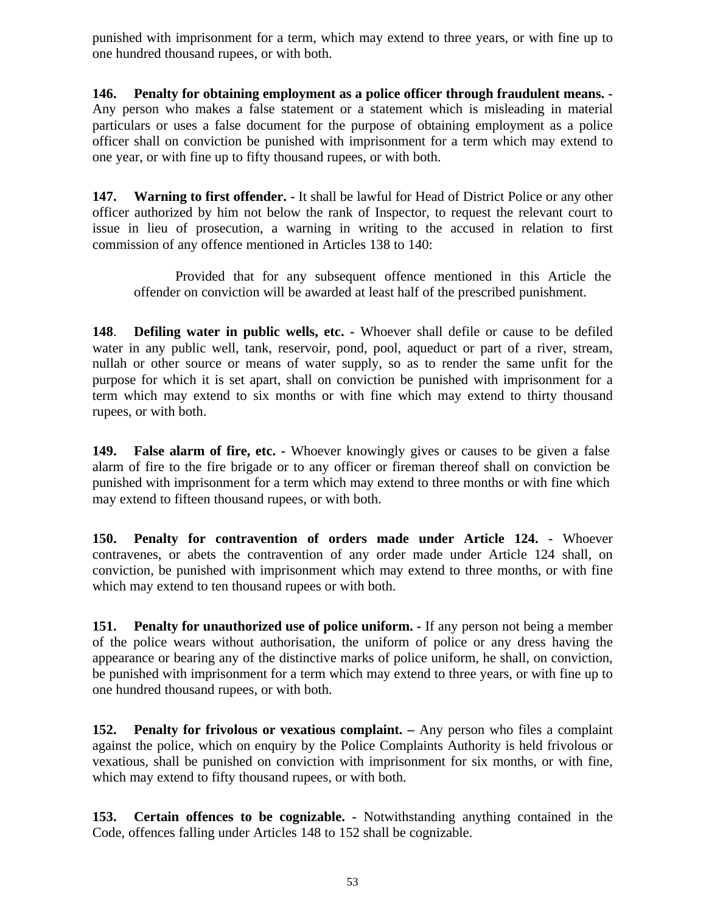punished with imprisonment for a term, which may extend to three years, or with fine up to one hundred thousand rupees, or with both.

**146. Penalty for obtaining employment as a police officer through fraudulent means. -** Any person who makes a false statement or a statement which is misleading in material particulars or uses a false document for the purpose of obtaining employment as a police officer shall on conviction be punished with imprisonment for a term which may extend to one year, or with fine up to fifty thousand rupees, or with both.

**147. Warning to first offender. -** It shall be lawful for Head of District Police or any other officer authorized by him not below the rank of Inspector, to request the relevant court to issue in lieu of prosecution, a warning in writing to the accused in relation to first commission of any offence mentioned in Articles 138 to 140:

> Provided that for any subsequent offence mentioned in this Article the offender on conviction will be awarded at least half of the prescribed punishment.

**148. Defiling water in public wells, etc. -** Whoever shall defile or cause to be defiled water in any public well, tank, reservoir, pond, pool, aqueduct or part of a river, stream, nullah or other source or means of water supply, so as to render the same unfit for the purpose for which it is set apart, shall on conviction be punished with imprisonment for a term which may extend to six months or with fine which may extend to thirty thousand rupees, or with both.

**149. False alarm of fire, etc. -** Whoever knowingly gives or causes to be given a false alarm of fire to the fire brigade or to any officer or fireman thereof shall on conviction be punished with imprisonment for a term which may extend to three months or with fine which may extend to fifteen thousand rupees, or with both.

**150. Penalty for contravention of orders made under Article 124. -** Whoever contravenes, or abets the contravention of any order made under Article 124 shall, on conviction, be punished with imprisonment which may extend to three months, or with fine which may extend to ten thousand rupees or with both.

**151. Penalty for unauthorized use of police uniform. -** If any person not being a member of the police wears without authorisation, the uniform of police or any dress having the appearance or bearing any of the distinctive marks of police uniform, he shall, on conviction, be punished with imprisonment for a term which may extend to three years, or with fine up to one hundred thousand rupees, or with both.

**152. Penalty for frivolous or vexatious complaint. –** Any person who files a complaint against the police, which on enquiry by the Police Complaints Authority is held frivolous or vexatious, shall be punished on conviction with imprisonment for six months, or with fine, which may extend to fifty thousand rupees, or with both.

**153. Certain offences to be cognizable. -** Notwithstanding anything contained in the Code, offences falling under Articles 148 to 152 shall be cognizable.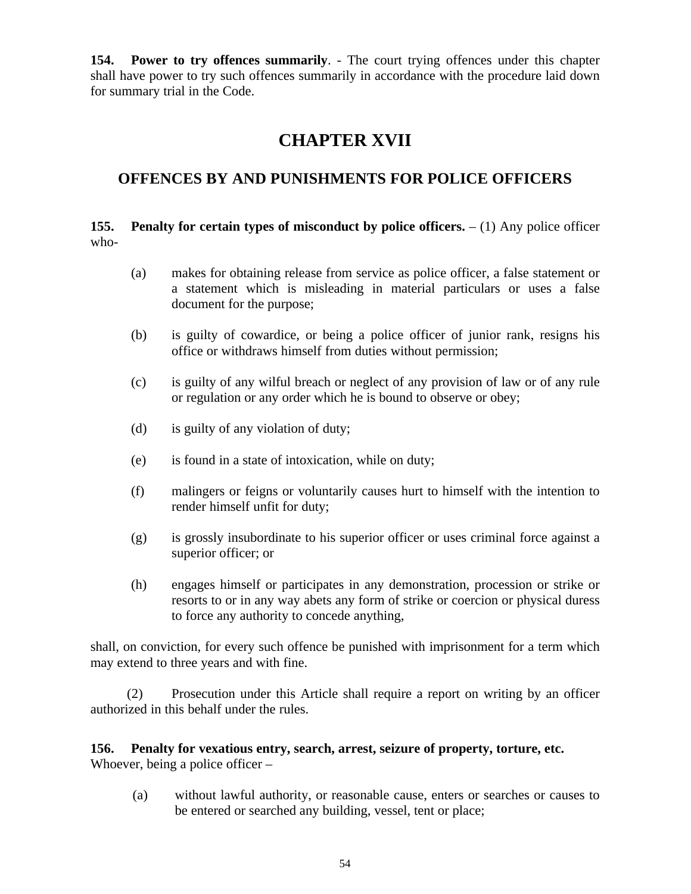**154. Power to try offences summarily**. - The court trying offences under this chapter shall have power to try such offences summarily in accordance with the procedure laid down for summary trial in the Code.

# CHAPTER XVII

## OFFENCES BY AND PUNISHMENTS FOR POLICE OFFICERS

**155. Penalty for certain types of misconduct by police officers.** – (1) Any police officer who-

(a) makes for obtaining release from service as police officer, a false statement or a statement which is misleading in material particulars or uses a false document for the purpose;

(b) is guilty of cowardice, or being a police officer of junior rank, resigns his office or withdraws himself from duties without permission;

(c) is guilty of any wilful breach or neglect of any provision of law or of any rule or regulation or any order which he is bound to observe or obey;

(d) is guilty of any violation of duty;

(e) is found in a state of intoxication, while on duty;

(f) malingers or feigns or voluntarily causes hurt to himself with the intention to render himself unfit for duty;

(g) is grossly insubordinate to his superior officer or uses criminal force against a superior officer; or

(h) engages himself or participates in any demonstration, procession or strike or resorts to or in any way abets any form of strike or coercion or physical duress to force any authority to concede anything,

shall, on conviction, for every such offence be punished with imprisonment for a term which may extend to three years and with fine.

(2) Prosecution under this Article shall require a report on writing by an officer authorized in this behalf under the rules.

**156. Penalty for vexatious entry, search, arrest, seizure of property, torture, etc.** Whoever, being a police officer –

(a) without lawful authority, or reasonable cause, enters or searches or causes to be entered or searched any building, vessel, tent or place;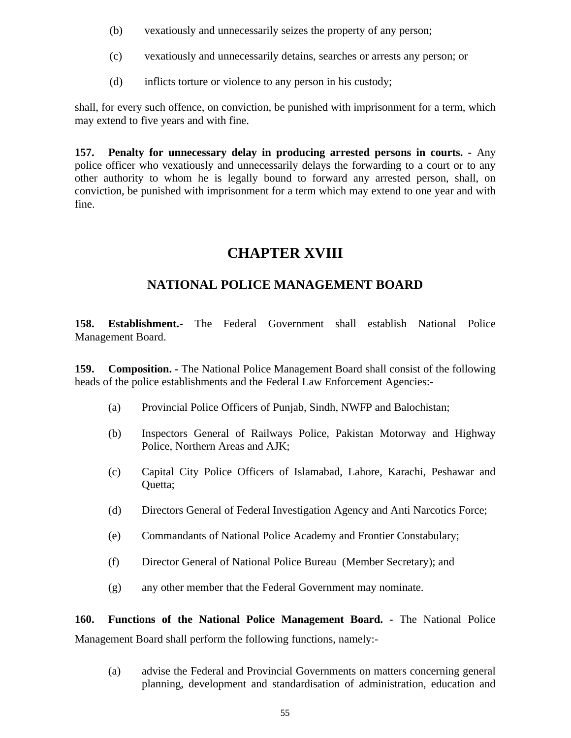(b) vexatiously and unnecessarily seizes the property of any person;

(c) vexatiously and unnecessarily detains, searches or arrests any person; or

(d) inflicts torture or violence to any person in his custody;

shall, for every such offence, on conviction, be punished with imprisonment for a term, which may extend to five years and with fine.

**157. Penalty for unnecessary delay in producing arrested persons in courts. -** Any police officer who vexatiously and unnecessarily delays the forwarding to a court or to any other authority to whom he is legally bound to forward any arrested person, shall, on conviction, be punished with imprisonment for a term which may extend to one year and with fine.

# CHAPTER XVIII

## NATIONAL POLICE MANAGEMENT BOARD

**158. Establishment.-** The Federal Government shall establish National Police Management Board.

**159. Composition. -** The National Police Management Board shall consist of the following heads of the police establishments and the Federal Law Enforcement Agencies:-

(a) Provincial Police Officers of Punjab, Sindh, NWFP and Balochistan;

(b) Inspectors General of Railways Police, Pakistan Motorway and Highway Police, Northern Areas and AJK;

(c) Capital City Police Officers of Islamabad, Lahore, Karachi, Peshawar and Quetta;

(d) Directors General of Federal Investigation Agency and Anti Narcotics Force;

(e) Commandants of National Police Academy and Frontier Constabulary;

(f) Director General of National Police Bureau (Member Secretary); and

(g) any other member that the Federal Government may nominate.

**160. Functions of the National Police Management Board. -** The National Police Management Board shall perform the following functions, namely:-

(a) advise the Federal and Provincial Governments on matters concerning general planning, development and standardisation of administration, education and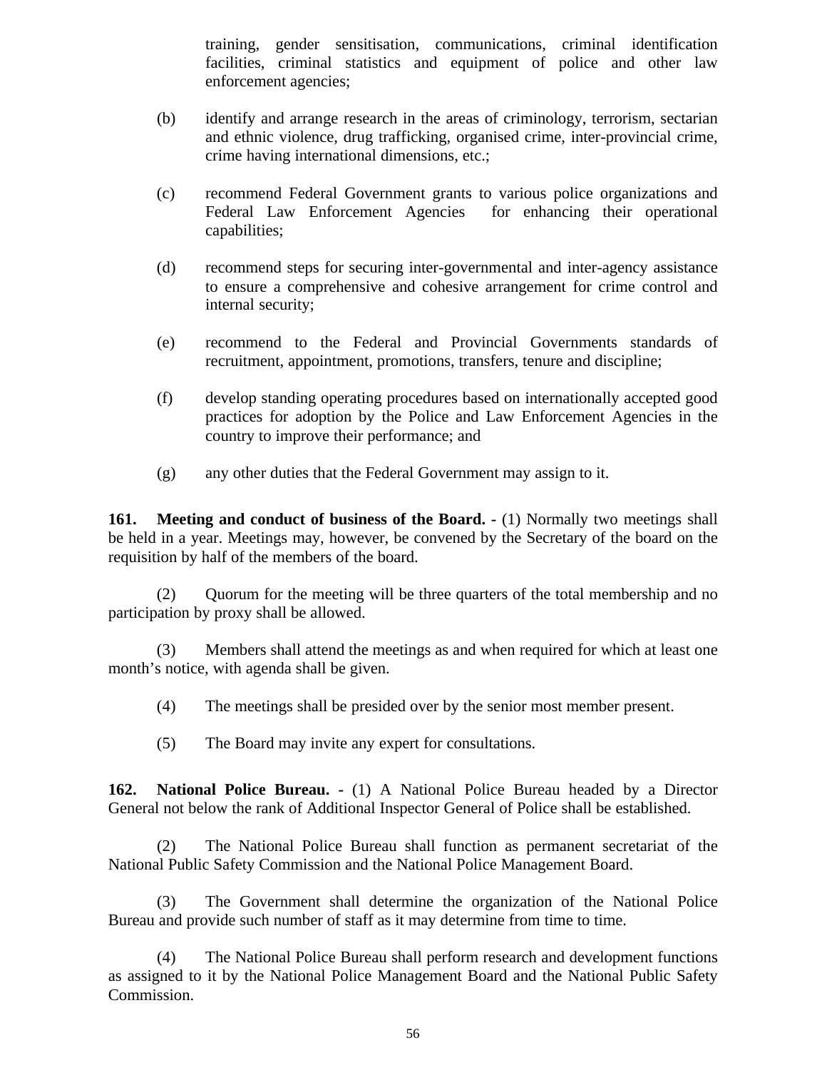training, gender sensitisation, communications, criminal identification facilities, criminal statistics and equipment of police and other law enforcement agencies;

(b) identify and arrange research in the areas of criminology, terrorism, sectarian and ethnic violence, drug trafficking, organised crime, inter-provincial crime, crime having international dimensions, etc.;

(c) recommend Federal Government grants to various police organizations and Federal Law Enforcement Agencies for enhancing their operational capabilities;

(d) recommend steps for securing inter-governmental and inter-agency assistance to ensure a comprehensive and cohesive arrangement for crime control and internal security;

(e) recommend to the Federal and Provincial Governments standards of recruitment, appointment, promotions, transfers, tenure and discipline;

(f) develop standing operating procedures based on internationally accepted good practices for adoption by the Police and Law Enforcement Agencies in the country to improve their performance; and

(g) any other duties that the Federal Government may assign to it.

**161. Meeting and conduct of business of the Board. -** (1) Normally two meetings shall be held in a year. Meetings may, however, be convened by the Secretary of the board on the requisition by half of the members of the board.

(2) Quorum for the meeting will be three quarters of the total membership and no participation by proxy shall be allowed.

(3) Members shall attend the meetings as and when required for which at least one month's notice, with agenda shall be given.

(4) The meetings shall be presided over by the senior most member present.

(5) The Board may invite any expert for consultations.

**162. National Police Bureau. -** (1) A National Police Bureau headed by a Director General not below the rank of Additional Inspector General of Police shall be established.

(2) The National Police Bureau shall function as permanent secretariat of the National Public Safety Commission and the National Police Management Board.

(3) The Government shall determine the organization of the National Police Bureau and provide such number of staff as it may determine from time to time.

(4) The National Police Bureau shall perform research and development functions as assigned to it by the National Police Management Board and the National Public Safety Commission.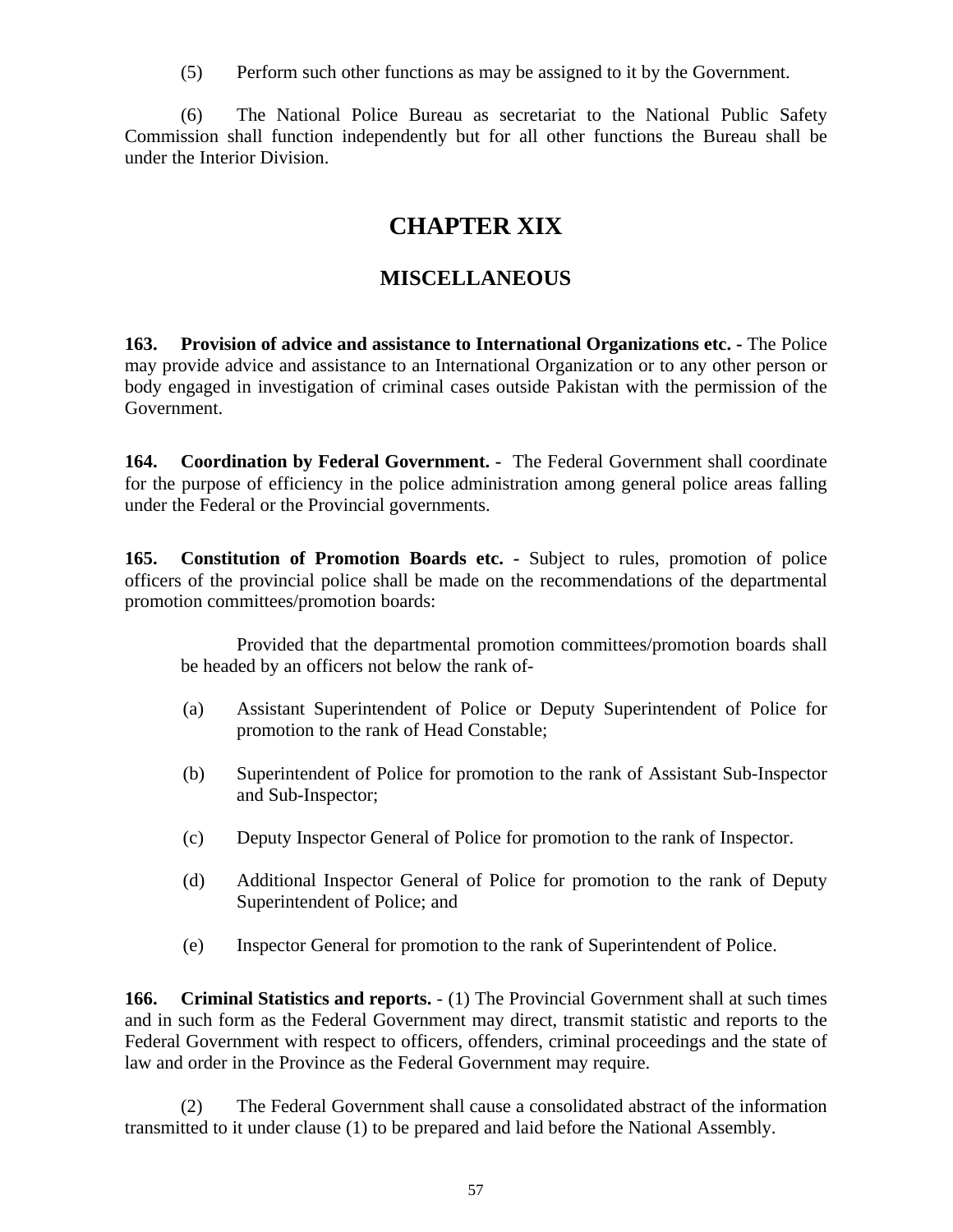(5) Perform such other functions as may be assigned to it by the Government.

(6) The National Police Bureau as secretariat to the National Public Safety Commission shall function independently but for all other functions the Bureau shall be under the Interior Division.

# CHAPTER XIX

## MISCELLANEOUS

**163. Provision of advice and assistance to International Organizations etc. -** The Police may provide advice and assistance to an International Organization or to any other person or body engaged in investigation of criminal cases outside Pakistan with the permission of the Government.

**164. Coordination by Federal Government. -** The Federal Government shall coordinate for the purpose of efficiency in the police administration among general police areas falling under the Federal or the Provincial governments.

**165. Constitution of Promotion Boards etc. -** Subject to rules, promotion of police officers of the provincial police shall be made on the recommendations of the departmental promotion committees/promotion boards:

Provided that the departmental promotion committees/promotion boards shall be headed by an officers not below the rank of-

(a) Assistant Superintendent of Police or Deputy Superintendent of Police for promotion to the rank of Head Constable;

(b) Superintendent of Police for promotion to the rank of Assistant Sub-Inspector and Sub-Inspector;

(c) Deputy Inspector General of Police for promotion to the rank of Inspector.

(d) Additional Inspector General of Police for promotion to the rank of Deputy Superintendent of Police; and

(e) Inspector General for promotion to the rank of Superintendent of Police.

**166. Criminal Statistics and reports.** - (1) The Provincial Government shall at such times and in such form as the Federal Government may direct, transmit statistic and reports to the Federal Government with respect to officers, offenders, criminal proceedings and the state of law and order in the Province as the Federal Government may require.

(2) The Federal Government shall cause a consolidated abstract of the information transmitted to it under clause (1) to be prepared and laid before the National Assembly.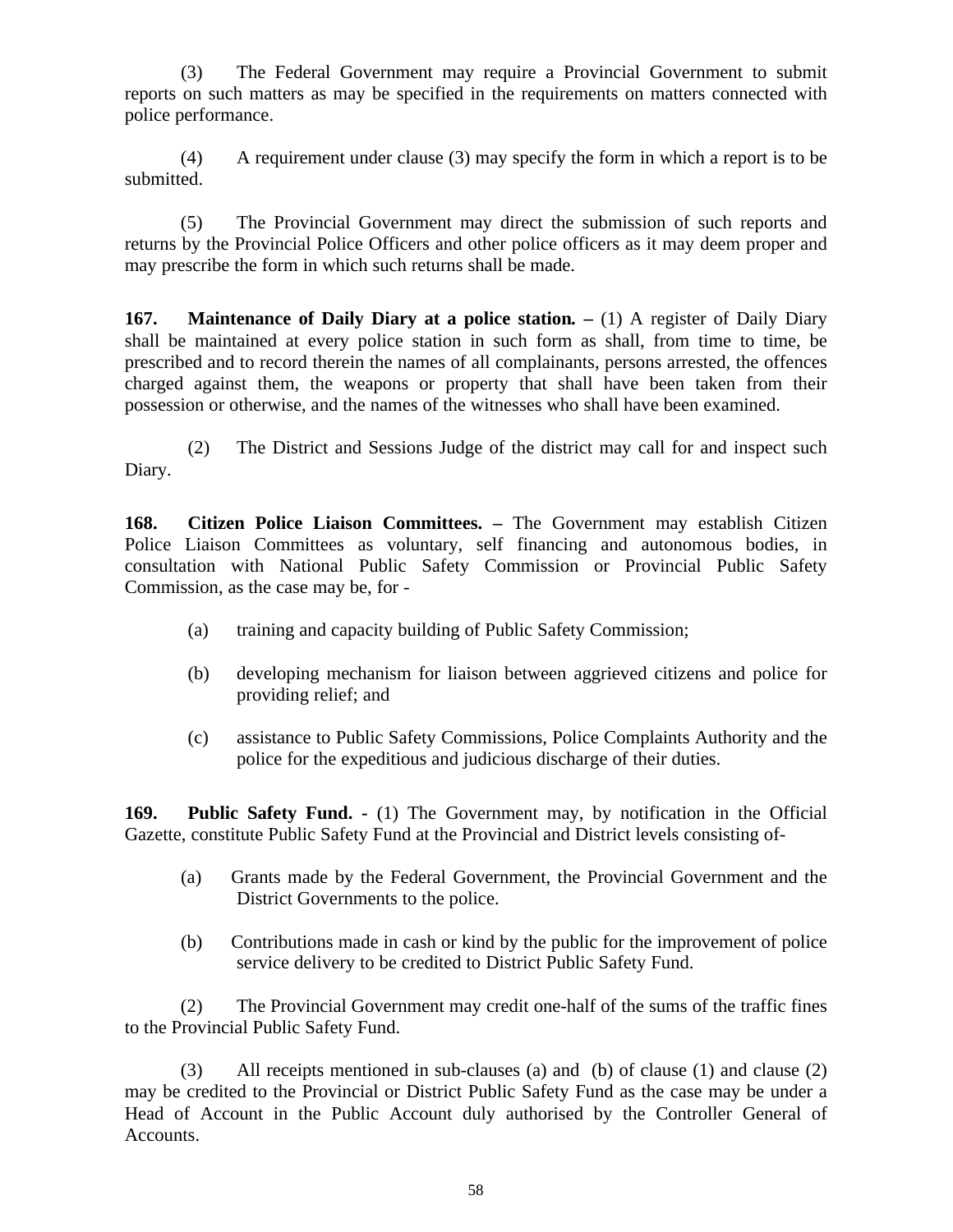(3) The Federal Government may require a Provincial Government to submit reports on such matters as may be specified in the requirements on matters connected with police performance.

(4) A requirement under clause (3) may specify the form in which a report is to be submitted.

(5) The Provincial Government may direct the submission of such reports and returns by the Provincial Police Officers and other police officers as it may deem proper and may prescribe the form in which such returns shall be made.

**167. Maintenance of Daily Diary at a police station. –** (1) A register of Daily Diary shall be maintained at every police station in such form as shall, from time to time, be prescribed and to record therein the names of all complainants, persons arrested, the offences charged against them, the weapons or property that shall have been taken from their possession or otherwise, and the names of the witnesses who shall have been examined.

(2) The District and Sessions Judge of the district may call for and inspect such Diary.

**168. Citizen Police Liaison Committees. –** The Government may establish Citizen Police Liaison Committees as voluntary, self financing and autonomous bodies, in consultation with National Public Safety Commission or Provincial Public Safety Commission, as the case may be, for -

(a) training and capacity building of Public Safety Commission;

(b) developing mechanism for liaison between aggrieved citizens and police for providing relief; and

(c) assistance to Public Safety Commissions, Police Complaints Authority and the police for the expeditious and judicious discharge of their duties.

**169. Public Safety Fund. -** (1) The Government may, by notification in the Official Gazette, constitute Public Safety Fund at the Provincial and District levels consisting of-

(a) Grants made by the Federal Government, the Provincial Government and the District Governments to the police.

(b) Contributions made in cash or kind by the public for the improvement of police service delivery to be credited to District Public Safety Fund.

(2) The Provincial Government may credit one-half of the sums of the traffic fines to the Provincial Public Safety Fund.

(3) All receipts mentioned in sub-clauses (a) and (b) of clause (1) and clause (2) may be credited to the Provincial or District Public Safety Fund as the case may be under a Head of Account in the Public Account duly authorised by the Controller General of Accounts.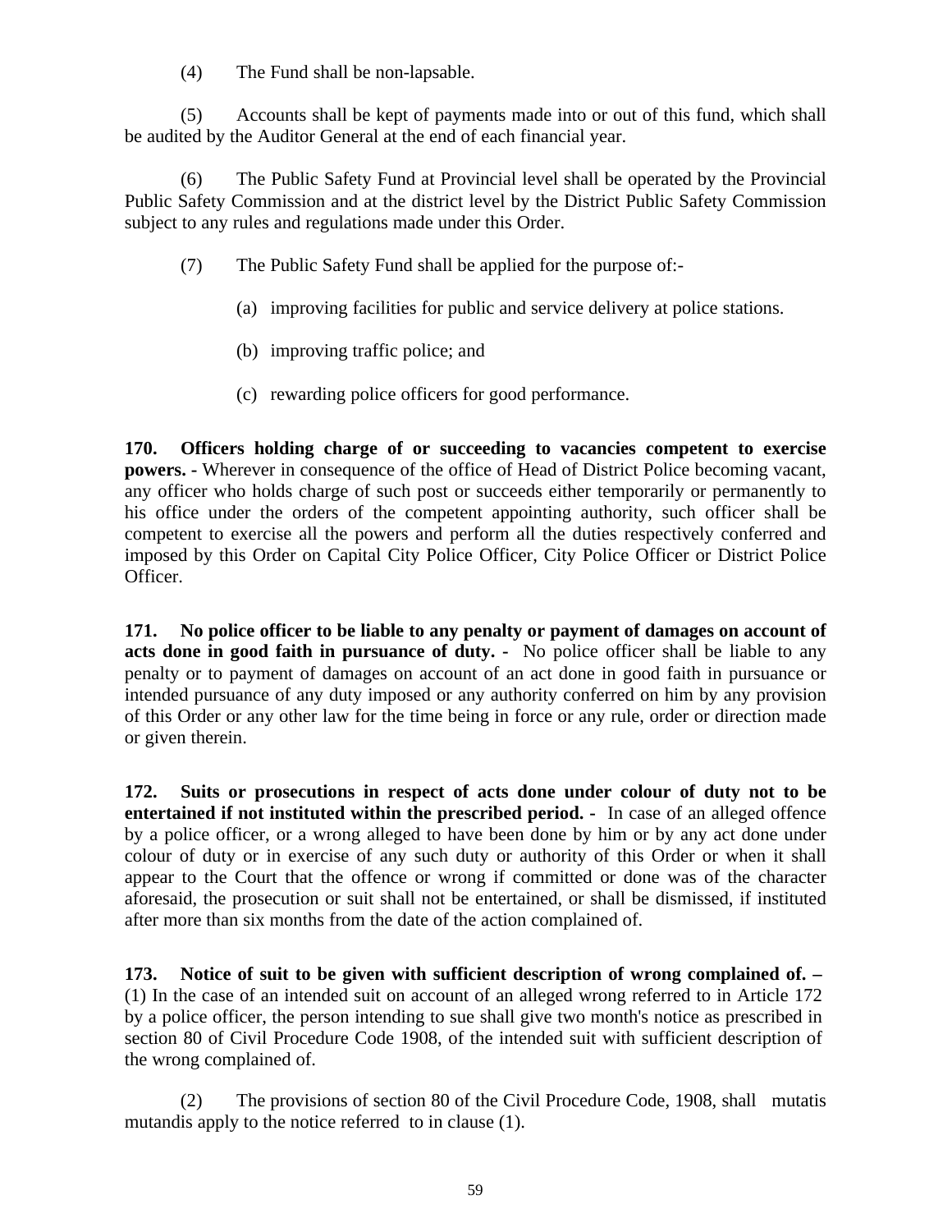(4) The Fund shall be non-lapsable.

(5) Accounts shall be kept of payments made into or out of this fund, which shall be audited by the Auditor General at the end of each financial year.

(6) The Public Safety Fund at Provincial level shall be operated by the Provincial Public Safety Commission and at the district level by the District Public Safety Commission subject to any rules and regulations made under this Order.

(7) The Public Safety Fund shall be applied for the purpose of:-

(a) improving facilities for public and service delivery at police stations.

(b) improving traffic police; and

(c) rewarding police officers for good performance.

**170. Officers holding charge of or succeeding to vacancies competent to exercise powers. -** Wherever in consequence of the office of Head of District Police becoming vacant, any officer who holds charge of such post or succeeds either temporarily or permanently to his office under the orders of the competent appointing authority, such officer shall be competent to exercise all the powers and perform all the duties respectively conferred and imposed by this Order on Capital City Police Officer, City Police Officer or District Police Officer.

**171. No police officer to be liable to any penalty or payment of damages on account of acts done in good faith in pursuance of duty. -** No police officer shall be liable to any penalty or to payment of damages on account of an act done in good faith in pursuance or intended pursuance of any duty imposed or any authority conferred on him by any provision of this Order or any other law for the time being in force or any rule, order or direction made or given therein.

**172. Suits or prosecutions in respect of acts done under colour of duty not to be entertained if not instituted within the prescribed period. -** In case of an alleged offence by a police officer, or a wrong alleged to have been done by him or by any act done under colour of duty or in exercise of any such duty or authority of this Order or when it shall appear to the Court that the offence or wrong if committed or done was of the character aforesaid, the prosecution or suit shall not be entertained, or shall be dismissed, if instituted after more than six months from the date of the action complained of.

**173. Notice of suit to be given with sufficient description of wrong complained of. –** (1) In the case of an intended suit on account of an alleged wrong referred to in Article 172 by a police officer, the person intending to sue shall give two month's notice as prescribed in section 80 of Civil Procedure Code 1908, of the intended suit with sufficient description of the wrong complained of.

(2) The provisions of section 80 of the Civil Procedure Code, 1908, shall mutatis mutandis apply to the notice referred to in clause (1).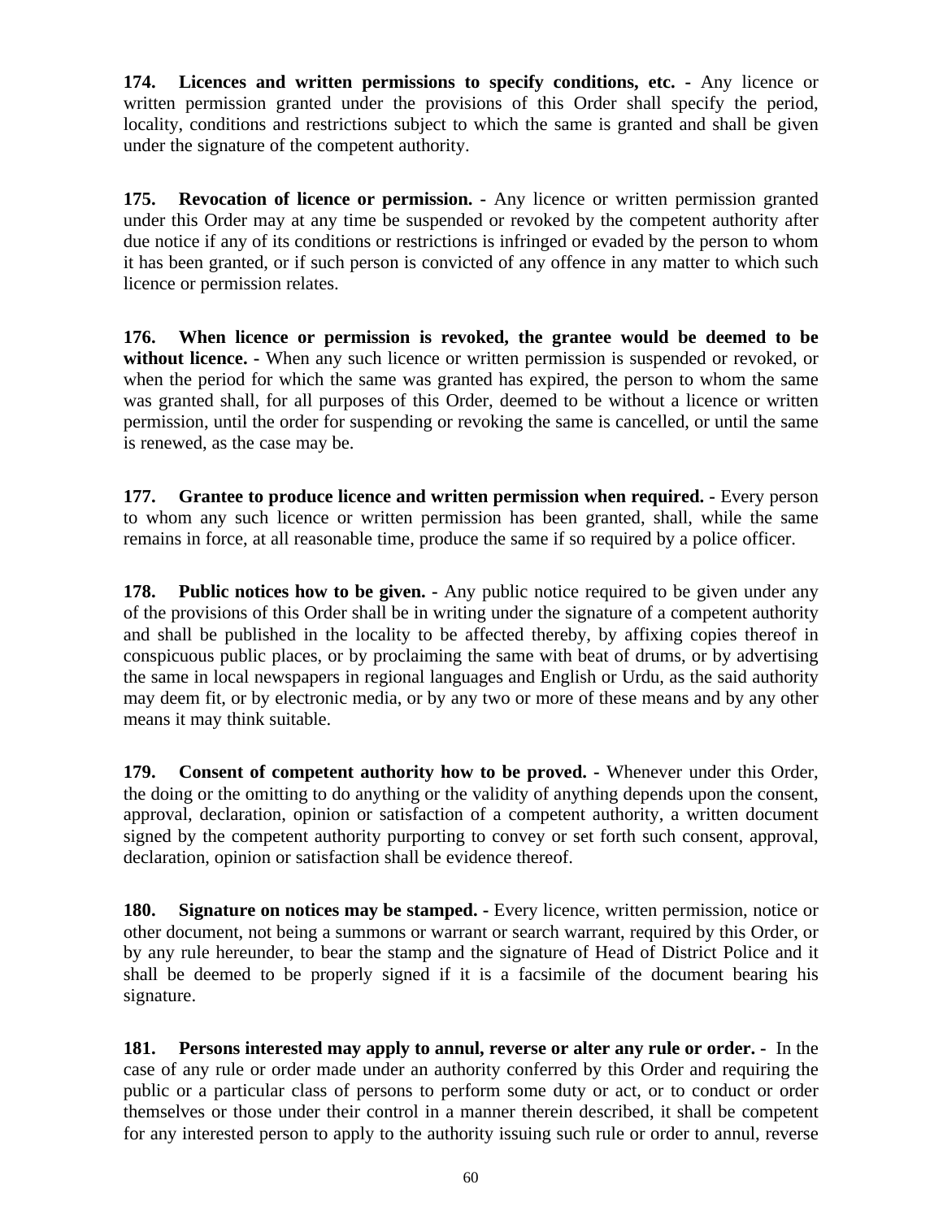**174. Licences and written permissions to specify conditions, etc. -** Any licence or written permission granted under the provisions of this Order shall specify the period, locality, conditions and restrictions subject to which the same is granted and shall be given under the signature of the competent authority.

**175. Revocation of licence or permission. -** Any licence or written permission granted under this Order may at any time be suspended or revoked by the competent authority after due notice if any of its conditions or restrictions is infringed or evaded by the person to whom it has been granted, or if such person is convicted of any offence in any matter to which such licence or permission relates.

**176. When licence or permission is revoked, the grantee would be deemed to be without licence. -** When any such licence or written permission is suspended or revoked, or when the period for which the same was granted has expired, the person to whom the same was granted shall, for all purposes of this Order, deemed to be without a licence or written permission, until the order for suspending or revoking the same is cancelled, or until the same is renewed, as the case may be.

**177. Grantee to produce licence and written permission when required. -** Every person to whom any such licence or written permission has been granted, shall, while the same remains in force, at all reasonable time, produce the same if so required by a police officer.

**178. Public notices how to be given. -** Any public notice required to be given under any of the provisions of this Order shall be in writing under the signature of a competent authority and shall be published in the locality to be affected thereby, by affixing copies thereof in conspicuous public places, or by proclaiming the same with beat of drums, or by advertising the same in local newspapers in regional languages and English or Urdu, as the said authority may deem fit, or by electronic media, or by any two or more of these means and by any other means it may think suitable.

**179. Consent of competent authority how to be proved. -** Whenever under this Order, the doing or the omitting to do anything or the validity of anything depends upon the consent, approval, declaration, opinion or satisfaction of a competent authority, a written document signed by the competent authority purporting to convey or set forth such consent, approval, declaration, opinion or satisfaction shall be evidence thereof.

**180. Signature on notices may be stamped. -** Every licence, written permission, notice or other document, not being a summons or warrant or search warrant, required by this Order, or by any rule hereunder, to bear the stamp and the signature of Head of District Police and it shall be deemed to be properly signed if it is a facsimile of the document bearing his signature.

**181. Persons interested may apply to annul, reverse or alter any rule or order. -** In the case of any rule or order made under an authority conferred by this Order and requiring the public or a particular class of persons to perform some duty or act, or to conduct or order themselves or those under their control in a manner therein described, it shall be competent for any interested person to apply to the authority issuing such rule or order to annul, reverse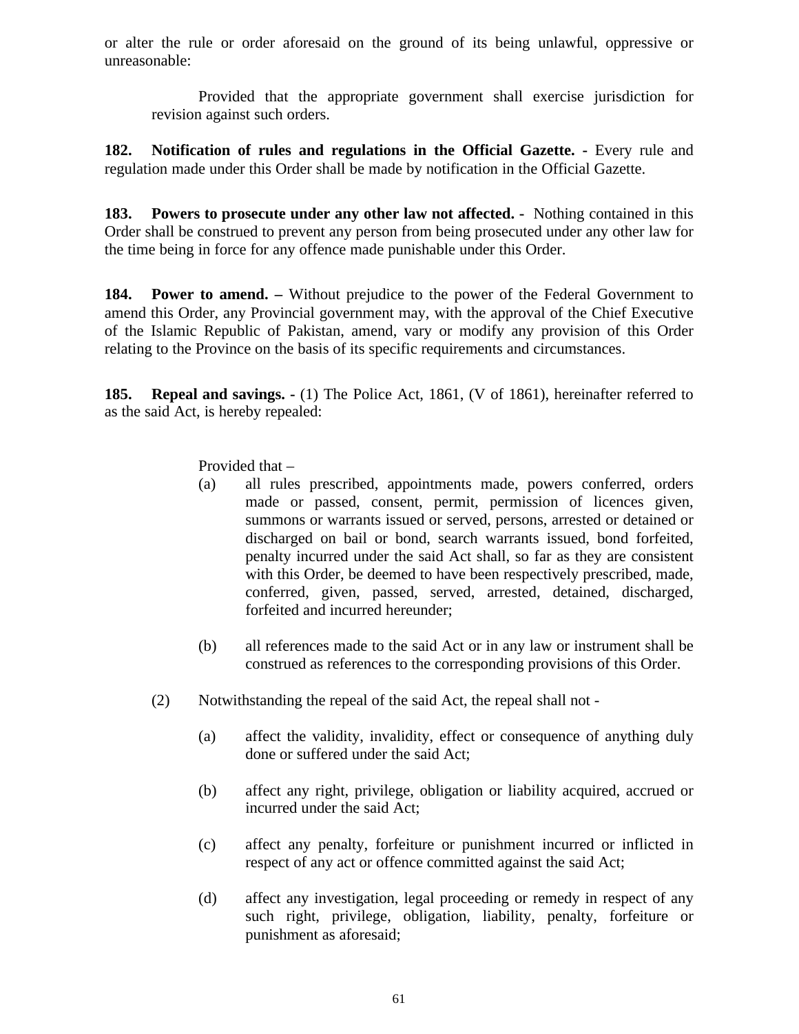or alter the rule or order aforesaid on the ground of its being unlawful, oppressive or unreasonable:

Provided that the appropriate government shall exercise jurisdiction for revision against such orders.

**182. Notification of rules and regulations in the Official Gazette. -** Every rule and regulation made under this Order shall be made by notification in the Official Gazette.

**183. Powers to prosecute under any other law not affected. -** Nothing contained in this Order shall be construed to prevent any person from being prosecuted under any other law for the time being in force for any offence made punishable under this Order.

**184. Power to amend. –** Without prejudice to the power of the Federal Government to amend this Order, any Provincial government may, with the approval of the Chief Executive of the Islamic Republic of Pakistan, amend, vary or modify any provision of this Order relating to the Province on the basis of its specific requirements and circumstances.

**185. Repeal and savings. -** (1) The Police Act, 1861, (V of 1861), hereinafter referred to as the said Act, is hereby repealed:

Provided that –

(a) all rules prescribed, appointments made, powers conferred, orders made or passed, consent, permit, permission of licences given, summons or warrants issued or served, persons, arrested or detained or discharged on bail or bond, search warrants issued, bond forfeited, penalty incurred under the said Act shall, so far as they are consistent with this Order, be deemed to have been respectively prescribed, made, conferred, given, passed, served, arrested, detained, discharged, forfeited and incurred hereunder;

(b) all references made to the said Act or in any law or instrument shall be construed as references to the corresponding provisions of this Order.

(2) Notwithstanding the repeal of the said Act, the repeal shall not -

(a) affect the validity, invalidity, effect or consequence of anything duly done or suffered under the said Act;

(b) affect any right, privilege, obligation or liability acquired, accrued or incurred under the said Act;

(c) affect any penalty, forfeiture or punishment incurred or inflicted in respect of any act or offence committed against the said Act;

(d) affect any investigation, legal proceeding or remedy in respect of any such right, privilege, obligation, liability, penalty, forfeiture or punishment as aforesaid;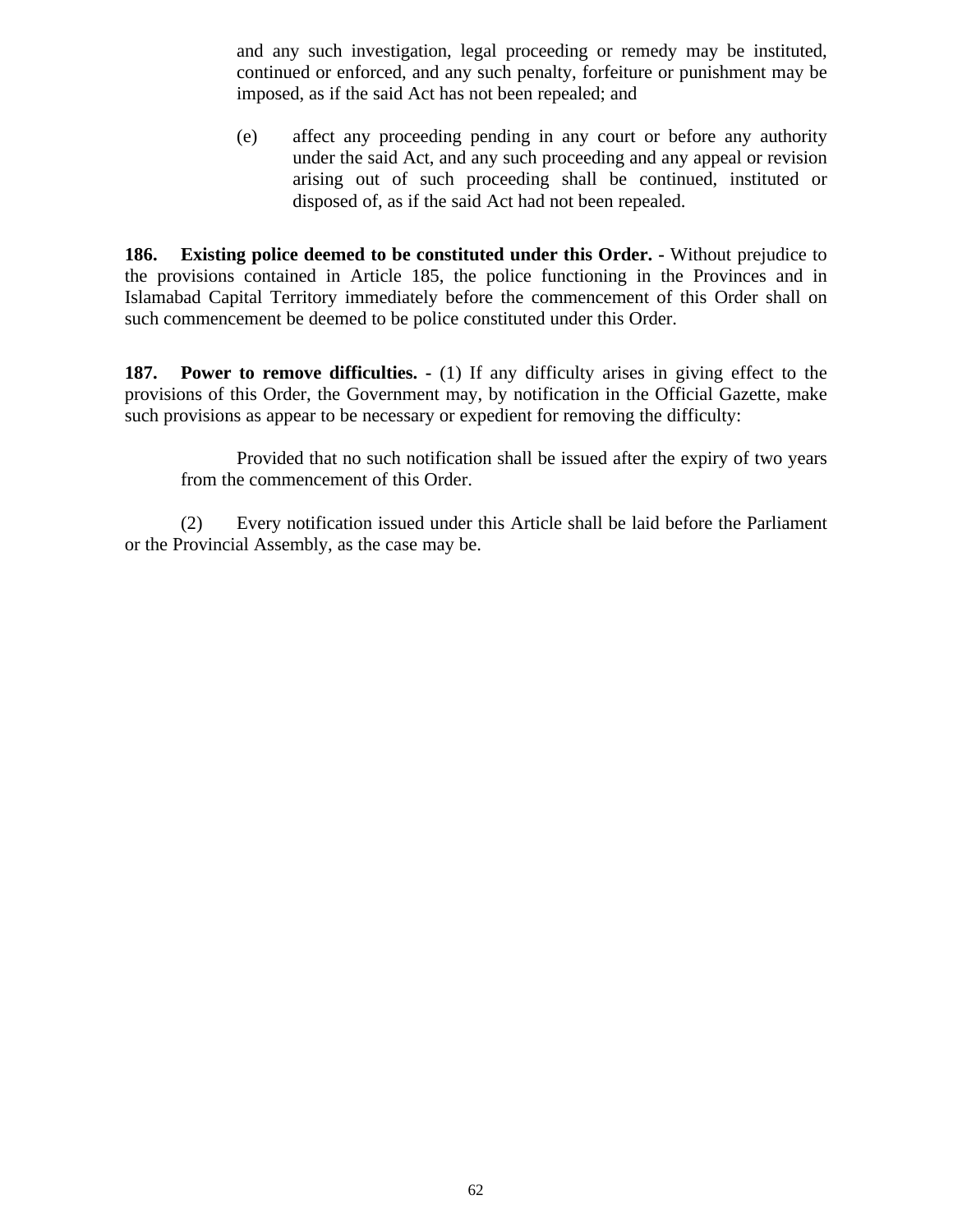and any such investigation, legal proceeding or remedy may be instituted, continued or enforced, and any such penalty, forfeiture or punishment may be imposed, as if the said Act has not been repealed; and

(e) affect any proceeding pending in any court or before any authority under the said Act, and any such proceeding and any appeal or revision arising out of such proceeding shall be continued, instituted or disposed of, as if the said Act had not been repealed.

**186. Existing police deemed to be constituted under this Order. -** Without prejudice to the provisions contained in Article 185, the police functioning in the Provinces and in Islamabad Capital Territory immediately before the commencement of this Order shall on such commencement be deemed to be police constituted under this Order.

**187. Power to remove difficulties. -** (1) If any difficulty arises in giving effect to the provisions of this Order, the Government may, by notification in the Official Gazette, make such provisions as appear to be necessary or expedient for removing the difficulty:

Provided that no such notification shall be issued after the expiry of two years from the commencement of this Order.

(2) Every notification issued under this Article shall be laid before the Parliament or the Provincial Assembly, as the case may be.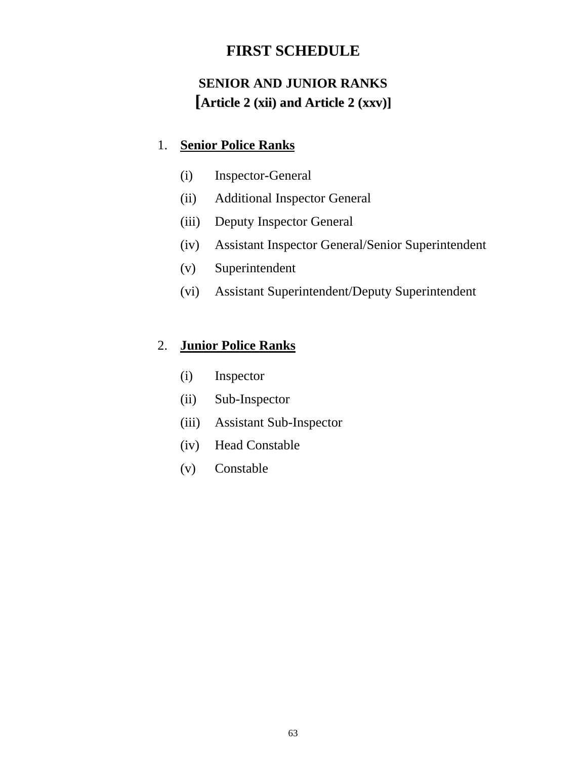# FIRST SCHEDULE

## SENIOR AND JUNIOR RANKS
## [Article 2 (xii) and Article 2 (xxv)]

1. **Senior Police Ranks**

   (i) Inspector-General

   (ii) Additional Inspector General

   (iii) Deputy Inspector General

   (iv) Assistant Inspector General/Senior Superintendent

   (v) Superintendent

   (vi) Assistant Superintendent/Deputy Superintendent

2. **Junior Police Ranks**

   (i) Inspector

   (ii) Sub-Inspector

   (iii) Assistant Sub-Inspector

   (iv) Head Constable

   (v) Constable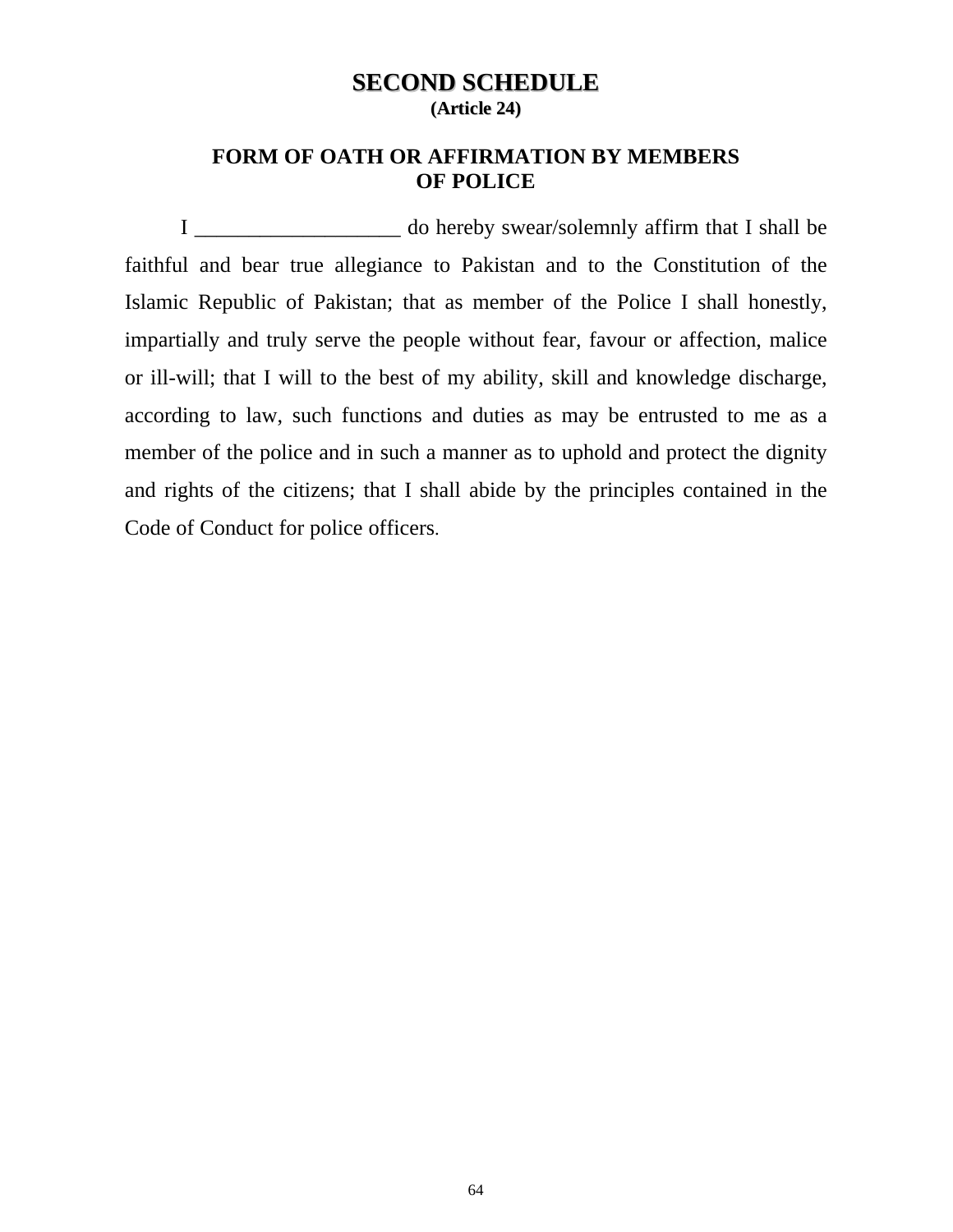# SECOND SCHEDULE

**(Article 24)**

## FORM OF OATH OR AFFIRMATION BY MEMBERS OF POLICE

I ___________________ do hereby swear/solemnly affirm that I shall be faithful and bear true allegiance to Pakistan and to the Constitution of the Islamic Republic of Pakistan; that as member of the Police I shall honestly, impartially and truly serve the people without fear, favour or affection, malice or ill-will; that I will to the best of my ability, skill and knowledge discharge, according to law, such functions and duties as may be entrusted to me as a member of the police and in such a manner as to uphold and protect the dignity and rights of the citizens; that I shall abide by the principles contained in the Code of Conduct for police officers.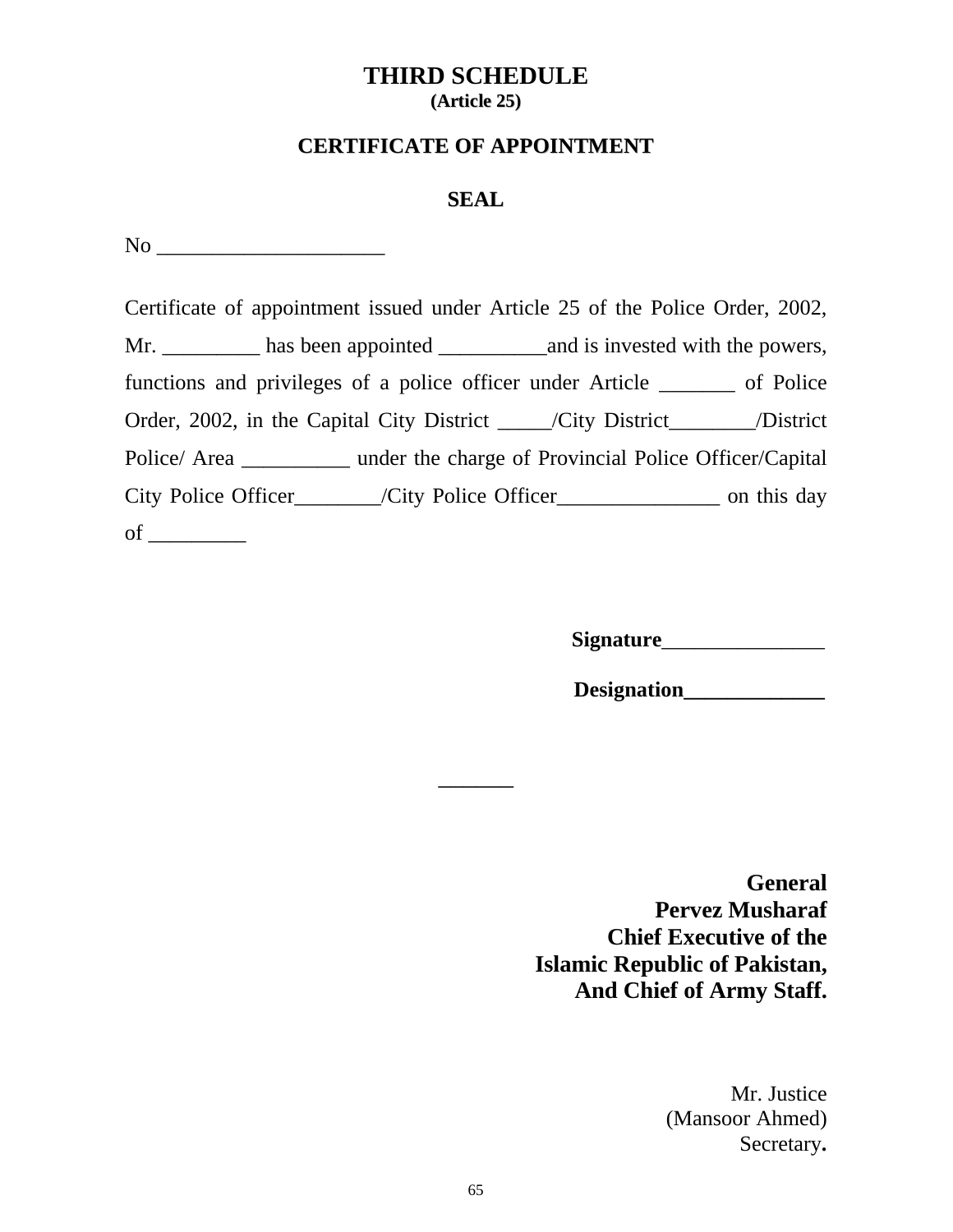# THIRD SCHEDULE

**(Article 25)**

## CERTIFICATE OF APPOINTMENT

**SEAL**

No _____________________

Certificate of appointment issued under Article 25 of the Police Order, 2002, Mr. _________ has been appointed __________and is invested with the powers, functions and privileges of a police officer under Article _______ of Police Order, 2002, in the Capital City District _____/City District________/District Police/ Area __________ under the charge of Provincial Police Officer/Capital City Police Officer________/City Police Officer_______________ on this day of _________

**Signature**_______________

**Designation**_____________

_______

**General**
**Pervez Musharaf**
**Chief Executive of the**
**Islamic Republic of Pakistan,**
**And Chief of Army Staff.**

Mr. Justice
(Mansoor Ahmed)
Secretary**.**